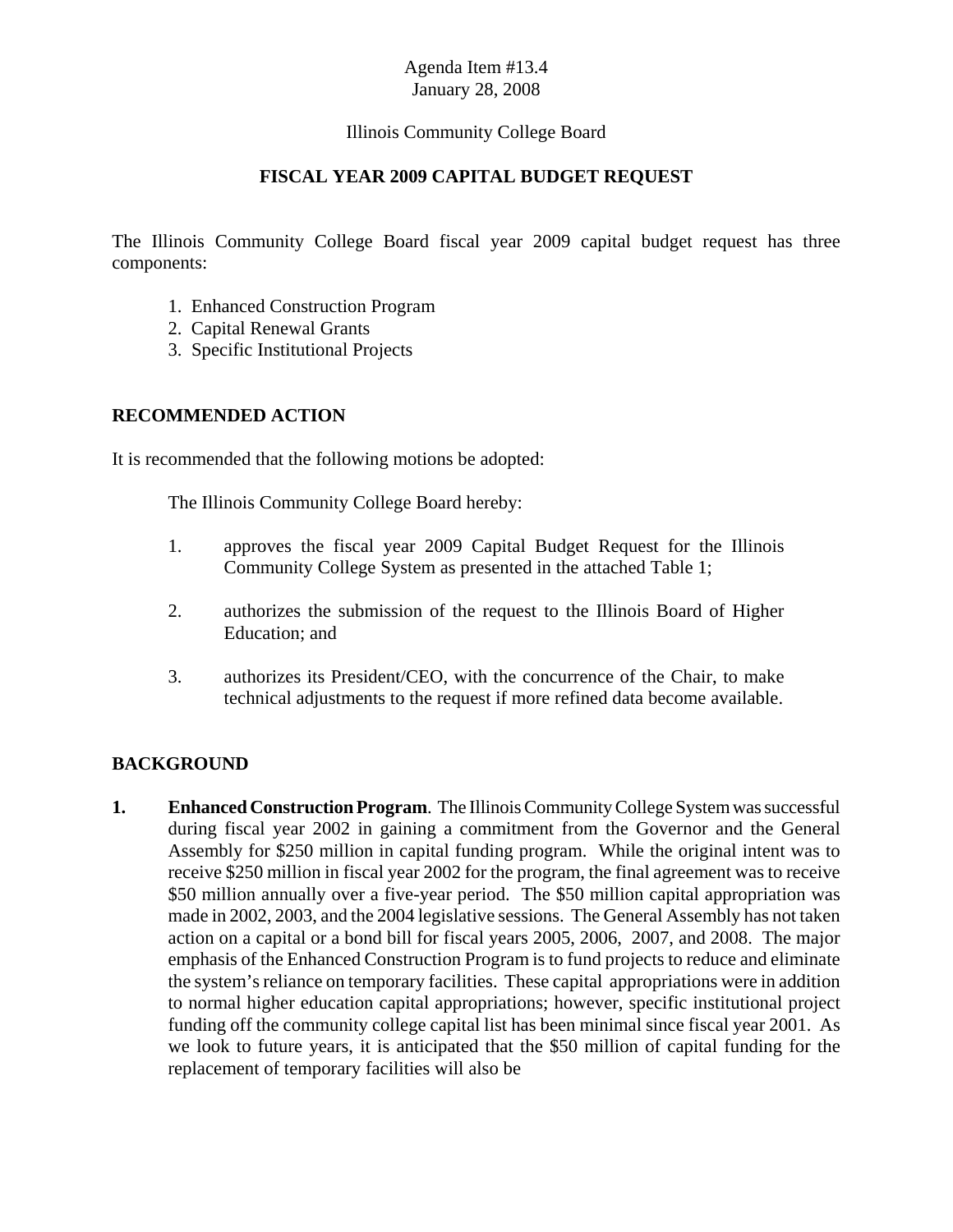Agenda Item #13.4
January 28, 2008

Illinois Community College Board

# FISCAL YEAR 2009 CAPITAL BUDGET REQUEST

The Illinois Community College Board fiscal year 2009 capital budget request has three components:

1. Enhanced Construction Program
2. Capital Renewal Grants
3. Specific Institutional Projects

## RECOMMENDED ACTION

It is recommended that the following motions be adopted:

The Illinois Community College Board hereby:

1. approves the fiscal year 2009 Capital Budget Request for the Illinois Community College System as presented in the attached Table 1;

2. authorizes the submission of the request to the Illinois Board of Higher Education; and

3. authorizes its President/CEO, with the concurrence of the Chair, to make technical adjustments to the request if more refined data become available.

## BACKGROUND

1. **Enhanced Construction Program**. The Illinois Community College System was successful during fiscal year 2002 in gaining a commitment from the Governor and the General Assembly for $250 million in capital funding program. While the original intent was to receive $250 million in fiscal year 2002 for the program, the final agreement was to receive $50 million annually over a five-year period. The $50 million capital appropriation was made in 2002, 2003, and the 2004 legislative sessions. The General Assembly has not taken action on a capital or a bond bill for fiscal years 2005, 2006, 2007, and 2008. The major emphasis of the Enhanced Construction Program is to fund projects to reduce and eliminate the system's reliance on temporary facilities. These capital appropriations were in addition to normal higher education capital appropriations; however, specific institutional project funding off the community college capital list has been minimal since fiscal year 2001. As we look to future years, it is anticipated that the $50 million of capital funding for the replacement of temporary facilities will also be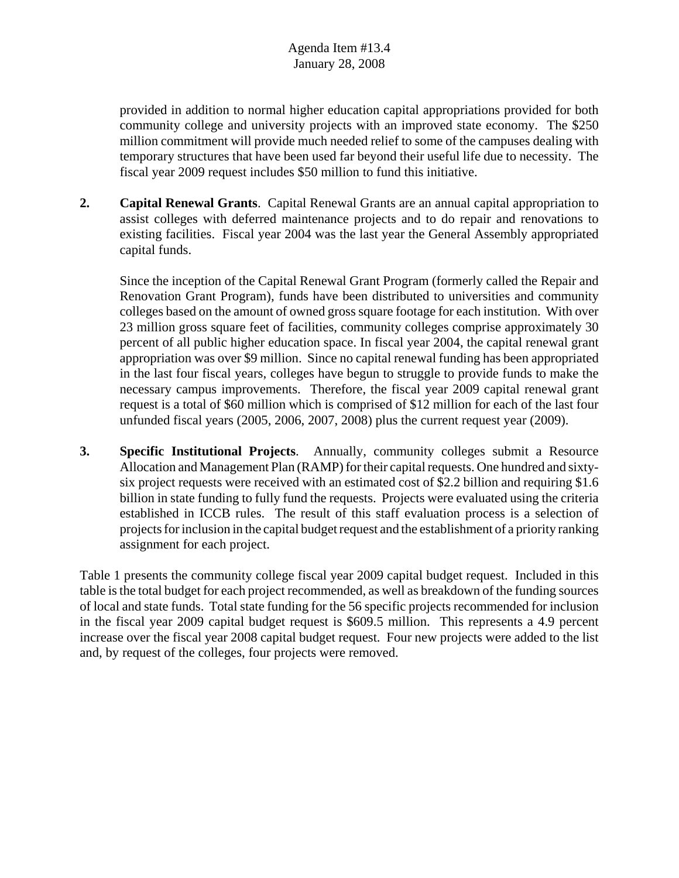provided in addition to normal higher education capital appropriations provided for both community college and university projects with an improved state economy. The $250 million commitment will provide much needed relief to some of the campuses dealing with temporary structures that have been used far beyond their useful life due to necessity. The fiscal year 2009 request includes $50 million to fund this initiative.

2. **Capital Renewal Grants**. Capital Renewal Grants are an annual capital appropriation to assist colleges with deferred maintenance projects and to do repair and renovations to existing facilities. Fiscal year 2004 was the last year the General Assembly appropriated capital funds.

   Since the inception of the Capital Renewal Grant Program (formerly called the Repair and Renovation Grant Program), funds have been distributed to universities and community colleges based on the amount of owned gross square footage for each institution. With over 23 million gross square feet of facilities, community colleges comprise approximately 30 percent of all public higher education space. In fiscal year 2004, the capital renewal grant appropriation was over $9 million. Since no capital renewal funding has been appropriated in the last four fiscal years, colleges have begun to struggle to provide funds to make the necessary campus improvements. Therefore, the fiscal year 2009 capital renewal grant request is a total of $60 million which is comprised of $12 million for each of the last four unfunded fiscal years (2005, 2006, 2007, 2008) plus the current request year (2009).

3. **Specific Institutional Projects**. Annually, community colleges submit a Resource Allocation and Management Plan (RAMP) for their capital requests. One hundred and sixty-six project requests were received with an estimated cost of $2.2 billion and requiring $1.6 billion in state funding to fully fund the requests. Projects were evaluated using the criteria established in ICCB rules. The result of this staff evaluation process is a selection of projects for inclusion in the capital budget request and the establishment of a priority ranking assignment for each project.

Table 1 presents the community college fiscal year 2009 capital budget request. Included in this table is the total budget for each project recommended, as well as breakdown of the funding sources of local and state funds. Total state funding for the 56 specific projects recommended for inclusion in the fiscal year 2009 capital budget request is $609.5 million. This represents a 4.9 percent increase over the fiscal year 2008 capital budget request. Four new projects were added to the list and, by request of the colleges, four projects were removed.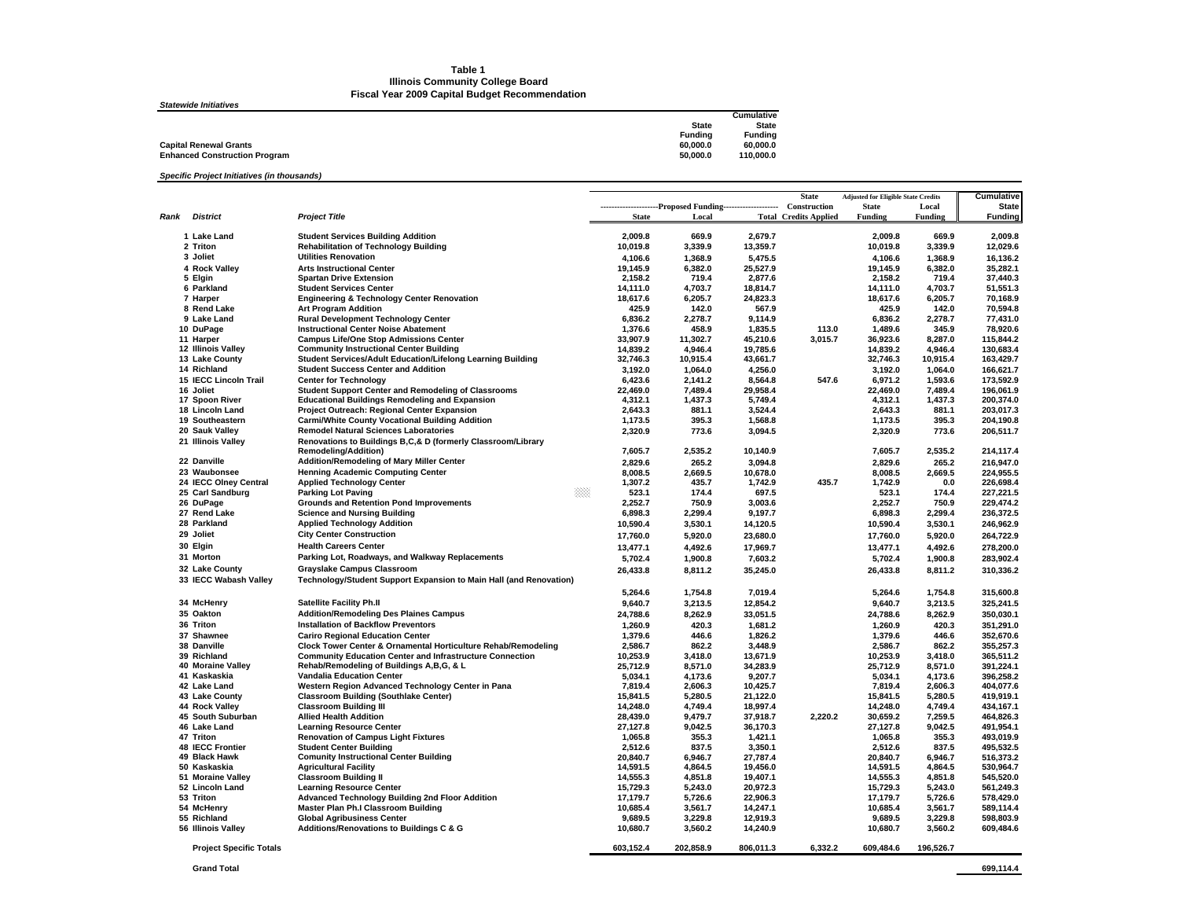# Table 1
## Illinois Community College Board
## Fiscal Year 2009 Capital Budget Recommendation

***Statewide Initiatives***

| | State Funding | Cumulative State Funding |
|---|---|---|
| **Capital Renewal Grants** | 60,000.0 | 60,000.0 |
| **Enhanced Construction Program** | 50,000.0 | 110,000.0 |

***Specific Project Initiatives (in thousands)***

| Rank | District | Project Title | Proposed Funding State | Proposed Funding Local | Proposed Funding Total | State Construction Credits Applied | Adjusted for Eligible State Credits State Funding | Adjusted for Eligible State Credits Local Funding | Cumulative State Funding |
|---|---|---|---|---|---|---|---|---|---|
| 1 | Lake Land | Student Services Building Addition | 2,009.8 | 669.9 | 2,679.7 | | 2,009.8 | 669.9 | 2,009.8 |
| 2 | Triton | Rehabilitation of Technology Building | 10,019.8 | 3,339.9 | 13,359.7 | | 10,019.8 | 3,339.9 | 12,029.6 |
| 3 | Joliet | Utilities Renovation | 4,106.6 | 1,368.9 | 5,475.5 | | 4,106.6 | 1,368.9 | 16,136.2 |
| 4 | Rock Valley | Arts Instructional Center | 19,145.9 | 6,382.0 | 25,527.9 | | 19,145.9 | 6,382.0 | 35,282.1 |
| 5 | Elgin | Spartan Drive Extension | 2,158.2 | 719.4 | 2,877.6 | | 2,158.2 | 719.4 | 37,440.3 |
| 6 | Parkland | Student Services Center | 14,111.0 | 4,703.7 | 18,814.7 | | 14,111.0 | 4,703.7 | 51,551.3 |
| 7 | Harper | Engineering & Technology Center Renovation | 18,617.6 | 6,205.7 | 24,823.3 | | 18,617.6 | 6,205.7 | 70,168.9 |
| 8 | Rend Lake | Art Program Addition | 425.9 | 142.0 | 567.9 | | 425.9 | 142.0 | 70,594.8 |
| 9 | Lake Land | Rural Development Technology Center | 6,836.2 | 2,278.7 | 9,114.9 | | 6,836.2 | 2,278.7 | 77,431.0 |
| 10 | DuPage | Instructional Center Noise Abatement | 1,376.6 | 458.9 | 1,835.5 | 113.0 | 1,489.6 | 345.9 | 78,920.6 |
| 11 | Harper | Campus Life/One Stop Admissions Center | 33,907.9 | 11,302.7 | 45,210.6 | 3,015.7 | 36,923.6 | 8,287.0 | 115,844.2 |
| 12 | Illinois Valley | Community Instructional Center Building | 14,839.2 | 4,946.4 | 19,785.6 | | 14,839.2 | 4,946.4 | 130,683.4 |
| 13 | Lake County | Student Services/Adult Education/Lifelong Learning Building | 32,746.3 | 10,915.4 | 43,661.7 | | 32,746.3 | 10,915.4 | 163,429.7 |
| 14 | Richland | Student Success Center and Addition | 3,192.0 | 1,064.0 | 4,256.0 | | 3,192.0 | 1,064.0 | 166,621.7 |
| 15 | IECC Lincoln Trail | Center for Technology | 6,423.6 | 2,141.2 | 8,564.8 | 547.6 | 6,971.2 | 1,593.6 | 173,592.9 |
| 16 | Joliet | Student Support Center and Remodeling of Classrooms | 22,469.0 | 7,489.4 | 29,958.4 | | 22,469.0 | 7,489.4 | 196,061.9 |
| 17 | Spoon River | Educational Buildings Remodeling and Expansion | 4,312.1 | 1,437.3 | 5,749.4 | | 4,312.1 | 1,437.3 | 200,374.0 |
| 18 | Lincoln Land | Project Outreach: Regional Center Expansion | 2,643.3 | 881.1 | 3,524.4 | | 2,643.3 | 881.1 | 203,017.3 |
| 19 | Southeastern | Carmi/White County Vocational Building Addition | 1,173.5 | 395.3 | 1,568.8 | | 1,173.5 | 395.3 | 204,190.8 |
| 20 | Sauk Valley | Remodel Natural Sciences Laboratories | 2,320.9 | 773.6 | 3,094.5 | | 2,320.9 | 773.6 | 206,511.7 |
| 21 | Illinois Valley | Renovations to Buildings B,C,& D (formerly Classroom/Library Remodeling/Addition) | 7,605.7 | 2,535.2 | 10,140.9 | | 7,605.7 | 2,535.2 | 214,117.4 |
| 22 | Danville | Addition/Remodeling of Mary Miller Center | 2,829.6 | 265.2 | 3,094.8 | | 2,829.6 | 265.2 | 216,947.0 |
| 23 | Waubonsee | Henning Academic Computing Center | 8,008.5 | 2,669.5 | 10,678.0 | | 8,008.5 | 2,669.5 | 224,955.5 |
| 24 | IECC Olney Central | Applied Technology Center | 1,307.2 | 435.7 | 1,742.9 | 435.7 | 1,742.9 | 0.0 | 226,698.4 |
| 25 | Carl Sandburg | Parking Lot Paving | 523.1 | 174.4 | 697.5 | | 523.1 | 174.4 | 227,221.5 |
| 26 | DuPage | Grounds and Retention Pond Improvements | 2,252.7 | 750.9 | 3,003.6 | | 2,252.7 | 750.9 | 229,474.2 |
| 27 | Rend Lake | Science and Nursing Building | 6,898.3 | 2,299.4 | 9,197.7 | | 6,898.3 | 2,299.4 | 236,372.5 |
| 28 | Parkland | Applied Technology Addition | 10,590.4 | 3,530.1 | 14,120.5 | | 10,590.4 | 3,530.1 | 246,962.9 |
| 29 | Joliet | City Center Construction | 17,760.0 | 5,920.0 | 23,680.0 | | 17,760.0 | 5,920.0 | 264,722.9 |
| 30 | Elgin | Health Careers Center | 13,477.1 | 4,492.6 | 17,969.7 | | 13,477.1 | 4,492.6 | 278,200.0 |
| 31 | Morton | Parking Lot, Roadways, and Walkway Replacements | 5,702.4 | 1,900.8 | 7,603.2 | | 5,702.4 | 1,900.8 | 283,902.4 |
| 32 | Lake County | Grayslake Campus Classroom | 26,433.8 | 8,811.2 | 35,245.0 | | 26,433.8 | 8,811.2 | 310,336.2 |
| 33 | IECC Wabash Valley | Technology/Student Support Expansion to Main Hall (and Renovation) | 5,264.6 | 1,754.8 | 7,019.4 | | 5,264.6 | 1,754.8 | 315,600.8 |
| 34 | McHenry | Satellite Facility Ph.II | 9,640.7 | 3,213.5 | 12,854.2 | | 9,640.7 | 3,213.5 | 325,241.5 |
| 35 | Oakton | Addition/Remodeling Des Plaines Campus | 24,788.6 | 8,262.9 | 33,051.5 | | 24,788.6 | 8,262.9 | 350,030.1 |
| 36 | Triton | Installation of Backflow Preventors | 1,260.9 | 420.3 | 1,681.2 | | 1,260.9 | 420.3 | 351,291.0 |
| 37 | Shawnee | Cariro Regional Education Center | 1,379.6 | 446.6 | 1,826.2 | | 1,379.6 | 446.6 | 352,670.6 |
| 38 | Danville | Clock Tower Center & Ornamental Horticulture Rehab/Remodeling | 2,586.7 | 862.2 | 3,448.9 | | 2,586.7 | 862.2 | 355,257.3 |
| 39 | Richland | Community Education Center and Infrastructure Connection | 10,253.9 | 3,418.0 | 13,671.9 | | 10,253.9 | 3,418.0 | 365,511.2 |
| 40 | Moraine Valley | Rehab/Remodeling of Buildings A,B,G, & L | 25,712.9 | 8,571.0 | 34,283.9 | | 25,712.9 | 8,571.0 | 391,224.1 |
| 41 | Kaskaskia | Vandalia Education Center | 5,034.1 | 4,173.6 | 9,207.7 | | 5,034.1 | 4,173.6 | 396,258.2 |
| 42 | Lake Land | Western Region Advanced Technology Center in Pana | 7,819.4 | 2,606.3 | 10,425.7 | | 7,819.4 | 2,606.3 | 404,077.6 |
| 43 | Lake County | Classroom Building (Southlake Center) | 15,841.5 | 5,280.5 | 21,122.0 | | 15,841.5 | 5,280.5 | 419,919.1 |
| 44 | Rock Valley | Classroom Building III | 14,248.0 | 4,749.4 | 18,997.4 | | 14,248.0 | 4,749.4 | 434,167.1 |
| 45 | South Suburban | Allied Health Addition | 28,439.0 | 9,479.7 | 37,918.7 | 2,220.2 | 30,659.2 | 7,259.5 | 464,826.3 |
| 46 | Lake Land | Learning Resource Center | 27,127.8 | 9,042.5 | 36,170.3 | | 27,127.8 | 9,042.5 | 491,954.1 |
| 47 | Triton | Renovation of Campus Light Fixtures | 1,065.8 | 355.3 | 1,421.1 | | 1,065.8 | 355.3 | 493,019.9 |
| 48 | IECC Frontier | Student Center Building | 2,512.6 | 837.5 | 3,350.1 | | 2,512.6 | 837.5 | 495,532.5 |
| 49 | Black Hawk | Comunity Instructional Center Building | 20,840.7 | 6,946.7 | 27,787.4 | | 20,840.7 | 6,946.7 | 516,373.2 |
| 50 | Kaskaskia | Agricultural Facility | 14,591.5 | 4,864.5 | 19,456.0 | | 14,591.5 | 4,864.5 | 530,964.7 |
| 51 | Moraine Valley | Classroom Building II | 14,555.3 | 4,851.8 | 19,407.1 | | 14,555.3 | 4,851.8 | 545,520.0 |
| 52 | Lincoln Land | Learning Resource Center | 15,729.3 | 5,243.0 | 20,972.3 | | 15,729.3 | 5,243.0 | 561,249.3 |
| 53 | Triton | Advanced Technology Building 2nd Floor Addition | 17,179.7 | 5,726.6 | 22,906.3 | | 17,179.7 | 5,726.6 | 578,429.0 |
| 54 | McHenry | Master Plan Ph.I Classroom Building | 10,685.4 | 3,561.7 | 14,247.1 | | 10,685.4 | 3,561.7 | 589,114.4 |
| 55 | Richland | Global Agribusiness Center | 9,689.5 | 3,229.8 | 12,919.3 | | 9,689.5 | 3,229.8 | 598,803.9 |
| 56 | Illinois Valley | Additions/Renovations to Buildings C & G | 10,680.7 | 3,560.2 | 14,240.9 | | 10,680.7 | 3,560.2 | 609,484.6 |
| | **Project Specific Totals** | | 603,152.4 | 202,858.9 | 806,011.3 | 6,332.2 | 609,484.6 | 196,526.7 | |
| | **Grand Total** | | | | | | | | 699,114.4 |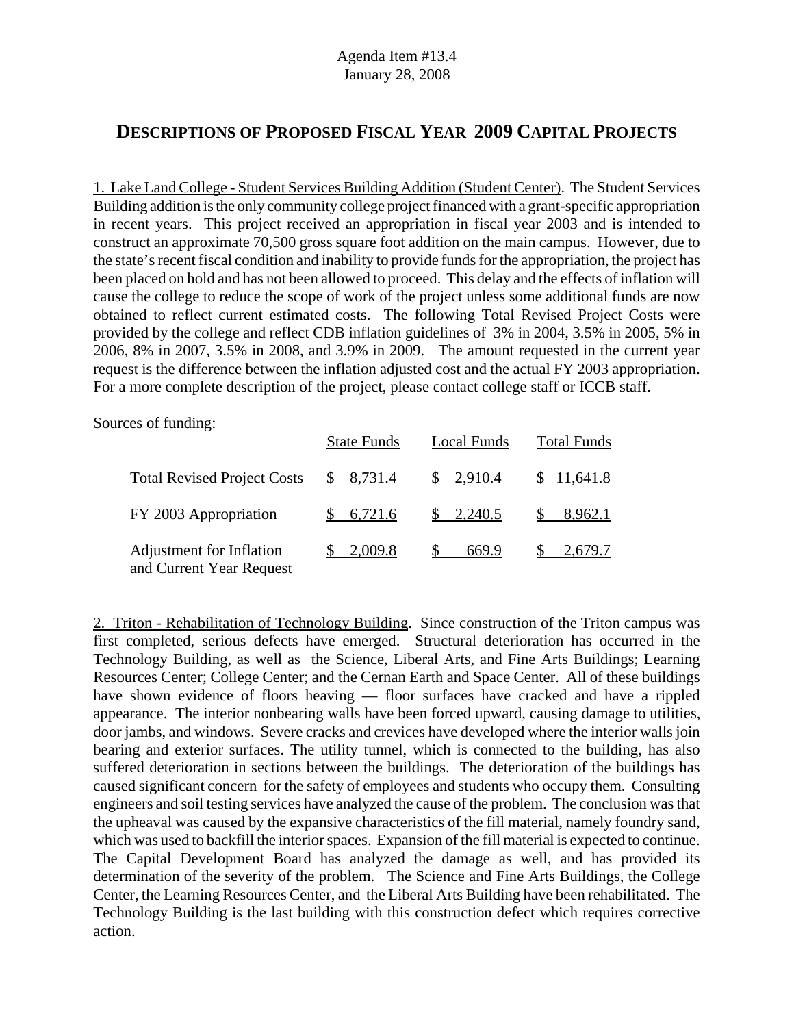Agenda Item #13.4
January 28, 2008

## DESCRIPTIONS OF PROPOSED FISCAL YEAR 2009 CAPITAL PROJECTS

1. Lake Land College - Student Services Building Addition (Student Center). The Student Services Building addition is the only community college project financed with a grant-specific appropriation in recent years. This project received an appropriation in fiscal year 2003 and is intended to construct an approximate 70,500 gross square foot addition on the main campus. However, due to the state's recent fiscal condition and inability to provide funds for the appropriation, the project has been placed on hold and has not been allowed to proceed. This delay and the effects of inflation will cause the college to reduce the scope of work of the project unless some additional funds are now obtained to reflect current estimated costs. The following Total Revised Project Costs were provided by the college and reflect CDB inflation guidelines of 3% in 2004, 3.5% in 2005, 5% in 2006, 8% in 2007, 3.5% in 2008, and 3.9% in 2009. The amount requested in the current year request is the difference between the inflation adjusted cost and the actual FY 2003 appropriation. For a more complete description of the project, please contact college staff or ICCB staff.

Sources of funding:

| | State Funds | Local Funds | Total Funds |
|---|---|---|---|
| Total Revised Project Costs | $ 8,731.4 | $ 2,910.4 | $ 11,641.8 |
| FY 2003 Appropriation | $ 6,721.6 | $ 2,240.5 | $ 8,962.1 |
| Adjustment for Inflation and Current Year Request | $ 2,009.8 | $ 669.9 | $ 2,679.7 |

2. Triton - Rehabilitation of Technology Building. Since construction of the Triton campus was first completed, serious defects have emerged. Structural deterioration has occurred in the Technology Building, as well as the Science, Liberal Arts, and Fine Arts Buildings; Learning Resources Center; College Center; and the Cernan Earth and Space Center. All of these buildings have shown evidence of floors heaving — floor surfaces have cracked and have a rippled appearance. The interior nonbearing walls have been forced upward, causing damage to utilities, door jambs, and windows. Severe cracks and crevices have developed where the interior walls join bearing and exterior surfaces. The utility tunnel, which is connected to the building, has also suffered deterioration in sections between the buildings. The deterioration of the buildings has caused significant concern for the safety of employees and students who occupy them. Consulting engineers and soil testing services have analyzed the cause of the problem. The conclusion was that the upheaval was caused by the expansive characteristics of the fill material, namely foundry sand, which was used to backfill the interior spaces. Expansion of the fill material is expected to continue. The Capital Development Board has analyzed the damage as well, and has provided its determination of the severity of the problem. The Science and Fine Arts Buildings, the College Center, the Learning Resources Center, and the Liberal Arts Building have been rehabilitated. The Technology Building is the last building with this construction defect which requires corrective action.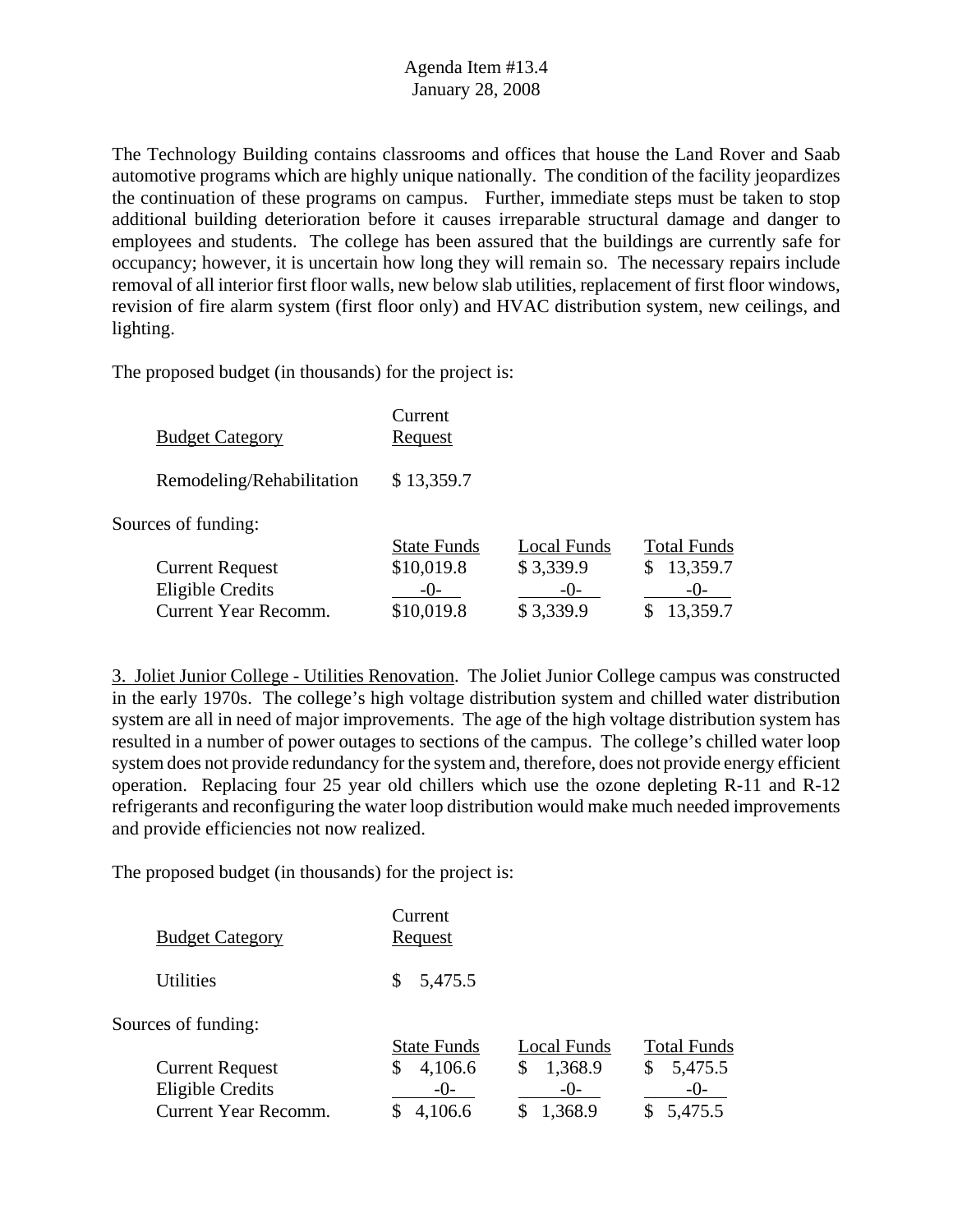The Technology Building contains classrooms and offices that house the Land Rover and Saab automotive programs which are highly unique nationally. The condition of the facility jeopardizes the continuation of these programs on campus. Further, immediate steps must be taken to stop additional building deterioration before it causes irreparable structural damage and danger to employees and students. The college has been assured that the buildings are currently safe for occupancy; however, it is uncertain how long they will remain so. The necessary repairs include removal of all interior first floor walls, new below slab utilities, replacement of first floor windows, revision of fire alarm system (first floor only) and HVAC distribution system, new ceilings, and lighting.

The proposed budget (in thousands) for the project is:

| Budget Category | Current Request |
|---|---|
| Remodeling/Rehabilitation | $ 13,359.7 |

Sources of funding:

| | State Funds | Local Funds | Total Funds |
|---|---|---|---|
| Current Request | $10,019.8 | $ 3,339.9 | $ 13,359.7 |
| Eligible Credits | -0- | -0- | -0- |
| Current Year Recomm. | $10,019.8 | $ 3,339.9 | $ 13,359.7 |

3. Joliet Junior College - Utilities Renovation. The Joliet Junior College campus was constructed in the early 1970s. The college's high voltage distribution system and chilled water distribution system are all in need of major improvements. The age of the high voltage distribution system has resulted in a number of power outages to sections of the campus. The college's chilled water loop system does not provide redundancy for the system and, therefore, does not provide energy efficient operation. Replacing four 25 year old chillers which use the ozone depleting R-11 and R-12 refrigerants and reconfiguring the water loop distribution would make much needed improvements and provide efficiencies not now realized.

The proposed budget (in thousands) for the project is:

| Budget Category | Current Request |
|---|---|
| Utilities | $ 5,475.5 |

Sources of funding:

| | State Funds | Local Funds | Total Funds |
|---|---|---|---|
| Current Request | $ 4,106.6 | $ 1,368.9 | $ 5,475.5 |
| Eligible Credits | -0- | -0- | -0- |
| Current Year Recomm. | $ 4,106.6 | $ 1,368.9 | $ 5,475.5 |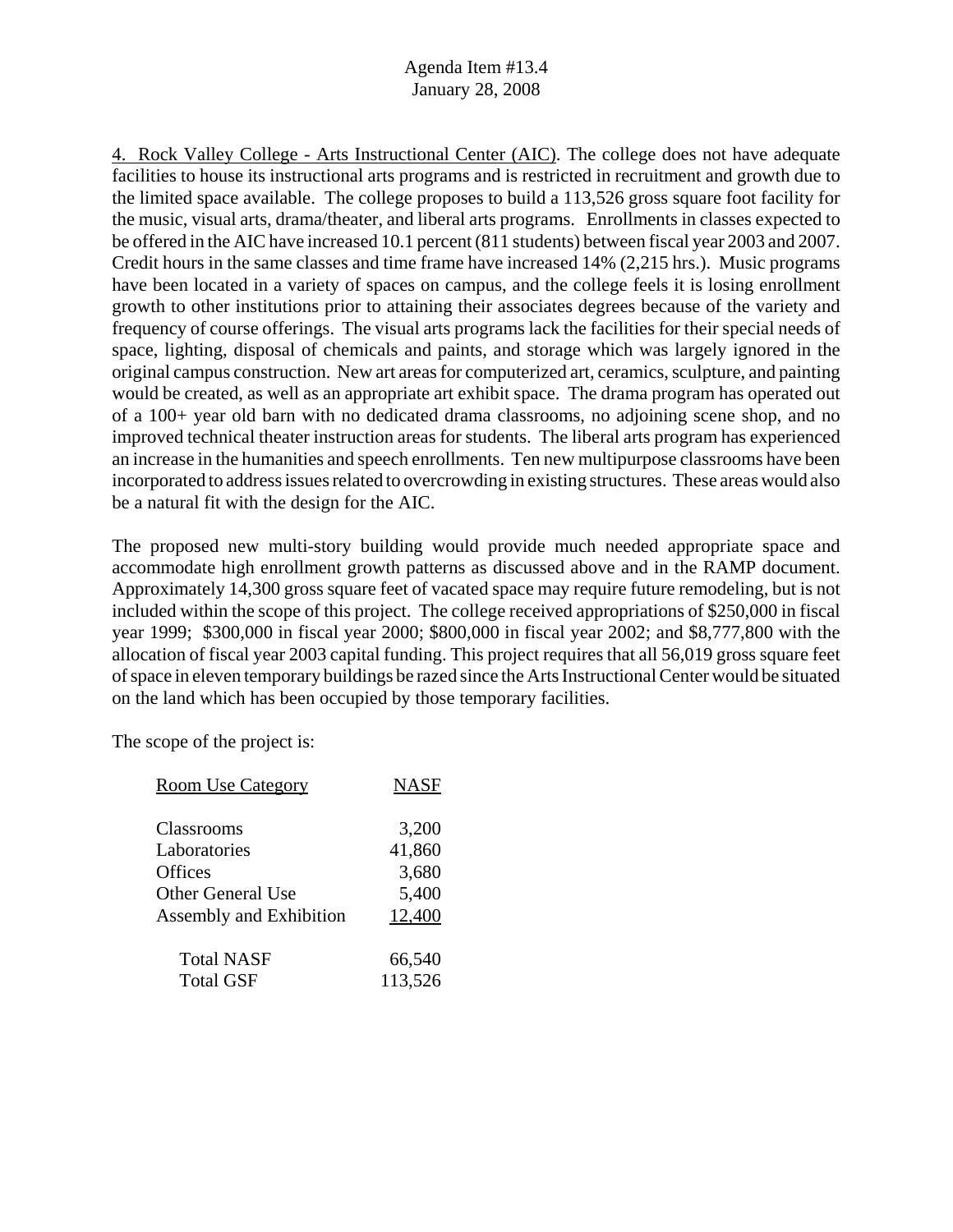Agenda Item #13.4
January 28, 2008

4. Rock Valley College - Arts Instructional Center (AIC). The college does not have adequate facilities to house its instructional arts programs and is restricted in recruitment and growth due to the limited space available. The college proposes to build a 113,526 gross square foot facility for the music, visual arts, drama/theater, and liberal arts programs. Enrollments in classes expected to be offered in the AIC have increased 10.1 percent (811 students) between fiscal year 2003 and 2007. Credit hours in the same classes and time frame have increased 14% (2,215 hrs.). Music programs have been located in a variety of spaces on campus, and the college feels it is losing enrollment growth to other institutions prior to attaining their associates degrees because of the variety and frequency of course offerings. The visual arts programs lack the facilities for their special needs of space, lighting, disposal of chemicals and paints, and storage which was largely ignored in the original campus construction. New art areas for computerized art, ceramics, sculpture, and painting would be created, as well as an appropriate art exhibit space. The drama program has operated out of a 100+ year old barn with no dedicated drama classrooms, no adjoining scene shop, and no improved technical theater instruction areas for students. The liberal arts program has experienced an increase in the humanities and speech enrollments. Ten new multipurpose classrooms have been incorporated to address issues related to overcrowding in existing structures. These areas would also be a natural fit with the design for the AIC.

The proposed new multi-story building would provide much needed appropriate space and accommodate high enrollment growth patterns as discussed above and in the RAMP document. Approximately 14,300 gross square feet of vacated space may require future remodeling, but is not included within the scope of this project. The college received appropriations of $250,000 in fiscal year 1999; $300,000 in fiscal year 2000; $800,000 in fiscal year 2002; and $8,777,800 with the allocation of fiscal year 2003 capital funding. This project requires that all 56,019 gross square feet of space in eleven temporary buildings be razed since the Arts Instructional Center would be situated on the land which has been occupied by those temporary facilities.

The scope of the project is:

| Room Use Category | NASF |
|---|---|
| Classrooms | 3,200 |
| Laboratories | 41,860 |
| Offices | 3,680 |
| Other General Use | 5,400 |
| Assembly and Exhibition | 12,400 |
| Total NASF | 66,540 |
| Total GSF | 113,526 |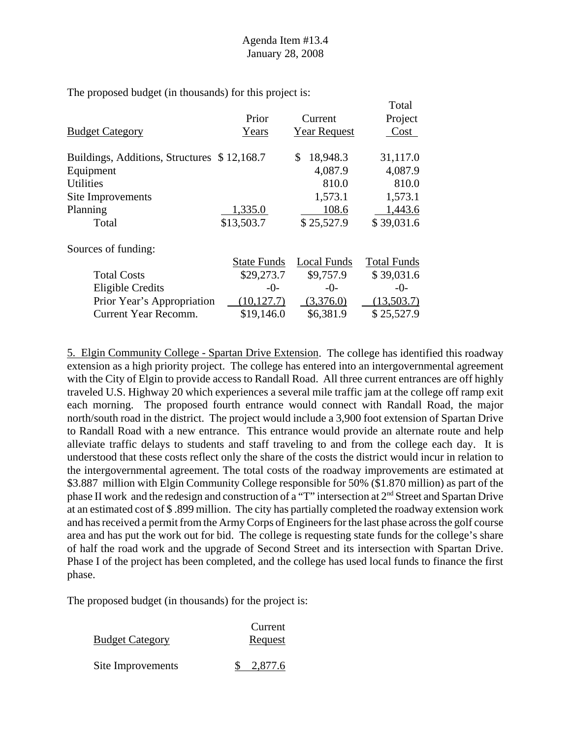The proposed budget (in thousands) for this project is:

| Budget Category | Prior Years | Current Year Request | Total Project Cost |
|---|---|---|---|
| Buildings, Additions, Structures | $12,168.7 | $ 18,948.3 | 31,117.0 |
| Equipment | | 4,087.9 | 4,087.9 |
| Utilities | | 810.0 | 810.0 |
| Site Improvements | | 1,573.1 | 1,573.1 |
| Planning | 1,335.0 | 108.6 | 1,443.6 |
| Total | $13,503.7 | $ 25,527.9 | $ 39,031.6 |

Sources of funding:

| | State Funds | Local Funds | Total Funds |
|---|---|---|---|
| Total Costs | $29,273.7 | $9,757.9 | $ 39,031.6 |
| Eligible Credits | -0- | -0- | -0- |
| Prior Year's Appropriation | (10,127.7) | (3,376.0) | (13,503.7) |
| Current Year Recomm. | $19,146.0 | $6,381.9 | $ 25,527.9 |

5. Elgin Community College - Spartan Drive Extension. The college has identified this roadway extension as a high priority project. The college has entered into an intergovernmental agreement with the City of Elgin to provide access to Randall Road. All three current entrances are off highly traveled U.S. Highway 20 which experiences a several mile traffic jam at the college off ramp exit each morning. The proposed fourth entrance would connect with Randall Road, the major north/south road in the district. The project would include a 3,900 foot extension of Spartan Drive to Randall Road with a new entrance. This entrance would provide an alternate route and help alleviate traffic delays to students and staff traveling to and from the college each day. It is understood that these costs reflect only the share of the costs the district would incur in relation to the intergovernmental agreement. The total costs of the roadway improvements are estimated at $3.887 million with Elgin Community College responsible for 50% ($1.870 million) as part of the phase II work and the redesign and construction of a "T" intersection at 2nd Street and Spartan Drive at an estimated cost of $ .899 million. The city has partially completed the roadway extension work and has received a permit from the Army Corps of Engineers for the last phase across the golf course area and has put the work out for bid. The college is requesting state funds for the college's share of half the road work and the upgrade of Second Street and its intersection with Spartan Drive. Phase I of the project has been completed, and the college has used local funds to finance the first phase.

The proposed budget (in thousands) for the project is:

| Budget Category | Current Request |
|---|---|
| Site Improvements | $ 2,877.6 |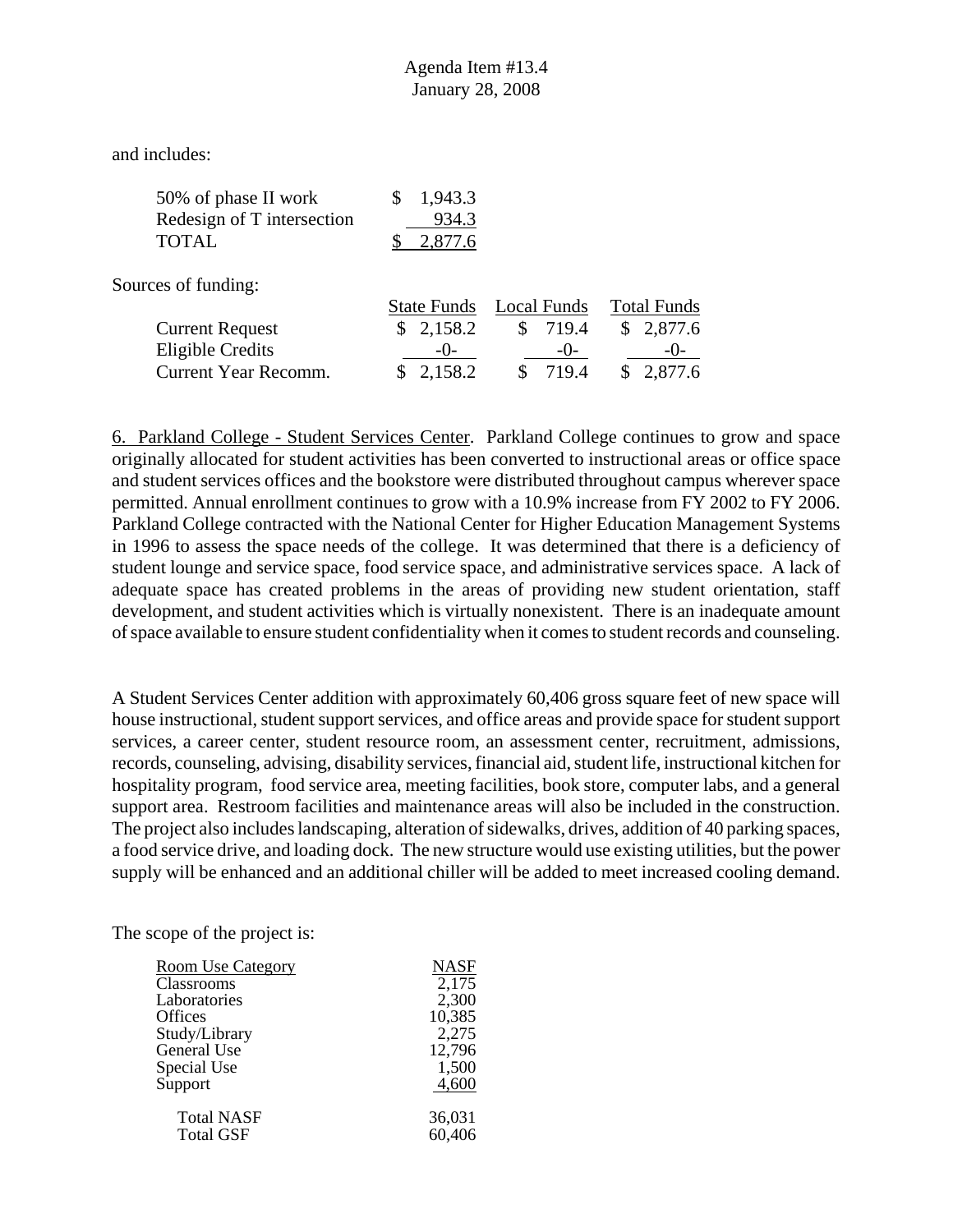and includes:

| | |
|---|---|
| 50% of phase II work | $ 1,943.3 |
| Redesign of T intersection | 934.3 |
| TOTAL | $ 2,877.6 |

Sources of funding:

| | State Funds | Local Funds | Total Funds |
|---|---|---|---|
| Current Request | $ 2,158.2 | $ 719.4 | $ 2,877.6 |
| Eligible Credits | -0- | -0- | -0- |
| Current Year Recomm. | $ 2,158.2 | $ 719.4 | $ 2,877.6 |

6. Parkland College - Student Services Center. Parkland College continues to grow and space originally allocated for student activities has been converted to instructional areas or office space and student services offices and the bookstore were distributed throughout campus wherever space permitted. Annual enrollment continues to grow with a 10.9% increase from FY 2002 to FY 2006. Parkland College contracted with the National Center for Higher Education Management Systems in 1996 to assess the space needs of the college. It was determined that there is a deficiency of student lounge and service space, food service space, and administrative services space. A lack of adequate space has created problems in the areas of providing new student orientation, staff development, and student activities which is virtually nonexistent. There is an inadequate amount of space available to ensure student confidentiality when it comes to student records and counseling.

A Student Services Center addition with approximately 60,406 gross square feet of new space will house instructional, student support services, and office areas and provide space for student support services, a career center, student resource room, an assessment center, recruitment, admissions, records, counseling, advising, disability services, financial aid, student life, instructional kitchen for hospitality program, food service area, meeting facilities, book store, computer labs, and a general support area. Restroom facilities and maintenance areas will also be included in the construction. The project also includes landscaping, alteration of sidewalks, drives, addition of 40 parking spaces, a food service drive, and loading dock. The new structure would use existing utilities, but the power supply will be enhanced and an additional chiller will be added to meet increased cooling demand.

The scope of the project is:

| Room Use Category | NASF |
|---|---|
| Classrooms | 2,175 |
| Laboratories | 2,300 |
| Offices | 10,385 |
| Study/Library | 2,275 |
| General Use | 12,796 |
| Special Use | 1,500 |
| Support | 4,600 |
| Total NASF | 36,031 |
| Total GSF | 60,406 |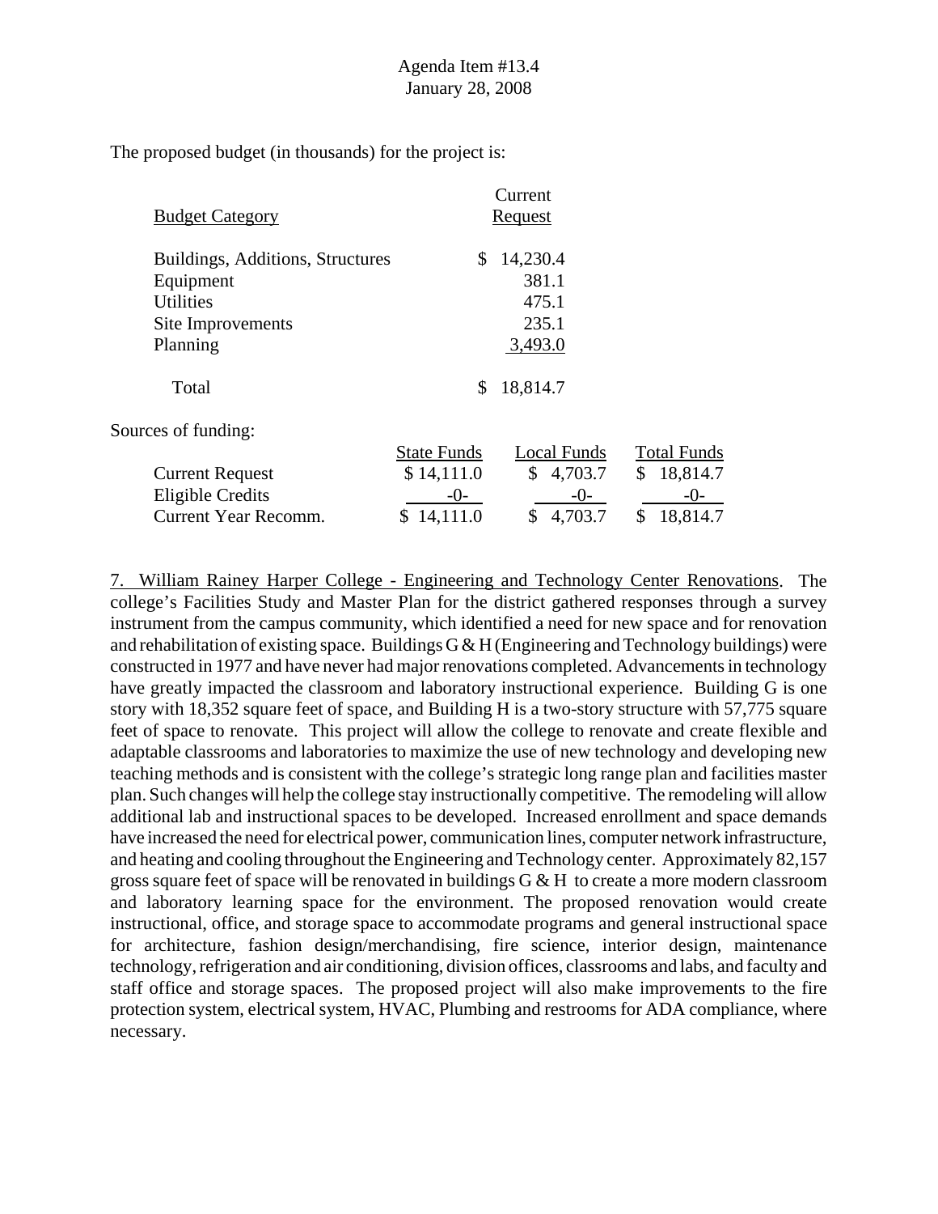Agenda Item #13.4
January 28, 2008

The proposed budget (in thousands) for the project is:

| Budget Category | Current Request |
|---|---|
| Buildings, Additions, Structures | $ 14,230.4 |
| Equipment | 381.1 |
| Utilities | 475.1 |
| Site Improvements | 235.1 |
| Planning | 3,493.0 |
| Total | $ 18,814.7 |

Sources of funding:

| | State Funds | Local Funds | Total Funds |
|---|---|---|---|
| Current Request | $ 14,111.0 | $ 4,703.7 | $ 18,814.7 |
| Eligible Credits | -0- | -0- | -0- |
| Current Year Recomm. | $ 14,111.0 | $ 4,703.7 | $ 18,814.7 |

7. William Rainey Harper College - Engineering and Technology Center Renovations. The college's Facilities Study and Master Plan for the district gathered responses through a survey instrument from the campus community, which identified a need for new space and for renovation and rehabilitation of existing space. Buildings G & H (Engineering and Technology buildings) were constructed in 1977 and have never had major renovations completed. Advancements in technology have greatly impacted the classroom and laboratory instructional experience. Building G is one story with 18,352 square feet of space, and Building H is a two-story structure with 57,775 square feet of space to renovate. This project will allow the college to renovate and create flexible and adaptable classrooms and laboratories to maximize the use of new technology and developing new teaching methods and is consistent with the college's strategic long range plan and facilities master plan. Such changes will help the college stay instructionally competitive. The remodeling will allow additional lab and instructional spaces to be developed. Increased enrollment and space demands have increased the need for electrical power, communication lines, computer network infrastructure, and heating and cooling throughout the Engineering and Technology center. Approximately 82,157 gross square feet of space will be renovated in buildings G & H to create a more modern classroom and laboratory learning space for the environment. The proposed renovation would create instructional, office, and storage space to accommodate programs and general instructional space for architecture, fashion design/merchandising, fire science, interior design, maintenance technology, refrigeration and air conditioning, division offices, classrooms and labs, and faculty and staff office and storage spaces. The proposed project will also make improvements to the fire protection system, electrical system, HVAC, Plumbing and restrooms for ADA compliance, where necessary.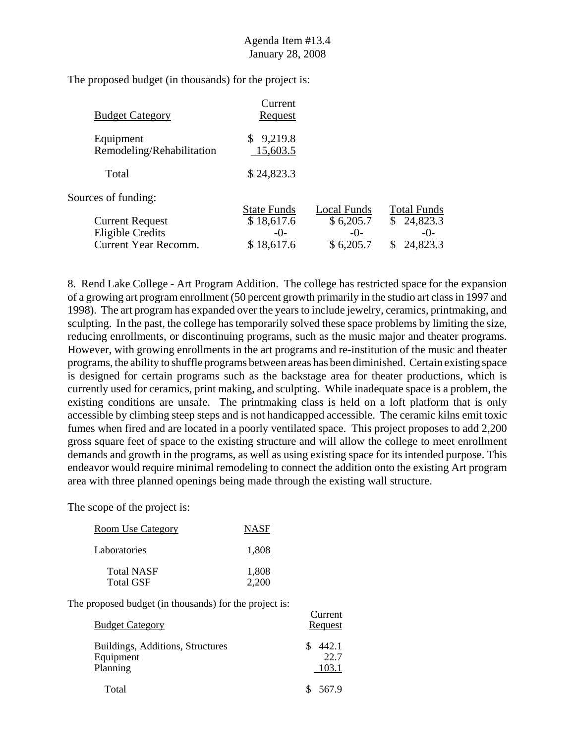The proposed budget (in thousands) for the project is:

| Budget Category | Current Request |
|---|---|
| Equipment | $ 9,219.8 |
| Remodeling/Rehabilitation | 15,603.5 |
| Total | $ 24,823.3 |

Sources of funding:

| | State Funds | Local Funds | Total Funds |
|---|---|---|---|
| Current Request | $ 18,617.6 | $ 6,205.7 | $ 24,823.3 |
| Eligible Credits | -0- | -0- | -0- |
| Current Year Recomm. | $ 18,617.6 | $ 6,205.7 | $ 24,823.3 |

8. Rend Lake College - Art Program Addition. The college has restricted space for the expansion of a growing art program enrollment (50 percent growth primarily in the studio art class in 1997 and 1998). The art program has expanded over the years to include jewelry, ceramics, printmaking, and sculpting. In the past, the college has temporarily solved these space problems by limiting the size, reducing enrollments, or discontinuing programs, such as the music major and theater programs. However, with growing enrollments in the art programs and re-institution of the music and theater programs, the ability to shuffle programs between areas has been diminished. Certain existing space is designed for certain programs such as the backstage area for theater productions, which is currently used for ceramics, print making, and sculpting. While inadequate space is a problem, the existing conditions are unsafe. The printmaking class is held on a loft platform that is only accessible by climbing steep steps and is not handicapped accessible. The ceramic kilns emit toxic fumes when fired and are located in a poorly ventilated space. This project proposes to add 2,200 gross square feet of space to the existing structure and will allow the college to meet enrollment demands and growth in the programs, as well as using existing space for its intended purpose. This endeavor would require minimal remodeling to connect the addition onto the existing Art program area with three planned openings being made through the existing wall structure.

The scope of the project is:

| Room Use Category | NASF |
|---|---|
| Laboratories | 1,808 |
| Total NASF | 1,808 |
| Total GSF | 2,200 |

The proposed budget (in thousands) for the project is:

| Budget Category | Current Request |
|---|---|
| Buildings, Additions, Structures | $ 442.1 |
| Equipment | 22.7 |
| Planning | 103.1 |
| Total | $ 567.9 |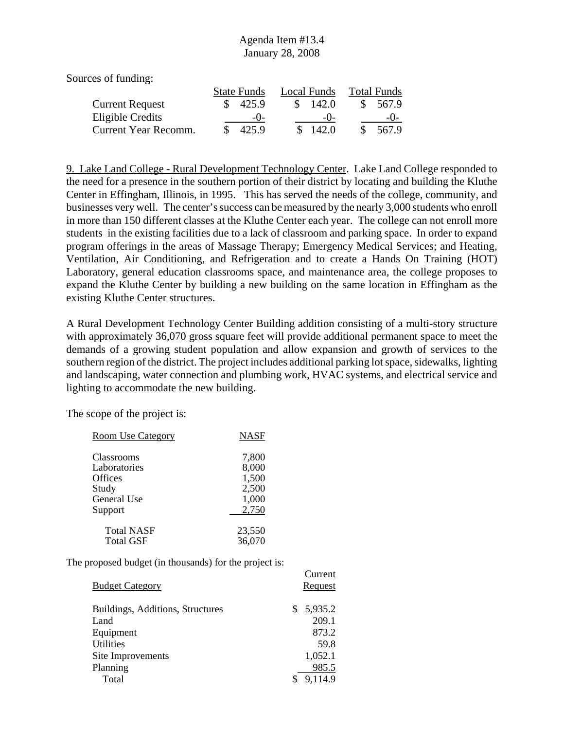Sources of funding:

| | State Funds | Local Funds | Total Funds |
|---|---|---|---|
| Current Request | $ 425.9 | $ 142.0 | $ 567.9 |
| Eligible Credits | -0- | -0- | -0- |
| Current Year Recomm. | $ 425.9 | $ 142.0 | $ 567.9 |

9. Lake Land College - Rural Development Technology Center. Lake Land College responded to the need for a presence in the southern portion of their district by locating and building the Kluthe Center in Effingham, Illinois, in 1995. This has served the needs of the college, community, and businesses very well. The center's success can be measured by the nearly 3,000 students who enroll in more than 150 different classes at the Kluthe Center each year. The college can not enroll more students in the existing facilities due to a lack of classroom and parking space. In order to expand program offerings in the areas of Massage Therapy; Emergency Medical Services; and Heating, Ventilation, Air Conditioning, and Refrigeration and to create a Hands On Training (HOT) Laboratory, general education classrooms space, and maintenance area, the college proposes to expand the Kluthe Center by building a new building on the same location in Effingham as the existing Kluthe Center structures.

A Rural Development Technology Center Building addition consisting of a multi-story structure with approximately 36,070 gross square feet will provide additional permanent space to meet the demands of a growing student population and allow expansion and growth of services to the southern region of the district. The project includes additional parking lot space, sidewalks, lighting and landscaping, water connection and plumbing work, HVAC systems, and electrical service and lighting to accommodate the new building.

The scope of the project is:

| Room Use Category | NASF |
|---|---|
| Classrooms | 7,800 |
| Laboratories | 8,000 |
| Offices | 1,500 |
| Study | 2,500 |
| General Use | 1,000 |
| Support | 2,750 |
| Total NASF | 23,550 |
| Total GSF | 36,070 |

The proposed budget (in thousands) for the project is:

| Budget Category | Current Request |
|---|---|
| Buildings, Additions, Structures | $ 5,935.2 |
| Land | 209.1 |
| Equipment | 873.2 |
| Utilities | 59.8 |
| Site Improvements | 1,052.1 |
| Planning | 985.5 |
| Total | $ 9,114.9 |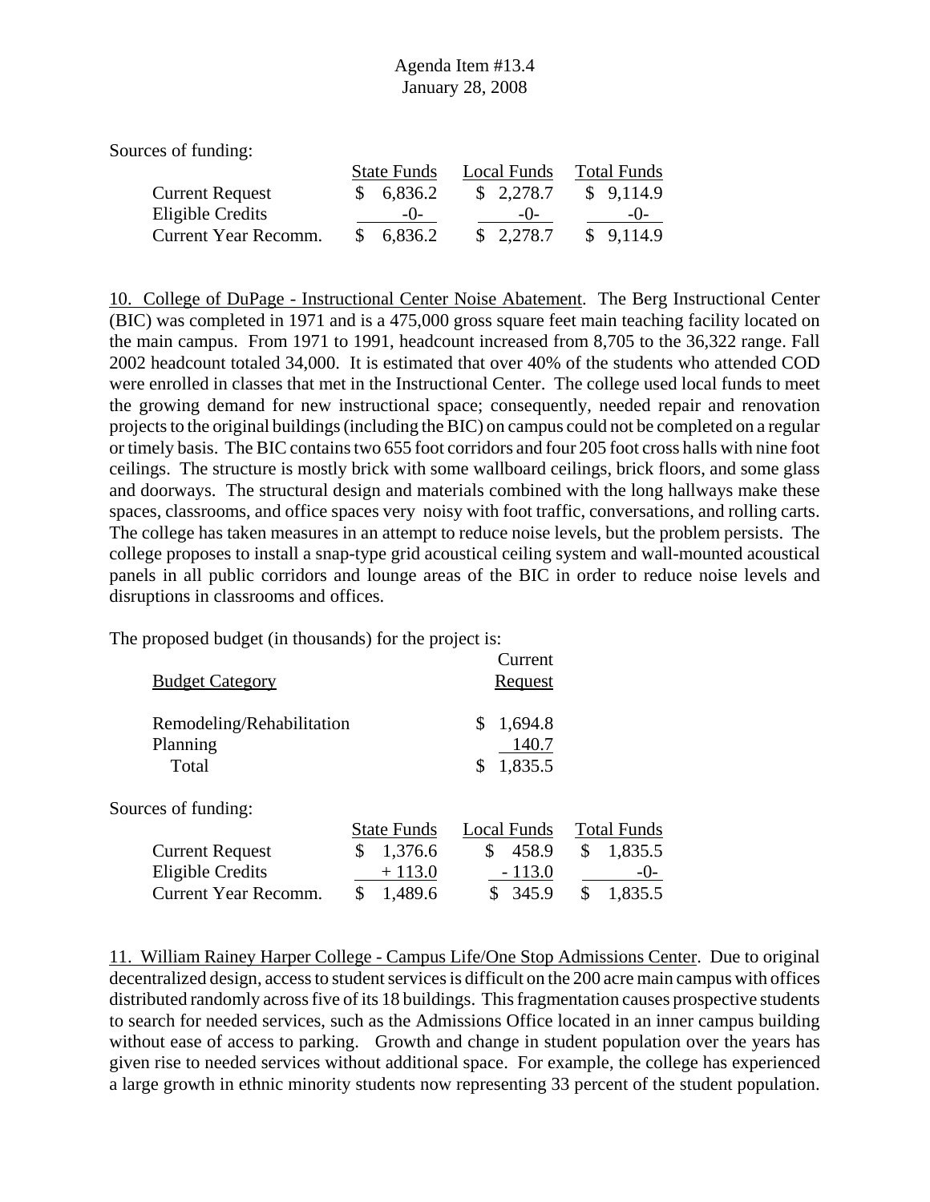Sources of funding:

| | State Funds | Local Funds | Total Funds |
|---|---|---|---|
| Current Request | $ 6,836.2 | $ 2,278.7 | $ 9,114.9 |
| Eligible Credits | -0- | -0- | -0- |
| Current Year Recomm. | $ 6,836.2 | $ 2,278.7 | $ 9,114.9 |

10. College of DuPage - Instructional Center Noise Abatement. The Berg Instructional Center (BIC) was completed in 1971 and is a 475,000 gross square feet main teaching facility located on the main campus. From 1971 to 1991, headcount increased from 8,705 to the 36,322 range. Fall 2002 headcount totaled 34,000. It is estimated that over 40% of the students who attended COD were enrolled in classes that met in the Instructional Center. The college used local funds to meet the growing demand for new instructional space; consequently, needed repair and renovation projects to the original buildings (including the BIC) on campus could not be completed on a regular or timely basis. The BIC contains two 655 foot corridors and four 205 foot cross halls with nine foot ceilings. The structure is mostly brick with some wallboard ceilings, brick floors, and some glass and doorways. The structural design and materials combined with the long hallways make these spaces, classrooms, and office spaces very noisy with foot traffic, conversations, and rolling carts. The college has taken measures in an attempt to reduce noise levels, but the problem persists. The college proposes to install a snap-type grid acoustical ceiling system and wall-mounted acoustical panels in all public corridors and lounge areas of the BIC in order to reduce noise levels and disruptions in classrooms and offices.

The proposed budget (in thousands) for the project is:

| Budget Category | Current Request |
|---|---|
| Remodeling/Rehabilitation | $ 1,694.8 |
| Planning | 140.7 |
| Total | $ 1,835.5 |

Sources of funding:

| | State Funds | Local Funds | Total Funds |
|---|---|---|---|
| Current Request | $ 1,376.6 | $ 458.9 | $ 1,835.5 |
| Eligible Credits | + 113.0 | - 113.0 | -0- |
| Current Year Recomm. | $ 1,489.6 | $ 345.9 | $ 1,835.5 |

11. William Rainey Harper College - Campus Life/One Stop Admissions Center. Due to original decentralized design, access to student services is difficult on the 200 acre main campus with offices distributed randomly across five of its 18 buildings. This fragmentation causes prospective students to search for needed services, such as the Admissions Office located in an inner campus building without ease of access to parking. Growth and change in student population over the years has given rise to needed services without additional space. For example, the college has experienced a large growth in ethnic minority students now representing 33 percent of the student population.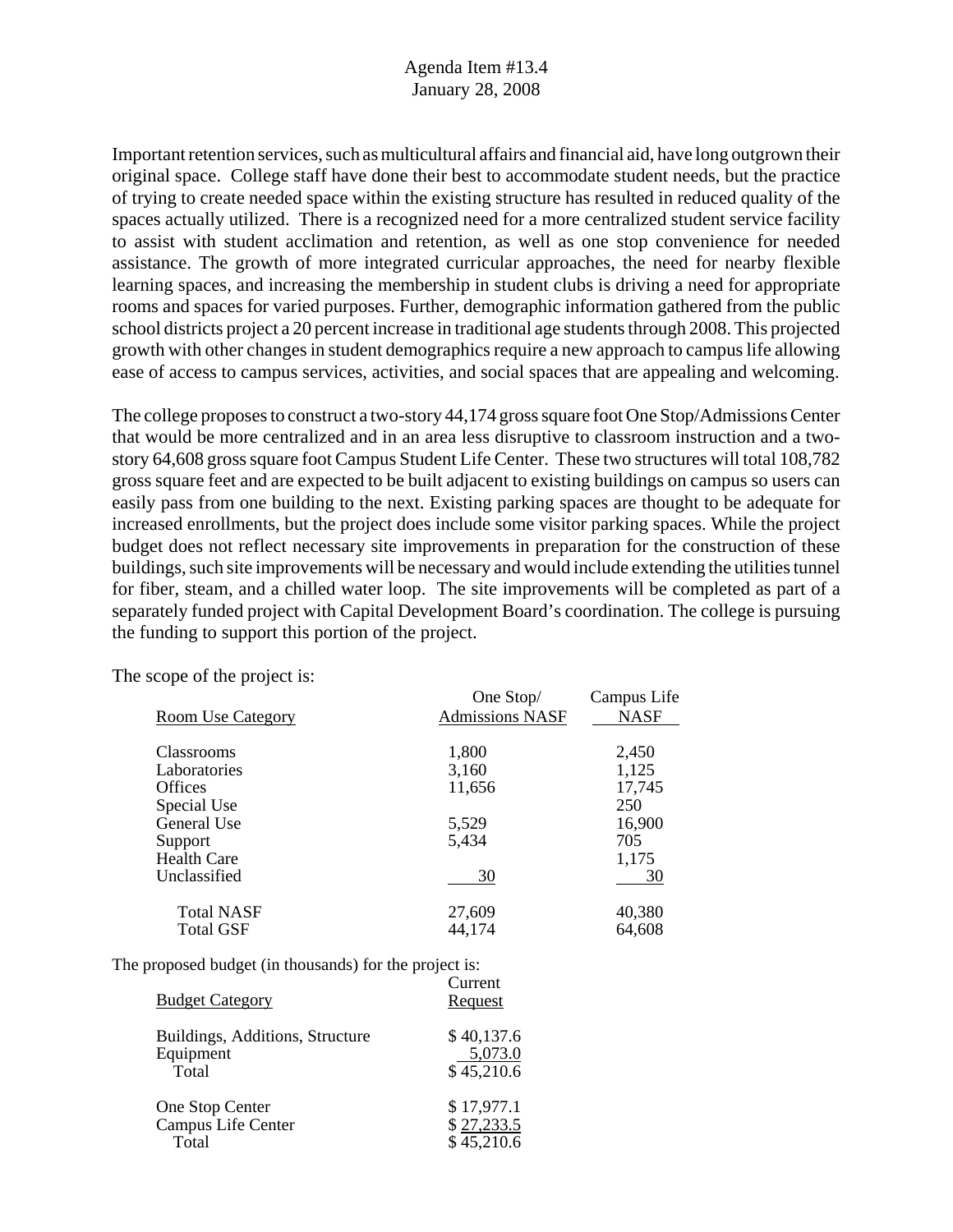Important retention services, such as multicultural affairs and financial aid, have long outgrown their original space. College staff have done their best to accommodate student needs, but the practice of trying to create needed space within the existing structure has resulted in reduced quality of the spaces actually utilized. There is a recognized need for a more centralized student service facility to assist with student acclimation and retention, as well as one stop convenience for needed assistance. The growth of more integrated curricular approaches, the need for nearby flexible learning spaces, and increasing the membership in student clubs is driving a need for appropriate rooms and spaces for varied purposes. Further, demographic information gathered from the public school districts project a 20 percent increase in traditional age students through 2008. This projected growth with other changes in student demographics require a new approach to campus life allowing ease of access to campus services, activities, and social spaces that are appealing and welcoming.

The college proposes to construct a two-story 44,174 gross square foot One Stop/Admissions Center that would be more centralized and in an area less disruptive to classroom instruction and a two-story 64,608 gross square foot Campus Student Life Center. These two structures will total 108,782 gross square feet and are expected to be built adjacent to existing buildings on campus so users can easily pass from one building to the next. Existing parking spaces are thought to be adequate for increased enrollments, but the project does include some visitor parking spaces. While the project budget does not reflect necessary site improvements in preparation for the construction of these buildings, such site improvements will be necessary and would include extending the utilities tunnel for fiber, steam, and a chilled water loop. The site improvements will be completed as part of a separately funded project with Capital Development Board's coordination. The college is pursuing the funding to support this portion of the project.

The scope of the project is:

| Room Use Category | One Stop/ Admissions NASF | Campus Life NASF |
|---|---|---|
| Classrooms | 1,800 | 2,450 |
| Laboratories | 3,160 | 1,125 |
| Offices | 11,656 | 17,745 |
| Special Use | | 250 |
| General Use | 5,529 | 16,900 |
| Support | 5,434 | 705 |
| Health Care | | 1,175 |
| Unclassified | 30 | 30 |
| Total NASF | 27,609 | 40,380 |
| Total GSF | 44,174 | 64,608 |

The proposed budget (in thousands) for the project is:

| Budget Category | Current Request |
|---|---|
| Buildings, Additions, Structure | $ 40,137.6 |
| Equipment | 5,073.0 |
| Total | $ 45,210.6 |
| | |
| One Stop Center | $ 17,977.1 |
| Campus Life Center | $ 27,233.5 |
| Total | $ 45,210.6 |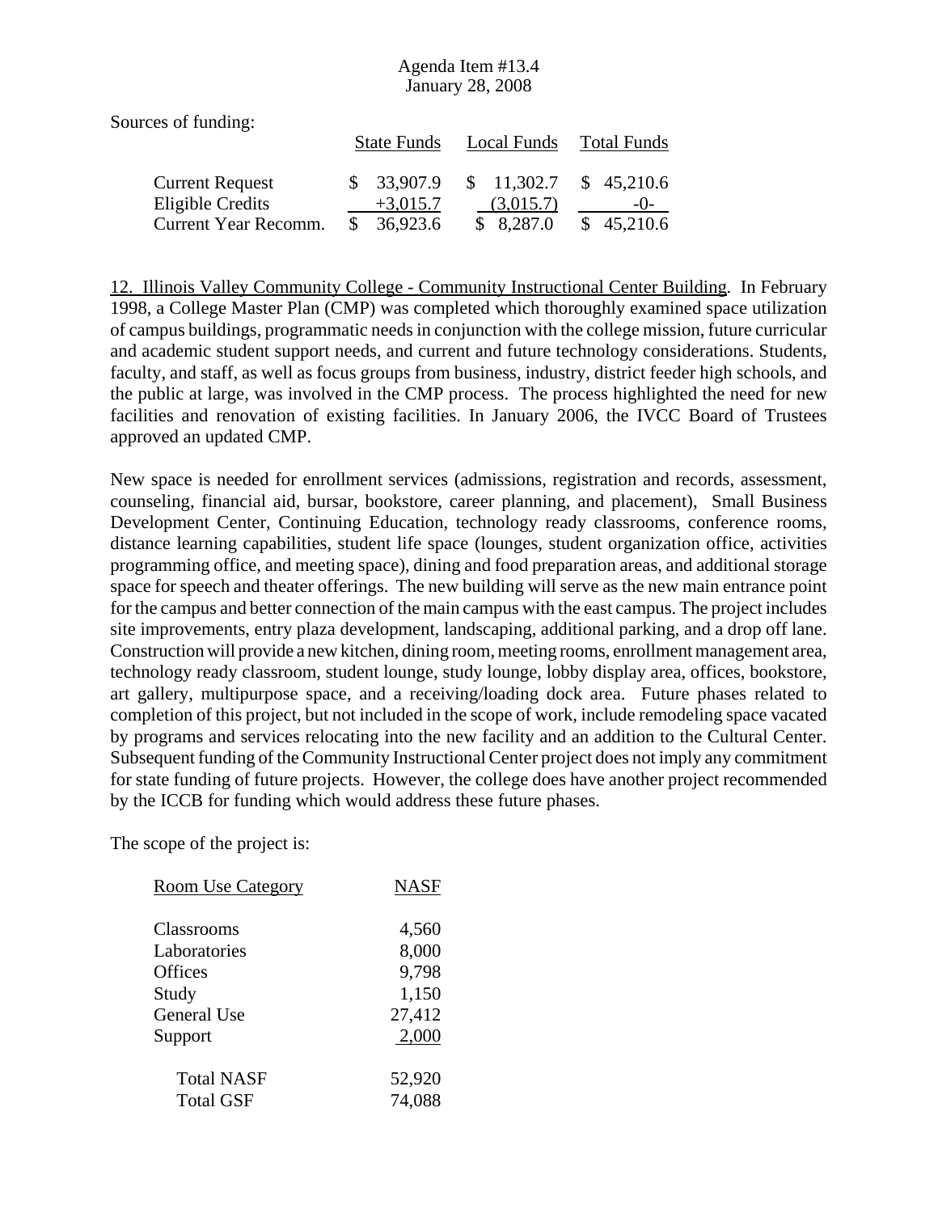Sources of funding:

| | State Funds | Local Funds | Total Funds |
|---|---|---|---|
| Current Request | $ 33,907.9 | $ 11,302.7 | $ 45,210.6 |
| Eligible Credits | +3,015.7 | (3,015.7) | -0- |
| Current Year Recomm. | $ 36,923.6 | $ 8,287.0 | $ 45,210.6 |

12. Illinois Valley Community College - Community Instructional Center Building. In February 1998, a College Master Plan (CMP) was completed which thoroughly examined space utilization of campus buildings, programmatic needs in conjunction with the college mission, future curricular and academic student support needs, and current and future technology considerations. Students, faculty, and staff, as well as focus groups from business, industry, district feeder high schools, and the public at large, was involved in the CMP process. The process highlighted the need for new facilities and renovation of existing facilities. In January 2006, the IVCC Board of Trustees approved an updated CMP.

New space is needed for enrollment services (admissions, registration and records, assessment, counseling, financial aid, bursar, bookstore, career planning, and placement), Small Business Development Center, Continuing Education, technology ready classrooms, conference rooms, distance learning capabilities, student life space (lounges, student organization office, activities programming office, and meeting space), dining and food preparation areas, and additional storage space for speech and theater offerings. The new building will serve as the new main entrance point for the campus and better connection of the main campus with the east campus. The project includes site improvements, entry plaza development, landscaping, additional parking, and a drop off lane. Construction will provide a new kitchen, dining room, meeting rooms, enrollment management area, technology ready classroom, student lounge, study lounge, lobby display area, offices, bookstore, art gallery, multipurpose space, and a receiving/loading dock area. Future phases related to completion of this project, but not included in the scope of work, include remodeling space vacated by programs and services relocating into the new facility and an addition to the Cultural Center. Subsequent funding of the Community Instructional Center project does not imply any commitment for state funding of future projects. However, the college does have another project recommended by the ICCB for funding which would address these future phases.

The scope of the project is:

| Room Use Category | NASF |
|---|---|
| Classrooms | 4,560 |
| Laboratories | 8,000 |
| Offices | 9,798 |
| Study | 1,150 |
| General Use | 27,412 |
| Support | 2,000 |
| Total NASF | 52,920 |
| Total GSF | 74,088 |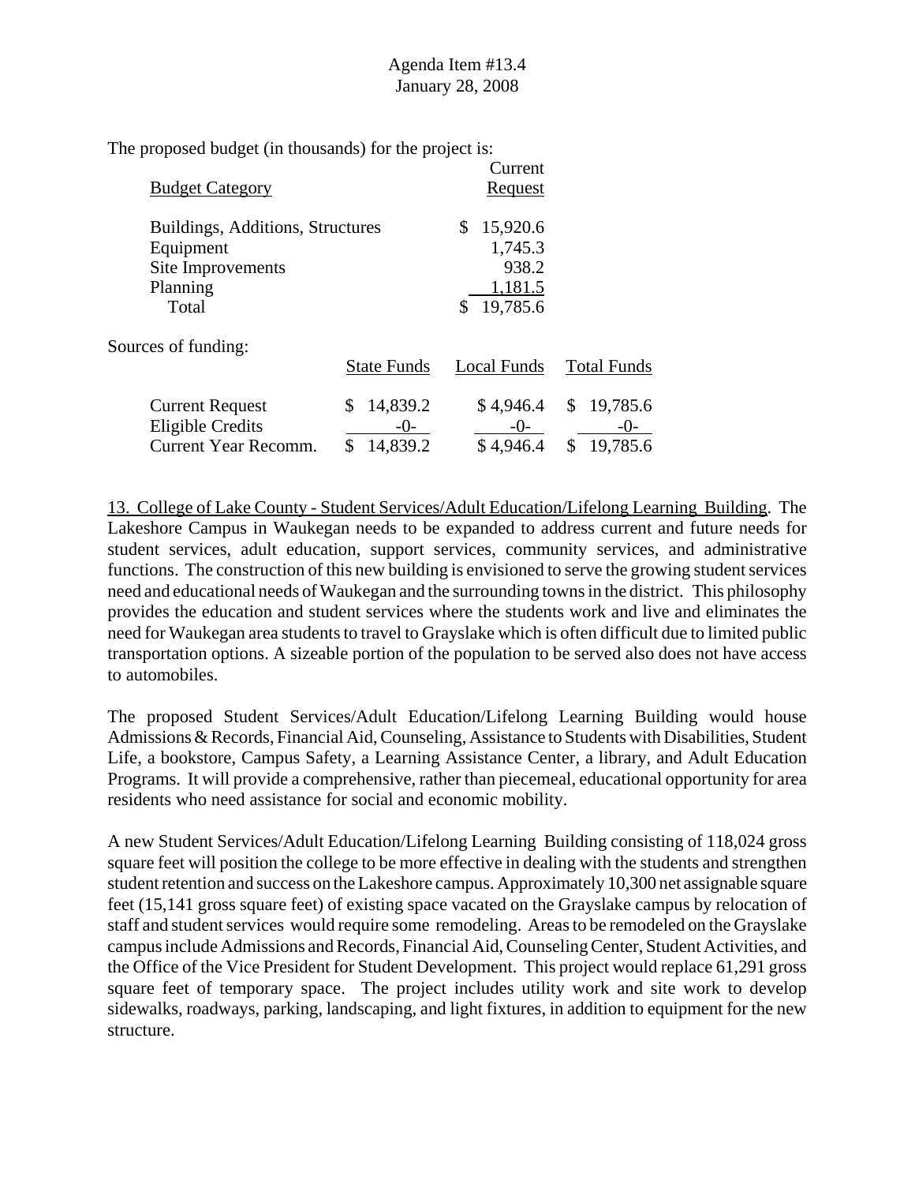The proposed budget (in thousands) for the project is:

| Budget Category | Current Request |
|---|---|
| Buildings, Additions, Structures | $ 15,920.6 |
| Equipment | 1,745.3 |
| Site Improvements | 938.2 |
| Planning | 1,181.5 |
| Total | $ 19,785.6 |

Sources of funding:

| | State Funds | Local Funds | Total Funds |
|---|---|---|---|
| Current Request | $ 14,839.2 | $ 4,946.4 | $ 19,785.6 |
| Eligible Credits | -0- | -0- | -0- |
| Current Year Recomm. | $ 14,839.2 | $ 4,946.4 | $ 19,785.6 |

13. College of Lake County - Student Services/Adult Education/Lifelong Learning Building. The Lakeshore Campus in Waukegan needs to be expanded to address current and future needs for student services, adult education, support services, community services, and administrative functions. The construction of this new building is envisioned to serve the growing student services need and educational needs of Waukegan and the surrounding towns in the district. This philosophy provides the education and student services where the students work and live and eliminates the need for Waukegan area students to travel to Grayslake which is often difficult due to limited public transportation options. A sizeable portion of the population to be served also does not have access to automobiles.

The proposed Student Services/Adult Education/Lifelong Learning Building would house Admissions & Records, Financial Aid, Counseling, Assistance to Students with Disabilities, Student Life, a bookstore, Campus Safety, a Learning Assistance Center, a library, and Adult Education Programs. It will provide a comprehensive, rather than piecemeal, educational opportunity for area residents who need assistance for social and economic mobility.

A new Student Services/Adult Education/Lifelong Learning Building consisting of 118,024 gross square feet will position the college to be more effective in dealing with the students and strengthen student retention and success on the Lakeshore campus. Approximately 10,300 net assignable square feet (15,141 gross square feet) of existing space vacated on the Grayslake campus by relocation of staff and student services would require some remodeling. Areas to be remodeled on the Grayslake campus include Admissions and Records, Financial Aid, Counseling Center, Student Activities, and the Office of the Vice President for Student Development. This project would replace 61,291 gross square feet of temporary space. The project includes utility work and site work to develop sidewalks, roadways, parking, landscaping, and light fixtures, in addition to equipment for the new structure.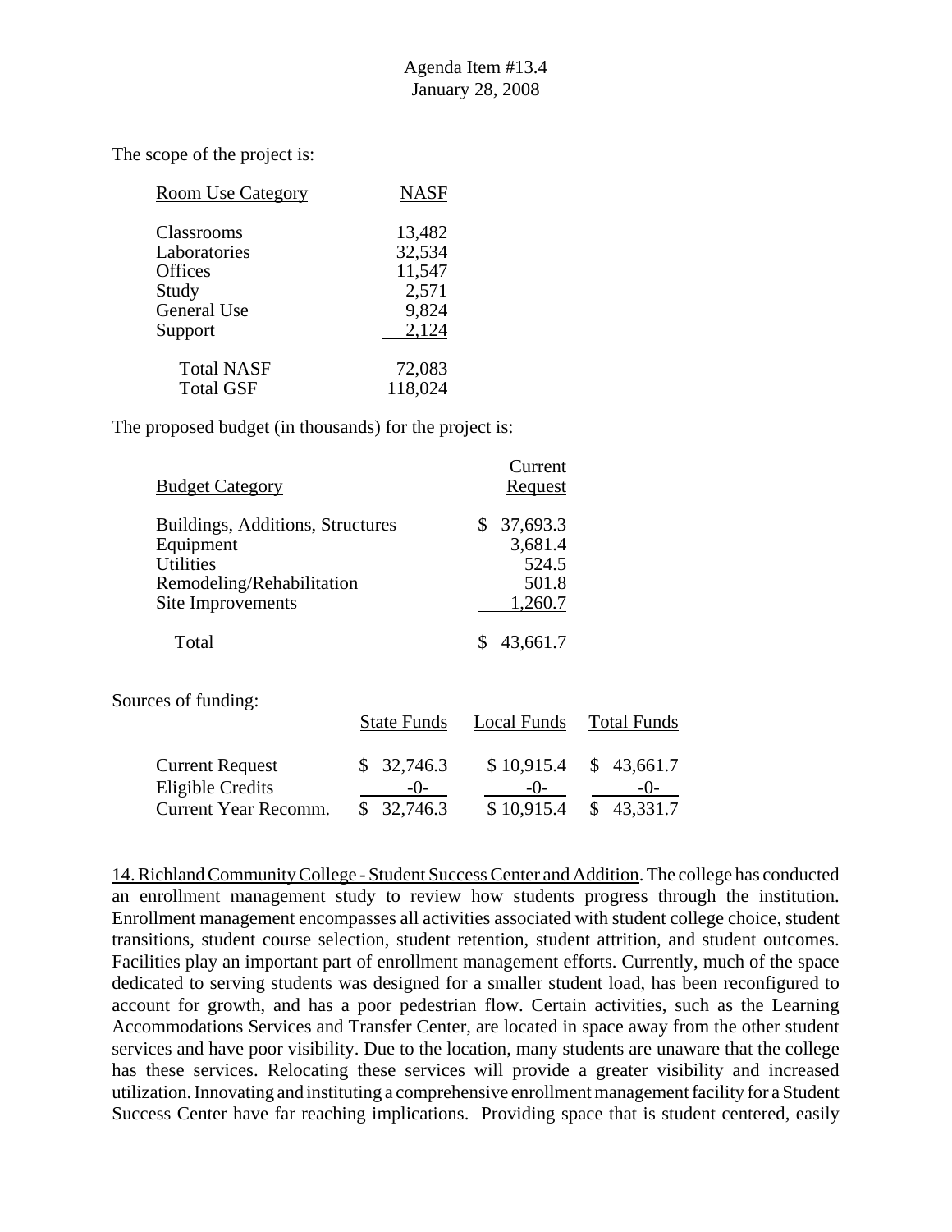The scope of the project is:

| Room Use Category | NASF |
|---|---|
| Classrooms | 13,482 |
| Laboratories | 32,534 |
| Offices | 11,547 |
| Study | 2,571 |
| General Use | 9,824 |
| Support | 2,124 |
| Total NASF | 72,083 |
| Total GSF | 118,024 |

The proposed budget (in thousands) for the project is:

| Budget Category | Current Request |
|---|---|
| Buildings, Additions, Structures | $ 37,693.3 |
| Equipment | 3,681.4 |
| Utilities | 524.5 |
| Remodeling/Rehabilitation | 501.8 |
| Site Improvements | 1,260.7 |
| Total | $ 43,661.7 |

Sources of funding:

| | State Funds | Local Funds | Total Funds |
|---|---|---|---|
| Current Request | $ 32,746.3 | $ 10,915.4 | $ 43,661.7 |
| Eligible Credits | -0- | -0- | -0- |
| Current Year Recomm. | $ 32,746.3 | $ 10,915.4 | $ 43,331.7 |

14. Richland Community College - Student Success Center and Addition. The college has conducted an enrollment management study to review how students progress through the institution. Enrollment management encompasses all activities associated with student college choice, student transitions, student course selection, student retention, student attrition, and student outcomes. Facilities play an important part of enrollment management efforts. Currently, much of the space dedicated to serving students was designed for a smaller student load, has been reconfigured to account for growth, and has a poor pedestrian flow. Certain activities, such as the Learning Accommodations Services and Transfer Center, are located in space away from the other student services and have poor visibility. Due to the location, many students are unaware that the college has these services. Relocating these services will provide a greater visibility and increased utilization. Innovating and instituting a comprehensive enrollment management facility for a Student Success Center have far reaching implications. Providing space that is student centered, easily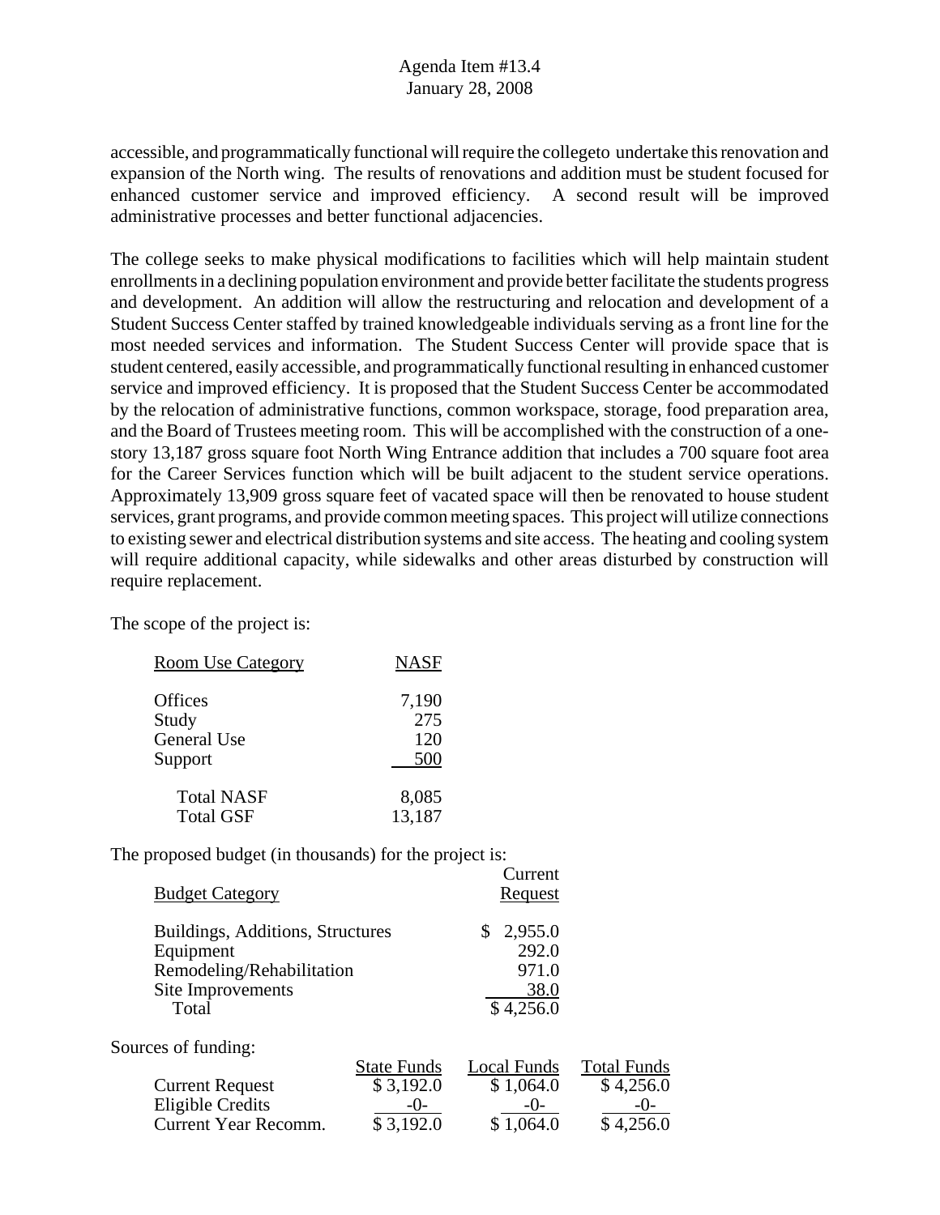accessible, and programmatically functional will require the collegeto undertake this renovation and expansion of the North wing. The results of renovations and addition must be student focused for enhanced customer service and improved efficiency. A second result will be improved administrative processes and better functional adjacencies.

The college seeks to make physical modifications to facilities which will help maintain student enrollments in a declining population environment and provide better facilitate the students progress and development. An addition will allow the restructuring and relocation and development of a Student Success Center staffed by trained knowledgeable individuals serving as a front line for the most needed services and information. The Student Success Center will provide space that is student centered, easily accessible, and programmatically functional resulting in enhanced customer service and improved efficiency. It is proposed that the Student Success Center be accommodated by the relocation of administrative functions, common workspace, storage, food preparation area, and the Board of Trustees meeting room. This will be accomplished with the construction of a one-story 13,187 gross square foot North Wing Entrance addition that includes a 700 square foot area for the Career Services function which will be built adjacent to the student service operations. Approximately 13,909 gross square feet of vacated space will then be renovated to house student services, grant programs, and provide common meeting spaces. This project will utilize connections to existing sewer and electrical distribution systems and site access. The heating and cooling system will require additional capacity, while sidewalks and other areas disturbed by construction will require replacement.

The scope of the project is:

| Room Use Category | NASF |
|---|---|
| Offices | 7,190 |
| Study | 275 |
| General Use | 120 |
| Support | 500 |
| Total NASF | 8,085 |
| Total GSF | 13,187 |

The proposed budget (in thousands) for the project is:

| Budget Category | Current Request |
|---|---|
| Buildings, Additions, Structures | $ 2,955.0 |
| Equipment | 292.0 |
| Remodeling/Rehabilitation | 971.0 |
| Site Improvements | 38.0 |
| Total | $ 4,256.0 |

Sources of funding:

| | State Funds | Local Funds | Total Funds |
|---|---|---|---|
| Current Request | $ 3,192.0 | $ 1,064.0 | $ 4,256.0 |
| Eligible Credits | -0- | -0- | -0- |
| Current Year Recomm. | $ 3,192.0 | $ 1,064.0 | $ 4,256.0 |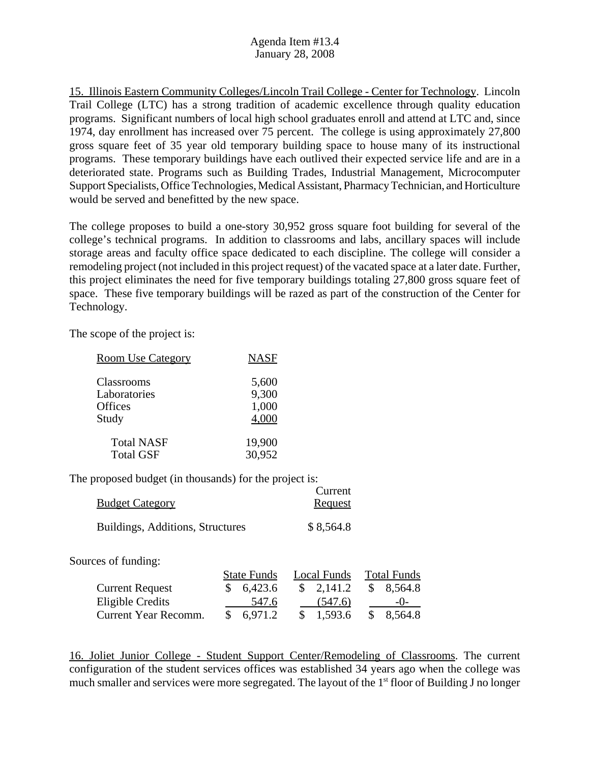15. Illinois Eastern Community Colleges/Lincoln Trail College - Center for Technology. Lincoln Trail College (LTC) has a strong tradition of academic excellence through quality education programs. Significant numbers of local high school graduates enroll and attend at LTC and, since 1974, day enrollment has increased over 75 percent. The college is using approximately 27,800 gross square feet of 35 year old temporary building space to house many of its instructional programs. These temporary buildings have each outlived their expected service life and are in a deteriorated state. Programs such as Building Trades, Industrial Management, Microcomputer Support Specialists, Office Technologies, Medical Assistant, Pharmacy Technician, and Horticulture would be served and benefitted by the new space.

The college proposes to build a one-story 30,952 gross square foot building for several of the college's technical programs. In addition to classrooms and labs, ancillary spaces will include storage areas and faculty office space dedicated to each discipline. The college will consider a remodeling project (not included in this project request) of the vacated space at a later date. Further, this project eliminates the need for five temporary buildings totaling 27,800 gross square feet of space. These five temporary buildings will be razed as part of the construction of the Center for Technology.

The scope of the project is:

| Room Use Category | NASF |
|---|---|
| Classrooms | 5,600 |
| Laboratories | 9,300 |
| Offices | 1,000 |
| Study | 4,000 |
| Total NASF | 19,900 |
| Total GSF | 30,952 |

The proposed budget (in thousands) for the project is:

| Budget Category | Current Request |
|---|---|
| Buildings, Additions, Structures | $ 8,564.8 |

Sources of funding:

| | State Funds | Local Funds | Total Funds |
|---|---|---|---|
| Current Request | $ 6,423.6 | $ 2,141.2 | $ 8,564.8 |
| Eligible Credits | 547.6 | (547.6) | -0- |
| Current Year Recomm. | $ 6,971.2 | $ 1,593.6 | $ 8,564.8 |

16. Joliet Junior College - Student Support Center/Remodeling of Classrooms. The current configuration of the student services offices was established 34 years ago when the college was much smaller and services were more segregated. The layout of the 1st floor of Building J no longer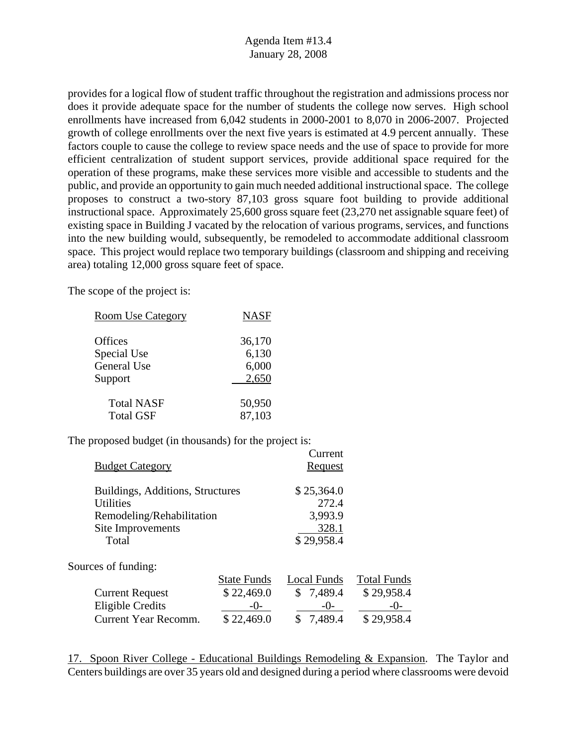provides for a logical flow of student traffic throughout the registration and admissions process nor does it provide adequate space for the number of students the college now serves. High school enrollments have increased from 6,042 students in 2000-2001 to 8,070 in 2006-2007. Projected growth of college enrollments over the next five years is estimated at 4.9 percent annually. These factors couple to cause the college to review space needs and the use of space to provide for more efficient centralization of student support services, provide additional space required for the operation of these programs, make these services more visible and accessible to students and the public, and provide an opportunity to gain much needed additional instructional space. The college proposes to construct a two-story 87,103 gross square foot building to provide additional instructional space. Approximately 25,600 gross square feet (23,270 net assignable square feet) of existing space in Building J vacated by the relocation of various programs, services, and functions into the new building would, subsequently, be remodeled to accommodate additional classroom space. This project would replace two temporary buildings (classroom and shipping and receiving area) totaling 12,000 gross square feet of space.

The scope of the project is:

| Room Use Category | NASF |
|---|---|
| Offices | 36,170 |
| Special Use | 6,130 |
| General Use | 6,000 |
| Support | 2,650 |
| Total NASF | 50,950 |
| Total GSF | 87,103 |

The proposed budget (in thousands) for the project is:

| Budget Category | Current Request |
|---|---|
| Buildings, Additions, Structures | $ 25,364.0 |
| Utilities | 272.4 |
| Remodeling/Rehabilitation | 3,993.9 |
| Site Improvements | 328.1 |
| Total | $ 29,958.4 |

Sources of funding:

| | State Funds | Local Funds | Total Funds |
|---|---|---|---|
| Current Request | $ 22,469.0 | $ 7,489.4 | $ 29,958.4 |
| Eligible Credits | -0- | -0- | -0- |
| Current Year Recomm. | $ 22,469.0 | $ 7,489.4 | $ 29,958.4 |

17. Spoon River College - Educational Buildings Remodeling & Expansion. The Taylor and Centers buildings are over 35 years old and designed during a period where classrooms were devoid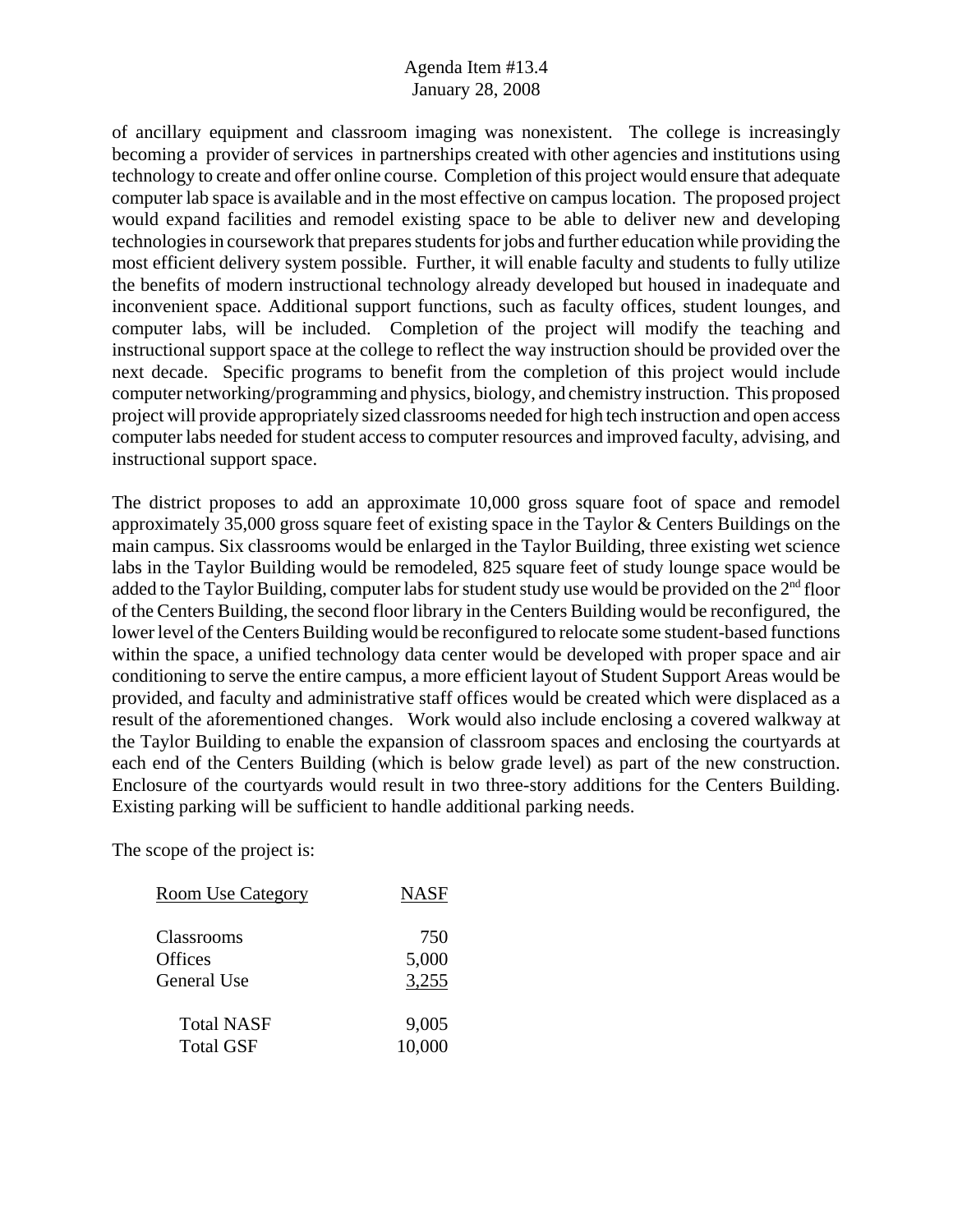of ancillary equipment and classroom imaging was nonexistent. The college is increasingly becoming a provider of services in partnerships created with other agencies and institutions using technology to create and offer online course. Completion of this project would ensure that adequate computer lab space is available and in the most effective on campus location. The proposed project would expand facilities and remodel existing space to be able to deliver new and developing technologies in coursework that prepares students for jobs and further education while providing the most efficient delivery system possible. Further, it will enable faculty and students to fully utilize the benefits of modern instructional technology already developed but housed in inadequate and inconvenient space. Additional support functions, such as faculty offices, student lounges, and computer labs, will be included. Completion of the project will modify the teaching and instructional support space at the college to reflect the way instruction should be provided over the next decade. Specific programs to benefit from the completion of this project would include computer networking/programming and physics, biology, and chemistry instruction. This proposed project will provide appropriately sized classrooms needed for high tech instruction and open access computer labs needed for student access to computer resources and improved faculty, advising, and instructional support space.

The district proposes to add an approximate 10,000 gross square foot of space and remodel approximately 35,000 gross square feet of existing space in the Taylor & Centers Buildings on the main campus. Six classrooms would be enlarged in the Taylor Building, three existing wet science labs in the Taylor Building would be remodeled, 825 square feet of study lounge space would be added to the Taylor Building, computer labs for student study use would be provided on the 2nd floor of the Centers Building, the second floor library in the Centers Building would be reconfigured, the lower level of the Centers Building would be reconfigured to relocate some student-based functions within the space, a unified technology data center would be developed with proper space and air conditioning to serve the entire campus, a more efficient layout of Student Support Areas would be provided, and faculty and administrative staff offices would be created which were displaced as a result of the aforementioned changes. Work would also include enclosing a covered walkway at the Taylor Building to enable the expansion of classroom spaces and enclosing the courtyards at each end of the Centers Building (which is below grade level) as part of the new construction. Enclosure of the courtyards would result in two three-story additions for the Centers Building. Existing parking will be sufficient to handle additional parking needs.

The scope of the project is:

| Room Use Category | NASF |
|---|---|
| Classrooms | 750 |
| Offices | 5,000 |
| General Use | 3,255 |
| Total NASF | 9,005 |
| Total GSF | 10,000 |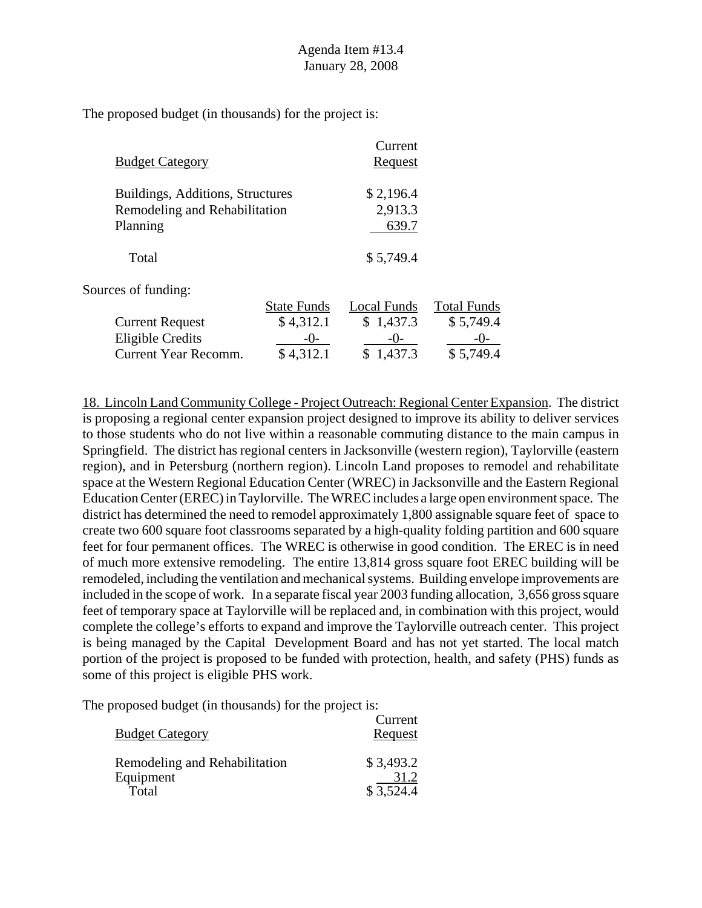The proposed budget (in thousands) for the project is:

| Budget Category | Current Request |
|---|---|
| Buildings, Additions, Structures | $ 2,196.4 |
| Remodeling and Rehabilitation | 2,913.3 |
| Planning | 639.7 |
| Total | $ 5,749.4 |

Sources of funding:

| | State Funds | Local Funds | Total Funds |
|---|---|---|---|
| Current Request | $ 4,312.1 | $ 1,437.3 | $ 5,749.4 |
| Eligible Credits | -0- | -0- | -0- |
| Current Year Recomm. | $ 4,312.1 | $ 1,437.3 | $ 5,749.4 |

18. Lincoln Land Community College - Project Outreach: Regional Center Expansion. The district is proposing a regional center expansion project designed to improve its ability to deliver services to those students who do not live within a reasonable commuting distance to the main campus in Springfield. The district has regional centers in Jacksonville (western region), Taylorville (eastern region), and in Petersburg (northern region). Lincoln Land proposes to remodel and rehabilitate space at the Western Regional Education Center (WREC) in Jacksonville and the Eastern Regional Education Center (EREC) in Taylorville. The WREC includes a large open environment space. The district has determined the need to remodel approximately 1,800 assignable square feet of space to create two 600 square foot classrooms separated by a high-quality folding partition and 600 square feet for four permanent offices. The WREC is otherwise in good condition. The EREC is in need of much more extensive remodeling. The entire 13,814 gross square foot EREC building will be remodeled, including the ventilation and mechanical systems. Building envelope improvements are included in the scope of work. In a separate fiscal year 2003 funding allocation, 3,656 gross square feet of temporary space at Taylorville will be replaced and, in combination with this project, would complete the college's efforts to expand and improve the Taylorville outreach center. This project is being managed by the Capital Development Board and has not yet started. The local match portion of the project is proposed to be funded with protection, health, and safety (PHS) funds as some of this project is eligible PHS work.

The proposed budget (in thousands) for the project is:

| Budget Category | Current Request |
|---|---|
| Remodeling and Rehabilitation | $ 3,493.2 |
| Equipment | 31.2 |
| Total | $ 3,524.4 |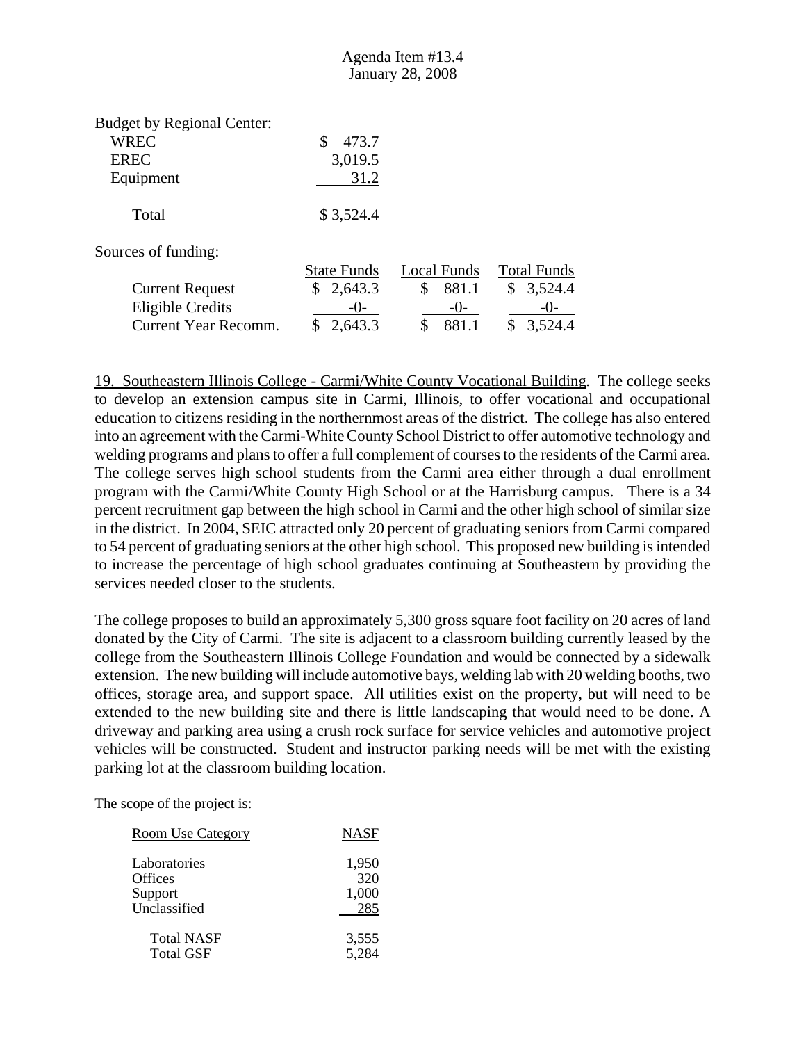Budget by Regional Center:

| | |
|---|---|
| WREC | $ 473.7 |
| EREC | 3,019.5 |
| Equipment | 31.2 |
| Total | $ 3,524.4 |

Sources of funding:

| | State Funds | Local Funds | Total Funds |
|---|---|---|---|
| Current Request | $ 2,643.3 | $ 881.1 | $ 3,524.4 |
| Eligible Credits | -0- | -0- | -0- |
| Current Year Recomm. | $ 2,643.3 | $ 881.1 | $ 3,524.4 |

19. Southeastern Illinois College - Carmi/White County Vocational Building. The college seeks to develop an extension campus site in Carmi, Illinois, to offer vocational and occupational education to citizens residing in the northernmost areas of the district. The college has also entered into an agreement with the Carmi-White County School District to offer automotive technology and welding programs and plans to offer a full complement of courses to the residents of the Carmi area. The college serves high school students from the Carmi area either through a dual enrollment program with the Carmi/White County High School or at the Harrisburg campus. There is a 34 percent recruitment gap between the high school in Carmi and the other high school of similar size in the district. In 2004, SEIC attracted only 20 percent of graduating seniors from Carmi compared to 54 percent of graduating seniors at the other high school. This proposed new building is intended to increase the percentage of high school graduates continuing at Southeastern by providing the services needed closer to the students.

The college proposes to build an approximately 5,300 gross square foot facility on 20 acres of land donated by the City of Carmi. The site is adjacent to a classroom building currently leased by the college from the Southeastern Illinois College Foundation and would be connected by a sidewalk extension. The new building will include automotive bays, welding lab with 20 welding booths, two offices, storage area, and support space. All utilities exist on the property, but will need to be extended to the new building site and there is little landscaping that would need to be done. A driveway and parking area using a crush rock surface for service vehicles and automotive project vehicles will be constructed. Student and instructor parking needs will be met with the existing parking lot at the classroom building location.

The scope of the project is:

| Room Use Category | NASF |
|---|---|
| Laboratories | 1,950 |
| Offices | 320 |
| Support | 1,000 |
| Unclassified | 285 |
| Total NASF | 3,555 |
| Total GSF | 5,284 |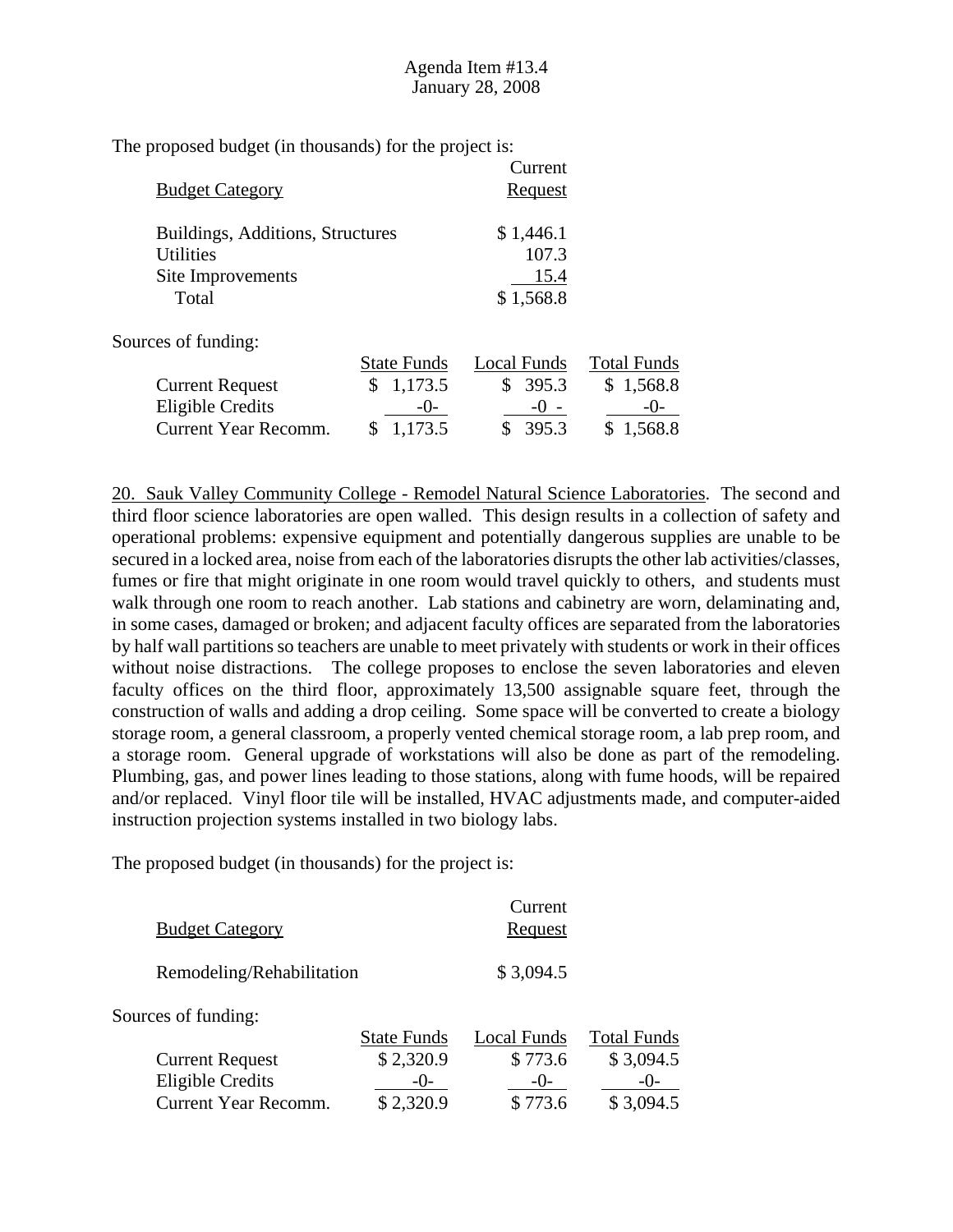The proposed budget (in thousands) for the project is:

| Budget Category | Current Request |
| --- | --- |
| Buildings, Additions, Structures | $ 1,446.1 |
| Utilities | 107.3 |
| Site Improvements | 15.4 |
| Total | $ 1,568.8 |

Sources of funding:

| | State Funds | Local Funds | Total Funds |
| --- | --- | --- | --- |
| Current Request | $ 1,173.5 | $ 395.3 | $ 1,568.8 |
| Eligible Credits | -0- | -0 - | -0- |
| Current Year Recomm. | $ 1,173.5 | $ 395.3 | $ 1,568.8 |

20. Sauk Valley Community College - Remodel Natural Science Laboratories. The second and third floor science laboratories are open walled. This design results in a collection of safety and operational problems: expensive equipment and potentially dangerous supplies are unable to be secured in a locked area, noise from each of the laboratories disrupts the other lab activities/classes, fumes or fire that might originate in one room would travel quickly to others, and students must walk through one room to reach another. Lab stations and cabinetry are worn, delaminating and, in some cases, damaged or broken; and adjacent faculty offices are separated from the laboratories by half wall partitions so teachers are unable to meet privately with students or work in their offices without noise distractions. The college proposes to enclose the seven laboratories and eleven faculty offices on the third floor, approximately 13,500 assignable square feet, through the construction of walls and adding a drop ceiling. Some space will be converted to create a biology storage room, a general classroom, a properly vented chemical storage room, a lab prep room, and a storage room. General upgrade of workstations will also be done as part of the remodeling. Plumbing, gas, and power lines leading to those stations, along with fume hoods, will be repaired and/or replaced. Vinyl floor tile will be installed, HVAC adjustments made, and computer-aided instruction projection systems installed in two biology labs.

The proposed budget (in thousands) for the project is:

| Budget Category | Current Request |
| --- | --- |
| Remodeling/Rehabilitation | $ 3,094.5 |

Sources of funding:

| | State Funds | Local Funds | Total Funds |
| --- | --- | --- | --- |
| Current Request | $ 2,320.9 | $ 773.6 | $ 3,094.5 |
| Eligible Credits | -0- | -0- | -0- |
| Current Year Recomm. | $ 2,320.9 | $ 773.6 | $ 3,094.5 |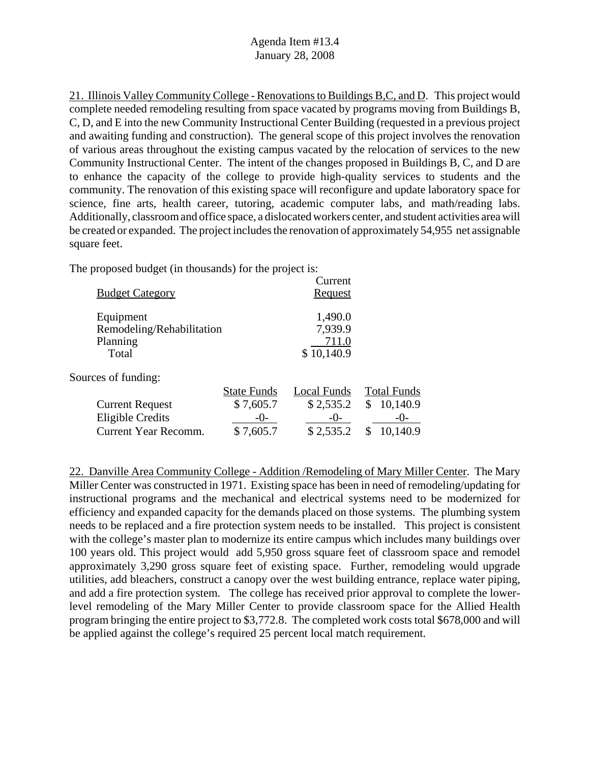Agenda Item #13.4
January 28, 2008

21. Illinois Valley Community College - Renovations to Buildings B,C, and D. This project would complete needed remodeling resulting from space vacated by programs moving from Buildings B, C, D, and E into the new Community Instructional Center Building (requested in a previous project and awaiting funding and construction). The general scope of this project involves the renovation of various areas throughout the existing campus vacated by the relocation of services to the new Community Instructional Center. The intent of the changes proposed in Buildings B, C, and D are to enhance the capacity of the college to provide high-quality services to students and the community. The renovation of this existing space will reconfigure and update laboratory space for science, fine arts, health career, tutoring, academic computer labs, and math/reading labs. Additionally, classroom and office space, a dislocated workers center, and student activities area will be created or expanded. The project includes the renovation of approximately 54,955 net assignable square feet.

The proposed budget (in thousands) for the project is:

| Budget Category | Current Request |
|---|---|
| Equipment | 1,490.0 |
| Remodeling/Rehabilitation | 7,939.9 |
| Planning | 711.0 |
| Total | $ 10,140.9 |

Sources of funding:

| | State Funds | Local Funds | Total Funds |
|---|---|---|---|
| Current Request | $ 7,605.7 | $ 2,535.2 | $ 10,140.9 |
| Eligible Credits | -0- | -0- | -0- |
| Current Year Recomm. | $ 7,605.7 | $ 2,535.2 | $ 10,140.9 |

22. Danville Area Community College - Addition /Remodeling of Mary Miller Center. The Mary Miller Center was constructed in 1971. Existing space has been in need of remodeling/updating for instructional programs and the mechanical and electrical systems need to be modernized for efficiency and expanded capacity for the demands placed on those systems. The plumbing system needs to be replaced and a fire protection system needs to be installed. This project is consistent with the college's master plan to modernize its entire campus which includes many buildings over 100 years old. This project would add 5,950 gross square feet of classroom space and remodel approximately 3,290 gross square feet of existing space. Further, remodeling would upgrade utilities, add bleachers, construct a canopy over the west building entrance, replace water piping, and add a fire protection system. The college has received prior approval to complete the lower-level remodeling of the Mary Miller Center to provide classroom space for the Allied Health program bringing the entire project to $3,772.8. The completed work costs total $678,000 and will be applied against the college's required 25 percent local match requirement.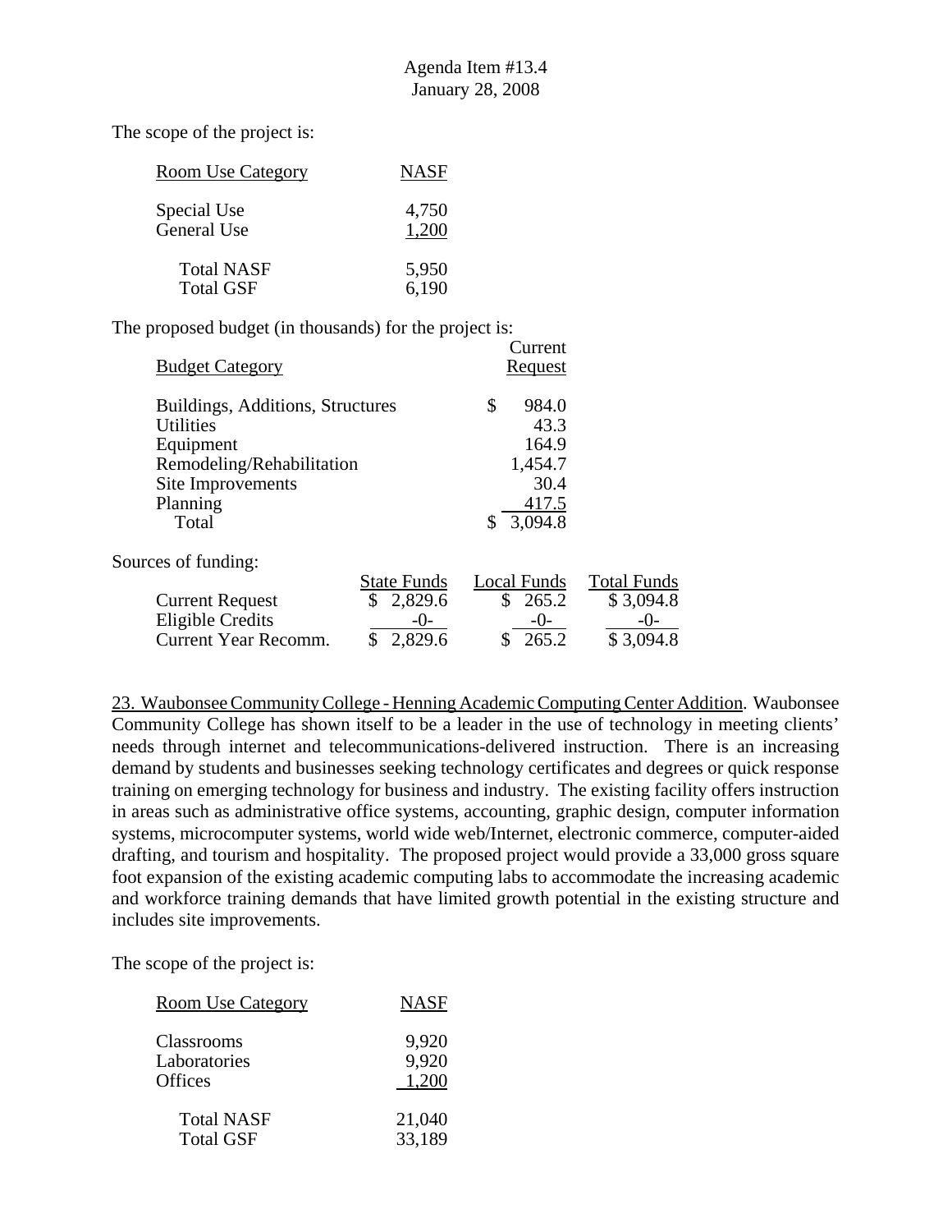The scope of the project is:

| Room Use Category | NASF |
|---|---|
| Special Use | 4,750 |
| General Use | 1,200 |
| Total NASF | 5,950 |
| Total GSF | 6,190 |

The proposed budget (in thousands) for the project is:

| Budget Category | Current Request |
|---|---|
| Buildings, Additions, Structures | $ 984.0 |
| Utilities | 43.3 |
| Equipment | 164.9 |
| Remodeling/Rehabilitation | 1,454.7 |
| Site Improvements | 30.4 |
| Planning | 417.5 |
| Total | $ 3,094.8 |

Sources of funding:

| | State Funds | Local Funds | Total Funds |
|---|---|---|---|
| Current Request | $ 2,829.6 | $ 265.2 | $ 3,094.8 |
| Eligible Credits | -0- | -0- | -0- |
| Current Year Recomm. | $ 2,829.6 | $ 265.2 | $ 3,094.8 |

23. Waubonsee Community College - Henning Academic Computing Center Addition. Waubonsee Community College has shown itself to be a leader in the use of technology in meeting clients' needs through internet and telecommunications-delivered instruction. There is an increasing demand by students and businesses seeking technology certificates and degrees or quick response training on emerging technology for business and industry. The existing facility offers instruction in areas such as administrative office systems, accounting, graphic design, computer information systems, microcomputer systems, world wide web/Internet, electronic commerce, computer-aided drafting, and tourism and hospitality. The proposed project would provide a 33,000 gross square foot expansion of the existing academic computing labs to accommodate the increasing academic and workforce training demands that have limited growth potential in the existing structure and includes site improvements.

The scope of the project is:

| Room Use Category | NASF |
|---|---|
| Classrooms | 9,920 |
| Laboratories | 9,920 |
| Offices | 1,200 |
| Total NASF | 21,040 |
| Total GSF | 33,189 |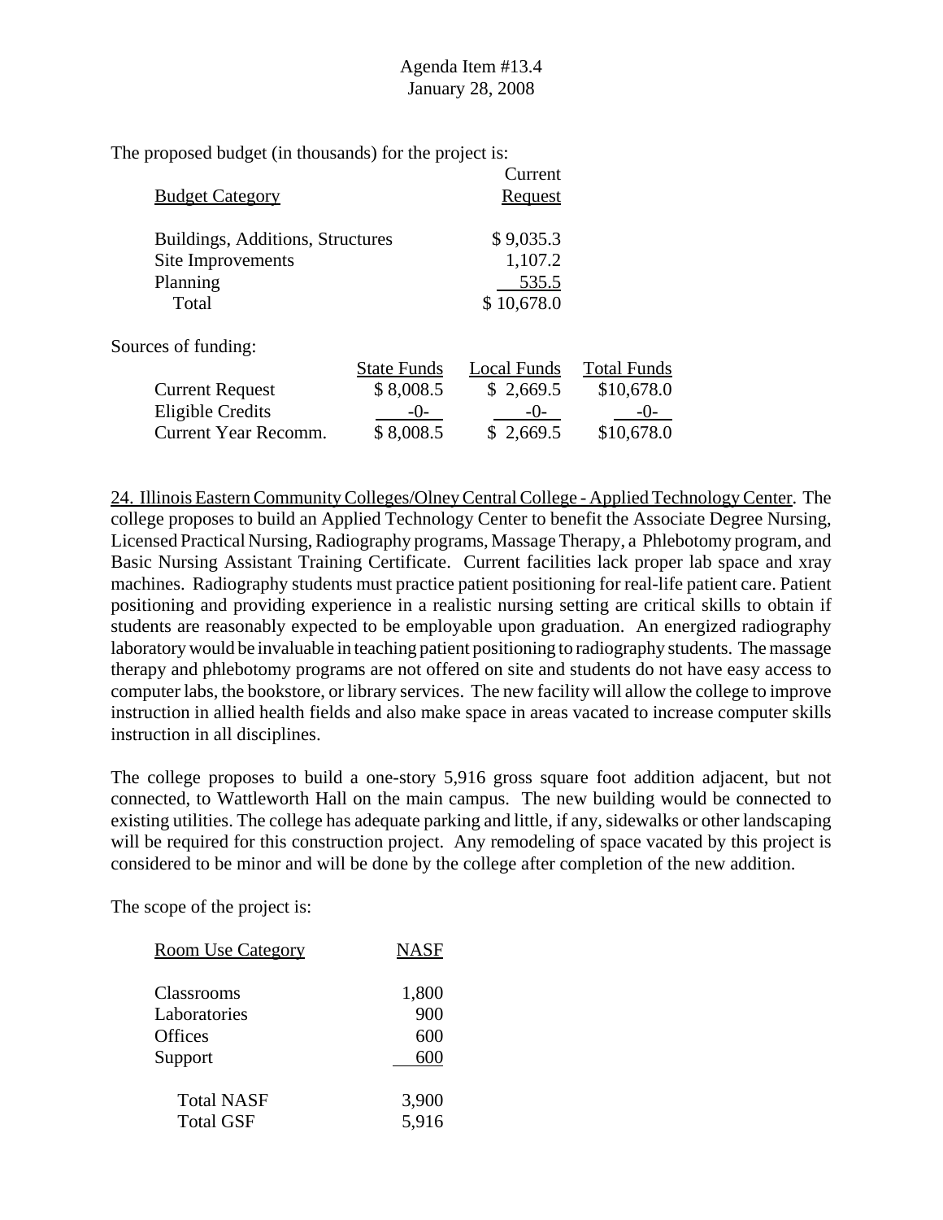Agenda Item #13.4
January 28, 2008

The proposed budget (in thousands) for the project is:

| Budget Category | Current Request |
|---|---|
| Buildings, Additions, Structures | $ 9,035.3 |
| Site Improvements | 1,107.2 |
| Planning | 535.5 |
| Total | $ 10,678.0 |

Sources of funding:

| | State Funds | Local Funds | Total Funds |
|---|---|---|---|
| Current Request | $ 8,008.5 | $ 2,669.5 | $10,678.0 |
| Eligible Credits | -0- | -0- | -0- |
| Current Year Recomm. | $ 8,008.5 | $ 2,669.5 | $10,678.0 |

24. Illinois Eastern Community Colleges/Olney Central College - Applied Technology Center. The college proposes to build an Applied Technology Center to benefit the Associate Degree Nursing, Licensed Practical Nursing, Radiography programs, Massage Therapy, a Phlebotomy program, and Basic Nursing Assistant Training Certificate. Current facilities lack proper lab space and xray machines. Radiography students must practice patient positioning for real-life patient care. Patient positioning and providing experience in a realistic nursing setting are critical skills to obtain if students are reasonably expected to be employable upon graduation. An energized radiography laboratory would be invaluable in teaching patient positioning to radiography students. The massage therapy and phlebotomy programs are not offered on site and students do not have easy access to computer labs, the bookstore, or library services. The new facility will allow the college to improve instruction in allied health fields and also make space in areas vacated to increase computer skills instruction in all disciplines.

The college proposes to build a one-story 5,916 gross square foot addition adjacent, but not connected, to Wattleworth Hall on the main campus. The new building would be connected to existing utilities. The college has adequate parking and little, if any, sidewalks or other landscaping will be required for this construction project. Any remodeling of space vacated by this project is considered to be minor and will be done by the college after completion of the new addition.

The scope of the project is:

| Room Use Category | NASF |
|---|---|
| Classrooms | 1,800 |
| Laboratories | 900 |
| Offices | 600 |
| Support | 600 |
| Total NASF | 3,900 |
| Total GSF | 5,916 |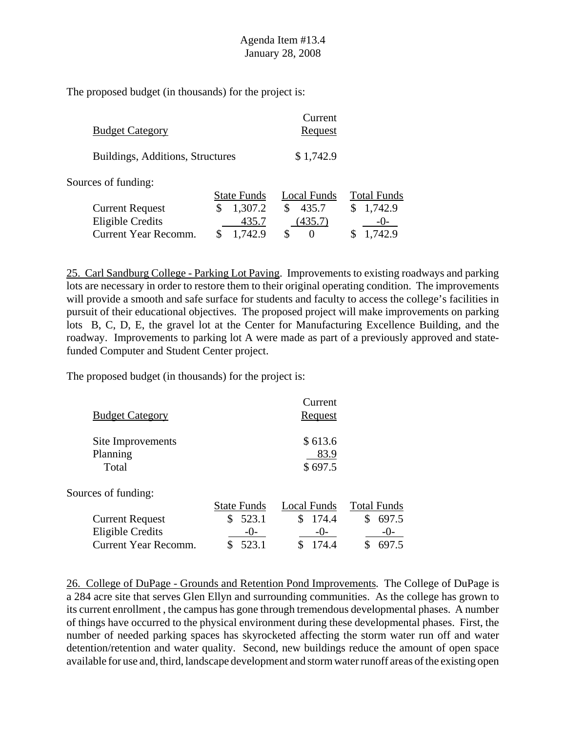The proposed budget (in thousands) for the project is:

| Budget Category | Current Request |
|---|---|
| Buildings, Additions, Structures | $ 1,742.9 |

Sources of funding:

| | State Funds | Local Funds | Total Funds |
|---|---|---|---|
| Current Request | $ 1,307.2 | $ 435.7 | $ 1,742.9 |
| Eligible Credits | 435.7 | (435.7) | -0- |
| Current Year Recomm. | $ 1,742.9 | $ 0 | $ 1,742.9 |

25. Carl Sandburg College - Parking Lot Paving. Improvements to existing roadways and parking lots are necessary in order to restore them to their original operating condition. The improvements will provide a smooth and safe surface for students and faculty to access the college's facilities in pursuit of their educational objectives. The proposed project will make improvements on parking lots B, C, D, E, the gravel lot at the Center for Manufacturing Excellence Building, and the roadway. Improvements to parking lot A were made as part of a previously approved and state-funded Computer and Student Center project.

The proposed budget (in thousands) for the project is:

| Budget Category | Current Request |
|---|---|
| Site Improvements | $ 613.6 |
| Planning | 83.9 |
| Total | $ 697.5 |

Sources of funding:

| | State Funds | Local Funds | Total Funds |
|---|---|---|---|
| Current Request | $ 523.1 | $ 174.4 | $ 697.5 |
| Eligible Credits | -0- | -0- | -0- |
| Current Year Recomm. | $ 523.1 | $ 174.4 | $ 697.5 |

26. College of DuPage - Grounds and Retention Pond Improvements. The College of DuPage is a 284 acre site that serves Glen Ellyn and surrounding communities. As the college has grown to its current enrollment , the campus has gone through tremendous developmental phases. A number of things have occurred to the physical environment during these developmental phases. First, the number of needed parking spaces has skyrocketed affecting the storm water run off and water detention/retention and water quality. Second, new buildings reduce the amount of open space available for use and, third, landscape development and storm water runoff areas of the existing open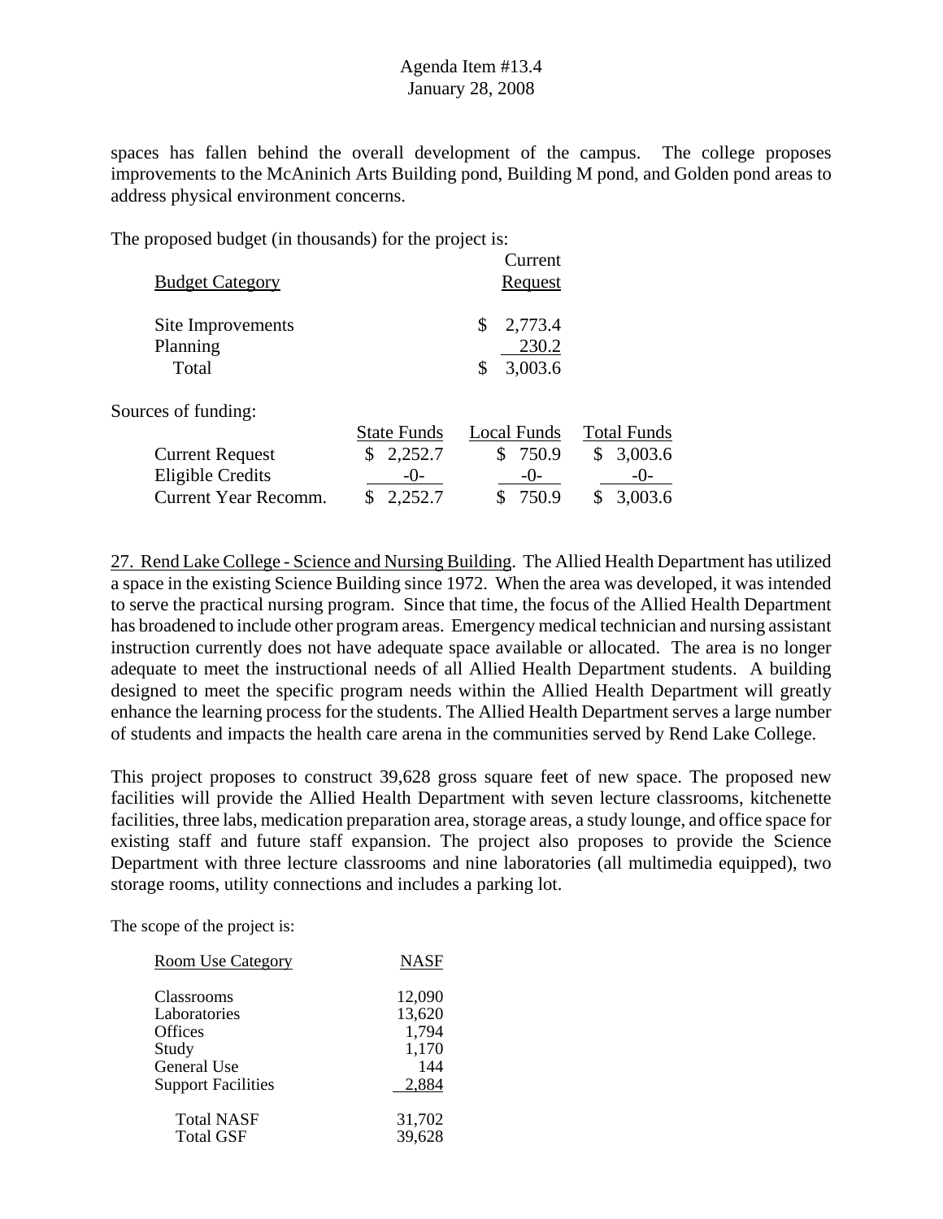spaces has fallen behind the overall development of the campus. The college proposes improvements to the McAninich Arts Building pond, Building M pond, and Golden pond areas to address physical environment concerns.

The proposed budget (in thousands) for the project is:

| Budget Category | Current Request |
|---|---|
| Site Improvements | $ 2,773.4 |
| Planning | 230.2 |
| Total | $ 3,003.6 |

Sources of funding:

| | State Funds | Local Funds | Total Funds |
|---|---|---|---|
| Current Request | $ 2,252.7 | $ 750.9 | $ 3,003.6 |
| Eligible Credits | -0- | -0- | -0- |
| Current Year Recomm. | $ 2,252.7 | $ 750.9 | $ 3,003.6 |

27. Rend Lake College - Science and Nursing Building. The Allied Health Department has utilized a space in the existing Science Building since 1972. When the area was developed, it was intended to serve the practical nursing program. Since that time, the focus of the Allied Health Department has broadened to include other program areas. Emergency medical technician and nursing assistant instruction currently does not have adequate space available or allocated. The area is no longer adequate to meet the instructional needs of all Allied Health Department students. A building designed to meet the specific program needs within the Allied Health Department will greatly enhance the learning process for the students. The Allied Health Department serves a large number of students and impacts the health care arena in the communities served by Rend Lake College.

This project proposes to construct 39,628 gross square feet of new space. The proposed new facilities will provide the Allied Health Department with seven lecture classrooms, kitchenette facilities, three labs, medication preparation area, storage areas, a study lounge, and office space for existing staff and future staff expansion. The project also proposes to provide the Science Department with three lecture classrooms and nine laboratories (all multimedia equipped), two storage rooms, utility connections and includes a parking lot.

The scope of the project is:

| Room Use Category | NASF |
|---|---|
| Classrooms | 12,090 |
| Laboratories | 13,620 |
| Offices | 1,794 |
| Study | 1,170 |
| General Use | 144 |
| Support Facilities | 2,884 |
| Total NASF | 31,702 |
| Total GSF | 39,628 |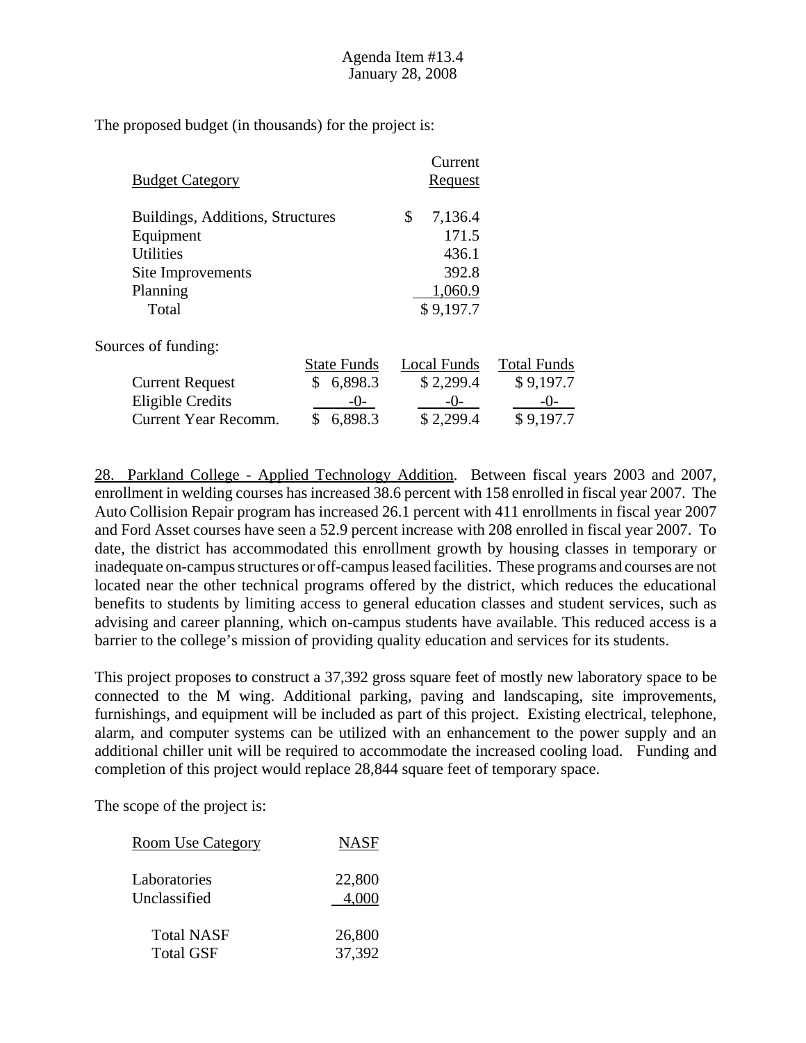The proposed budget (in thousands) for the project is:

| Budget Category | Current Request |
|---|---|
| Buildings, Additions, Structures | $ 7,136.4 |
| Equipment | 171.5 |
| Utilities | 436.1 |
| Site Improvements | 392.8 |
| Planning | 1,060.9 |
| Total | $ 9,197.7 |

Sources of funding:

| | State Funds | Local Funds | Total Funds |
|---|---|---|---|
| Current Request | $ 6,898.3 | $ 2,299.4 | $ 9,197.7 |
| Eligible Credits | -0- | -0- | -0- |
| Current Year Recomm. | $ 6,898.3 | $ 2,299.4 | $ 9,197.7 |

28. Parkland College - Applied Technology Addition. Between fiscal years 2003 and 2007, enrollment in welding courses has increased 38.6 percent with 158 enrolled in fiscal year 2007. The Auto Collision Repair program has increased 26.1 percent with 411 enrollments in fiscal year 2007 and Ford Asset courses have seen a 52.9 percent increase with 208 enrolled in fiscal year 2007. To date, the district has accommodated this enrollment growth by housing classes in temporary or inadequate on-campus structures or off-campus leased facilities. These programs and courses are not located near the other technical programs offered by the district, which reduces the educational benefits to students by limiting access to general education classes and student services, such as advising and career planning, which on-campus students have available. This reduced access is a barrier to the college's mission of providing quality education and services for its students.

This project proposes to construct a 37,392 gross square feet of mostly new laboratory space to be connected to the M wing. Additional parking, paving and landscaping, site improvements, furnishings, and equipment will be included as part of this project. Existing electrical, telephone, alarm, and computer systems can be utilized with an enhancement to the power supply and an additional chiller unit will be required to accommodate the increased cooling load. Funding and completion of this project would replace 28,844 square feet of temporary space.

The scope of the project is:

| Room Use Category | NASF |
|---|---|
| Laboratories | 22,800 |
| Unclassified | 4,000 |
| Total NASF | 26,800 |
| Total GSF | 37,392 |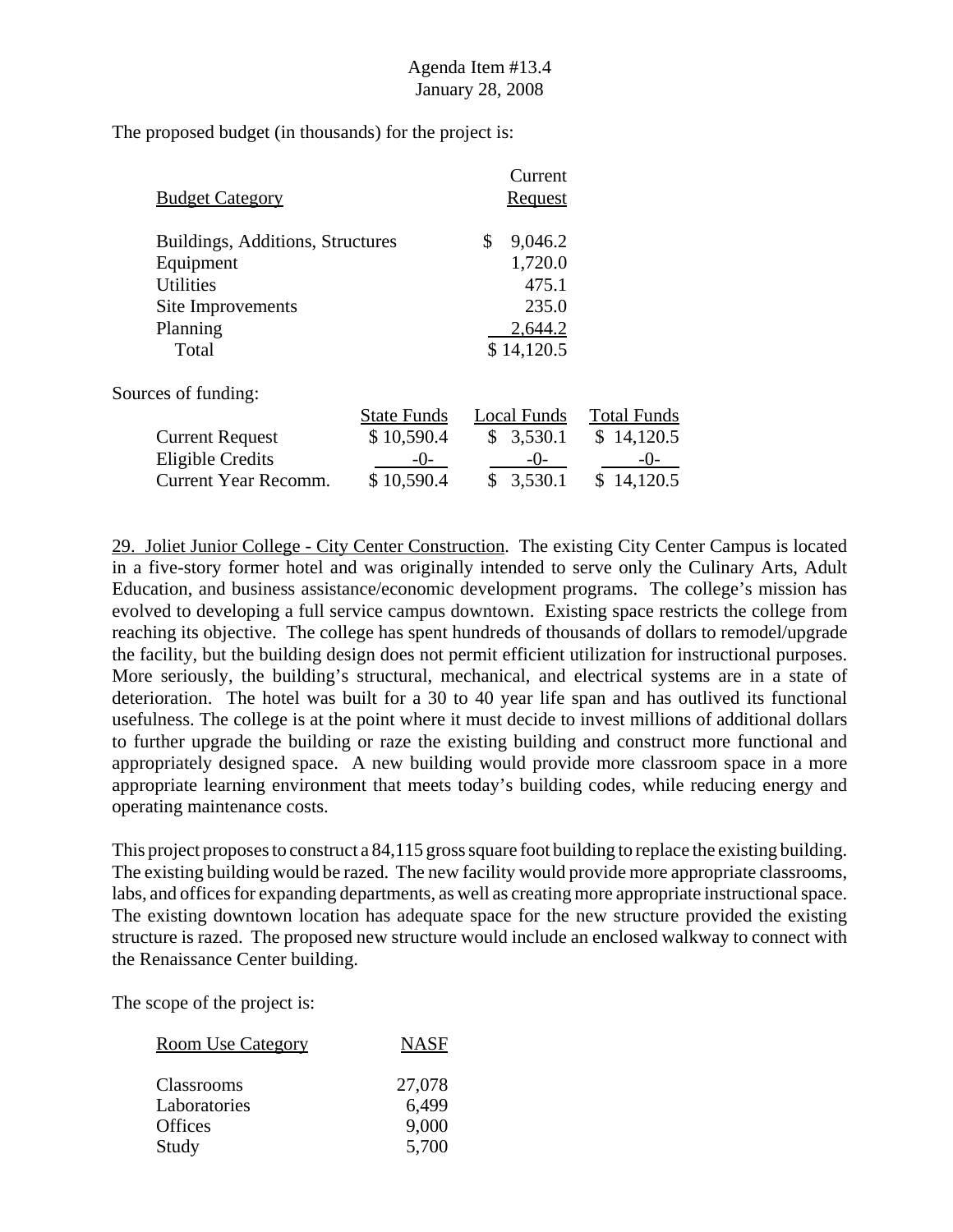The proposed budget (in thousands) for the project is:

| Budget Category | Current Request |
|---|---|
| Buildings, Additions, Structures | $ 9,046.2 |
| Equipment | 1,720.0 |
| Utilities | 475.1 |
| Site Improvements | 235.0 |
| Planning | 2,644.2 |
| Total | $ 14,120.5 |

Sources of funding:

| | State Funds | Local Funds | Total Funds |
|---|---|---|---|
| Current Request | $ 10,590.4 | $ 3,530.1 | $ 14,120.5 |
| Eligible Credits | -0- | -0- | -0- |
| Current Year Recomm. | $ 10,590.4 | $ 3,530.1 | $ 14,120.5 |

29. Joliet Junior College - City Center Construction. The existing City Center Campus is located in a five-story former hotel and was originally intended to serve only the Culinary Arts, Adult Education, and business assistance/economic development programs. The college's mission has evolved to developing a full service campus downtown. Existing space restricts the college from reaching its objective. The college has spent hundreds of thousands of dollars to remodel/upgrade the facility, but the building design does not permit efficient utilization for instructional purposes. More seriously, the building's structural, mechanical, and electrical systems are in a state of deterioration. The hotel was built for a 30 to 40 year life span and has outlived its functional usefulness. The college is at the point where it must decide to invest millions of additional dollars to further upgrade the building or raze the existing building and construct more functional and appropriately designed space. A new building would provide more classroom space in a more appropriate learning environment that meets today's building codes, while reducing energy and operating maintenance costs.

This project proposes to construct a 84,115 gross square foot building to replace the existing building. The existing building would be razed. The new facility would provide more appropriate classrooms, labs, and offices for expanding departments, as well as creating more appropriate instructional space. The existing downtown location has adequate space for the new structure provided the existing structure is razed. The proposed new structure would include an enclosed walkway to connect with the Renaissance Center building.

The scope of the project is:

| Room Use Category | NASF |
|---|---|
| Classrooms | 27,078 |
| Laboratories | 6,499 |
| Offices | 9,000 |
| Study | 5,700 |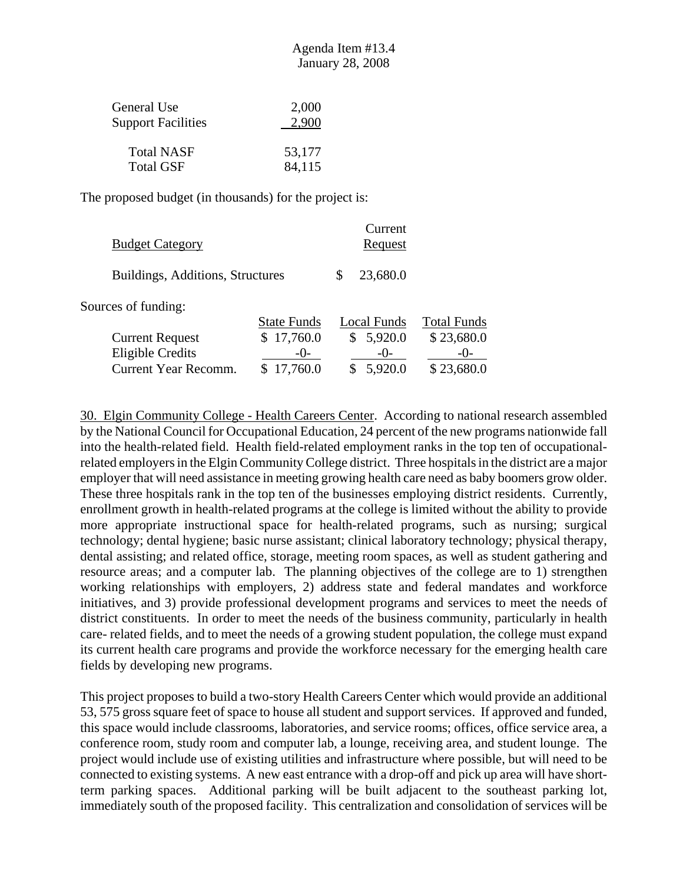| | |
|---|---|
| General Use | 2,000 |
| Support Facilities | 2,900 |
| Total NASF | 53,177 |
| Total GSF | 84,115 |

The proposed budget (in thousands) for the project is:

| Budget Category | Current Request |
|---|---|
| Buildings, Additions, Structures | $ 23,680.0 |

Sources of funding:

| | State Funds | Local Funds | Total Funds |
|---|---|---|---|
| Current Request | $ 17,760.0 | $ 5,920.0 | $ 23,680.0 |
| Eligible Credits | -0- | -0- | -0- |
| Current Year Recomm. | $ 17,760.0 | $ 5,920.0 | $ 23,680.0 |

30. Elgin Community College - Health Careers Center. According to national research assembled by the National Council for Occupational Education, 24 percent of the new programs nationwide fall into the health-related field. Health field-related employment ranks in the top ten of occupational-related employers in the Elgin Community College district. Three hospitals in the district are a major employer that will need assistance in meeting growing health care need as baby boomers grow older. These three hospitals rank in the top ten of the businesses employing district residents. Currently, enrollment growth in health-related programs at the college is limited without the ability to provide more appropriate instructional space for health-related programs, such as nursing; surgical technology; dental hygiene; basic nurse assistant; clinical laboratory technology; physical therapy, dental assisting; and related office, storage, meeting room spaces, as well as student gathering and resource areas; and a computer lab. The planning objectives of the college are to 1) strengthen working relationships with employers, 2) address state and federal mandates and workforce initiatives, and 3) provide professional development programs and services to meet the needs of district constituents. In order to meet the needs of the business community, particularly in health care- related fields, and to meet the needs of a growing student population, the college must expand its current health care programs and provide the workforce necessary for the emerging health care fields by developing new programs.

This project proposes to build a two-story Health Careers Center which would provide an additional 53, 575 gross square feet of space to house all student and support services. If approved and funded, this space would include classrooms, laboratories, and service rooms; offices, office service area, a conference room, study room and computer lab, a lounge, receiving area, and student lounge. The project would include use of existing utilities and infrastructure where possible, but will need to be connected to existing systems. A new east entrance with a drop-off and pick up area will have short-term parking spaces. Additional parking will be built adjacent to the southeast parking lot, immediately south of the proposed facility. This centralization and consolidation of services will be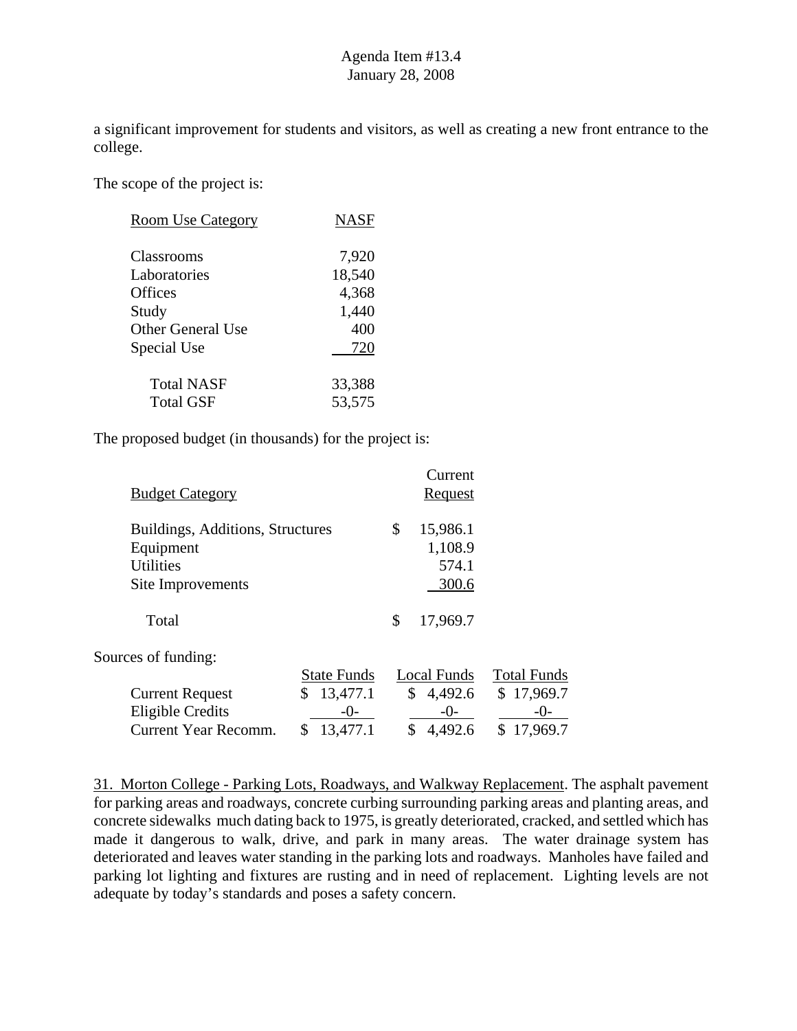a significant improvement for students and visitors, as well as creating a new front entrance to the college.

The scope of the project is:

| Room Use Category | NASF |
|---|---|
| Classrooms | 7,920 |
| Laboratories | 18,540 |
| Offices | 4,368 |
| Study | 1,440 |
| Other General Use | 400 |
| Special Use | 720 |
| Total NASF | 33,388 |
| Total GSF | 53,575 |

The proposed budget (in thousands) for the project is:

| Budget Category | Current Request |
|---|---|
| Buildings, Additions, Structures | $ 15,986.1 |
| Equipment | 1,108.9 |
| Utilities | 574.1 |
| Site Improvements | 300.6 |
| Total | $ 17,969.7 |

Sources of funding:

| | State Funds | Local Funds | Total Funds |
|---|---|---|---|
| Current Request | $ 13,477.1 | $ 4,492.6 | $ 17,969.7 |
| Eligible Credits | -0- | -0- | -0- |
| Current Year Recomm. | $ 13,477.1 | $ 4,492.6 | $ 17,969.7 |

31. Morton College - Parking Lots, Roadways, and Walkway Replacement. The asphalt pavement for parking areas and roadways, concrete curbing surrounding parking areas and planting areas, and concrete sidewalks much dating back to 1975, is greatly deteriorated, cracked, and settled which has made it dangerous to walk, drive, and park in many areas. The water drainage system has deteriorated and leaves water standing in the parking lots and roadways. Manholes have failed and parking lot lighting and fixtures are rusting and in need of replacement. Lighting levels are not adequate by today's standards and poses a safety concern.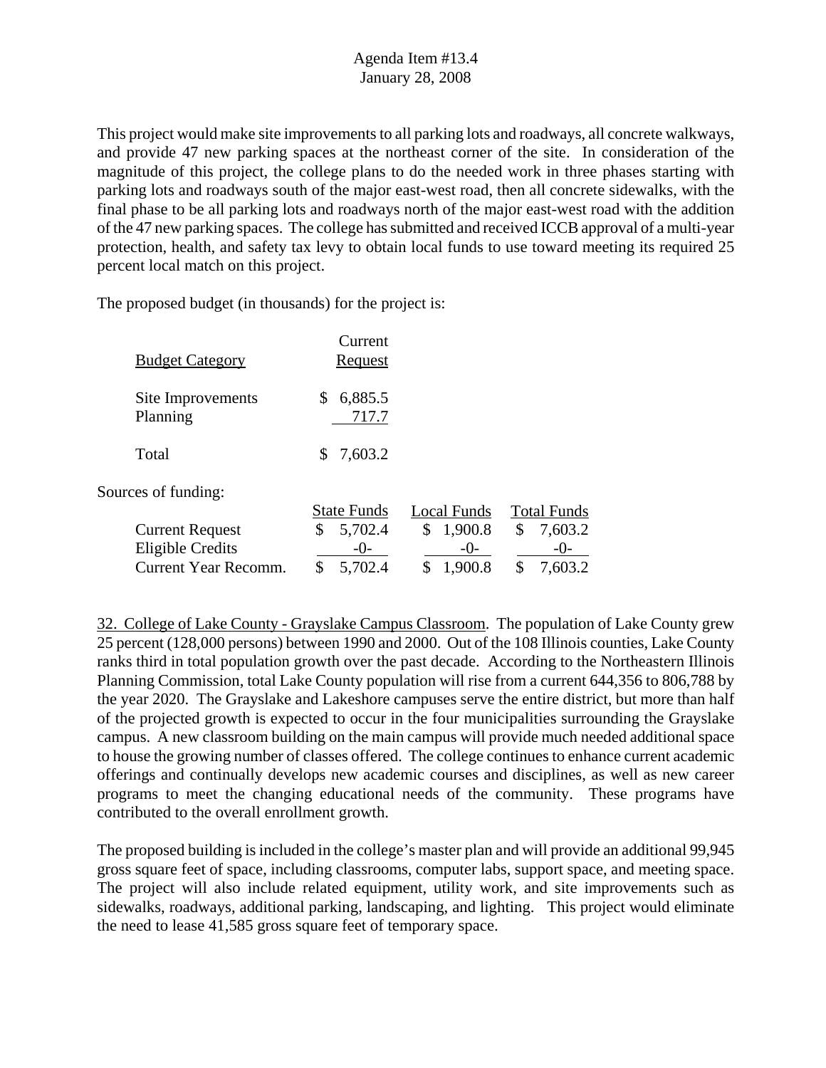This project would make site improvements to all parking lots and roadways, all concrete walkways, and provide 47 new parking spaces at the northeast corner of the site. In consideration of the magnitude of this project, the college plans to do the needed work in three phases starting with parking lots and roadways south of the major east-west road, then all concrete sidewalks, with the final phase to be all parking lots and roadways north of the major east-west road with the addition of the 47 new parking spaces. The college has submitted and received ICCB approval of a multi-year protection, health, and safety tax levy to obtain local funds to use toward meeting its required 25 percent local match on this project.

The proposed budget (in thousands) for the project is:

| Budget Category | Current Request |
|---|---|
| Site Improvements | $ 6,885.5 |
| Planning | 717.7 |
| Total | $ 7,603.2 |

Sources of funding:

| | State Funds | Local Funds | Total Funds |
|---|---|---|---|
| Current Request | $ 5,702.4 | $ 1,900.8 | $ 7,603.2 |
| Eligible Credits | -0- | -0- | -0- |
| Current Year Recomm. | $ 5,702.4 | $ 1,900.8 | $ 7,603.2 |

32. College of Lake County - Grayslake Campus Classroom. The population of Lake County grew 25 percent (128,000 persons) between 1990 and 2000. Out of the 108 Illinois counties, Lake County ranks third in total population growth over the past decade. According to the Northeastern Illinois Planning Commission, total Lake County population will rise from a current 644,356 to 806,788 by the year 2020. The Grayslake and Lakeshore campuses serve the entire district, but more than half of the projected growth is expected to occur in the four municipalities surrounding the Grayslake campus. A new classroom building on the main campus will provide much needed additional space to house the growing number of classes offered. The college continues to enhance current academic offerings and continually develops new academic courses and disciplines, as well as new career programs to meet the changing educational needs of the community. These programs have contributed to the overall enrollment growth.

The proposed building is included in the college's master plan and will provide an additional 99,945 gross square feet of space, including classrooms, computer labs, support space, and meeting space. The project will also include related equipment, utility work, and site improvements such as sidewalks, roadways, additional parking, landscaping, and lighting. This project would eliminate the need to lease 41,585 gross square feet of temporary space.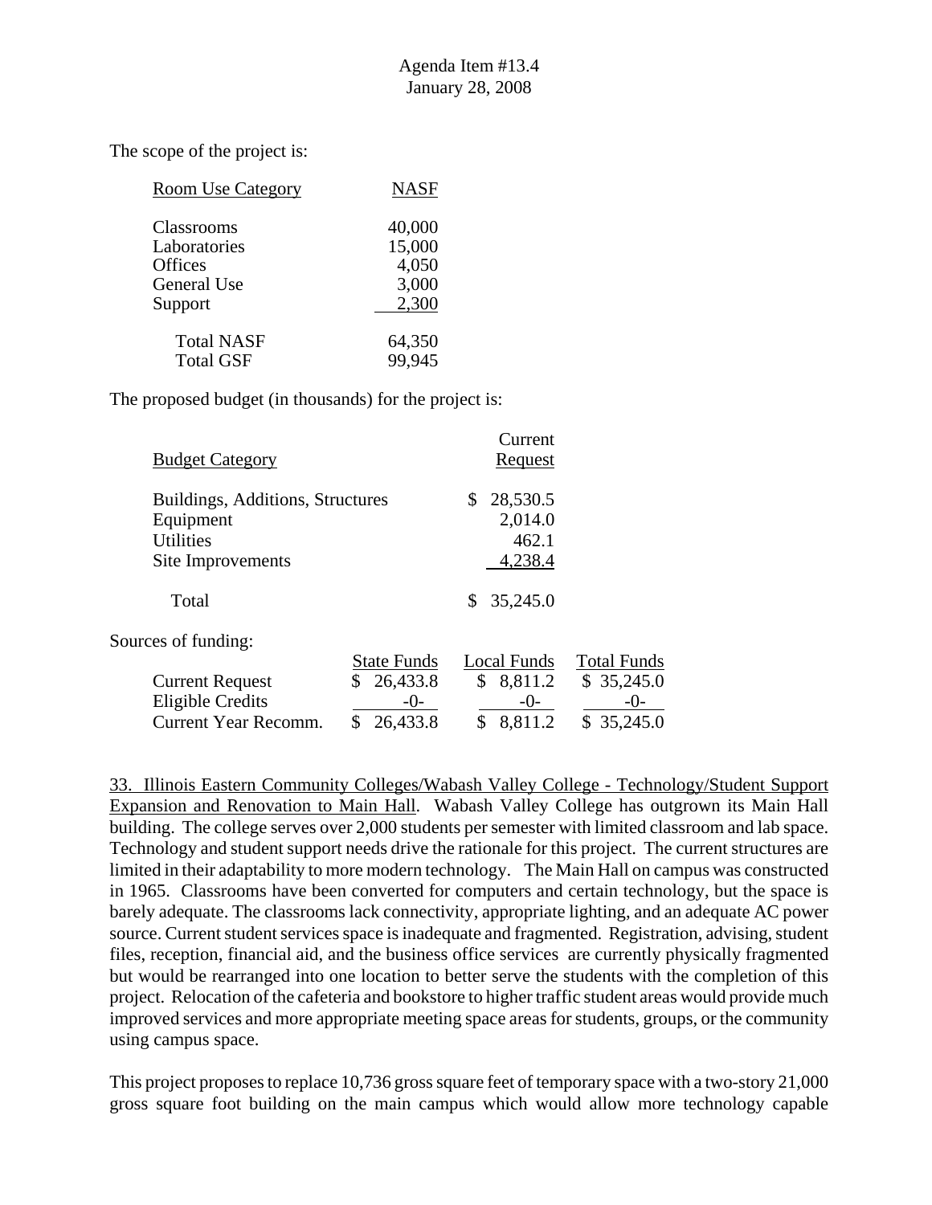The scope of the project is:

| Room Use Category | NASF |
|---|---|
| Classrooms | 40,000 |
| Laboratories | 15,000 |
| Offices | 4,050 |
| General Use | 3,000 |
| Support | 2,300 |
| Total NASF | 64,350 |
| Total GSF | 99,945 |

The proposed budget (in thousands) for the project is:

| Budget Category | Current Request |
|---|---|
| Buildings, Additions, Structures | $ 28,530.5 |
| Equipment | 2,014.0 |
| Utilities | 462.1 |
| Site Improvements | 4,238.4 |
| Total | $ 35,245.0 |

Sources of funding:

| | State Funds | Local Funds | Total Funds |
|---|---|---|---|
| Current Request | $ 26,433.8 | $ 8,811.2 | $ 35,245.0 |
| Eligible Credits | -0- | -0- | -0- |
| Current Year Recomm. | $ 26,433.8 | $ 8,811.2 | $ 35,245.0 |

33. Illinois Eastern Community Colleges/Wabash Valley College - Technology/Student Support Expansion and Renovation to Main Hall. Wabash Valley College has outgrown its Main Hall building. The college serves over 2,000 students per semester with limited classroom and lab space. Technology and student support needs drive the rationale for this project. The current structures are limited in their adaptability to more modern technology. The Main Hall on campus was constructed in 1965. Classrooms have been converted for computers and certain technology, but the space is barely adequate. The classrooms lack connectivity, appropriate lighting, and an adequate AC power source. Current student services space is inadequate and fragmented. Registration, advising, student files, reception, financial aid, and the business office services are currently physically fragmented but would be rearranged into one location to better serve the students with the completion of this project. Relocation of the cafeteria and bookstore to higher traffic student areas would provide much improved services and more appropriate meeting space areas for students, groups, or the community using campus space.

This project proposes to replace 10,736 gross square feet of temporary space with a two-story 21,000 gross square foot building on the main campus which would allow more technology capable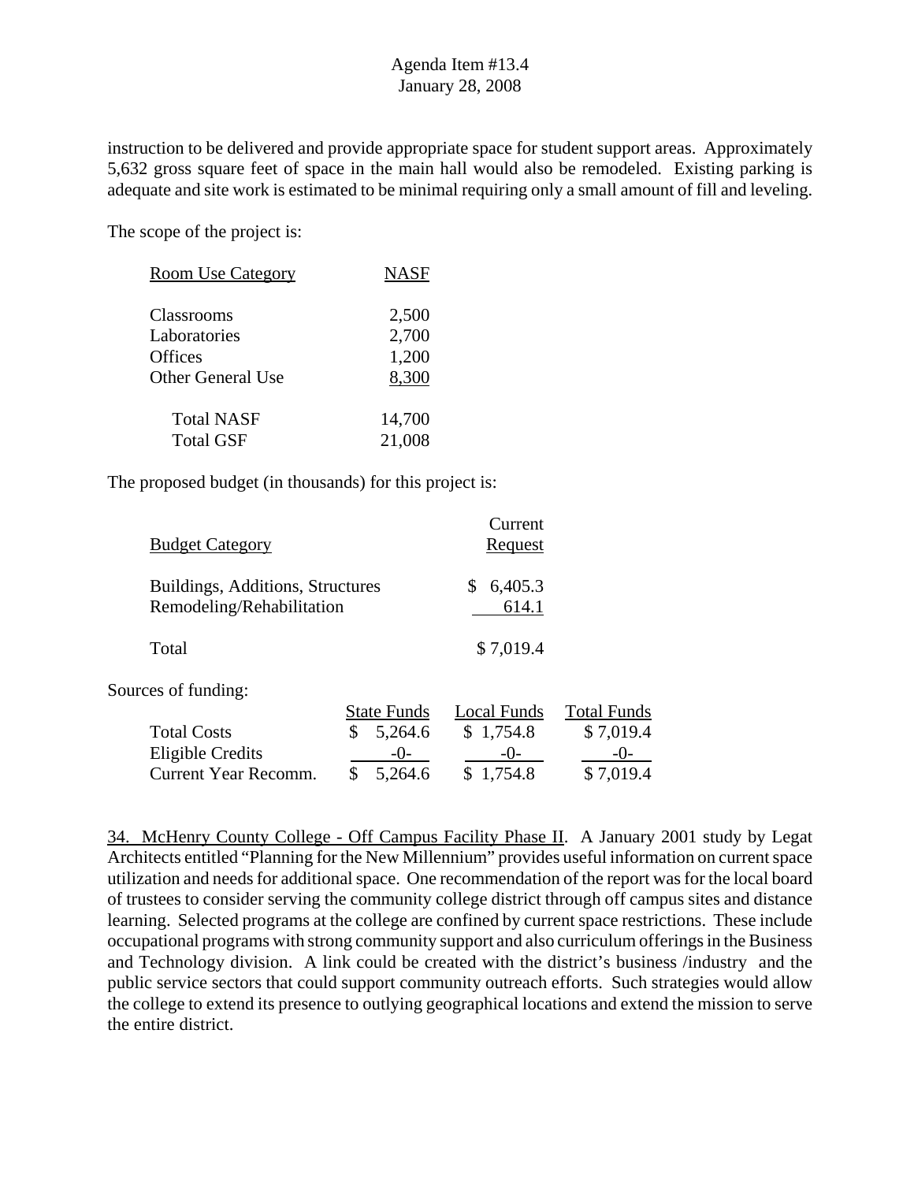instruction to be delivered and provide appropriate space for student support areas. Approximately 5,632 gross square feet of space in the main hall would also be remodeled. Existing parking is adequate and site work is estimated to be minimal requiring only a small amount of fill and leveling.

The scope of the project is:

| Room Use Category | NASF |
|---|---|
| Classrooms | 2,500 |
| Laboratories | 2,700 |
| Offices | 1,200 |
| Other General Use | 8,300 |
| Total NASF | 14,700 |
| Total GSF | 21,008 |

The proposed budget (in thousands) for this project is:

| Budget Category | Current Request |
|---|---|
| Buildings, Additions, Structures | $ 6,405.3 |
| Remodeling/Rehabilitation | 614.1 |
| Total | $ 7,019.4 |

Sources of funding:

| | State Funds | Local Funds | Total Funds |
|---|---|---|---|
| Total Costs | $ 5,264.6 | $ 1,754.8 | $ 7,019.4 |
| Eligible Credits | -0- | -0- | -0- |
| Current Year Recomm. | $ 5,264.6 | $ 1,754.8 | $ 7,019.4 |

34. McHenry County College - Off Campus Facility Phase II. A January 2001 study by Legat Architects entitled "Planning for the New Millennium" provides useful information on current space utilization and needs for additional space. One recommendation of the report was for the local board of trustees to consider serving the community college district through off campus sites and distance learning. Selected programs at the college are confined by current space restrictions. These include occupational programs with strong community support and also curriculum offerings in the Business and Technology division. A link could be created with the district's business /industry and the public service sectors that could support community outreach efforts. Such strategies would allow the college to extend its presence to outlying geographical locations and extend the mission to serve the entire district.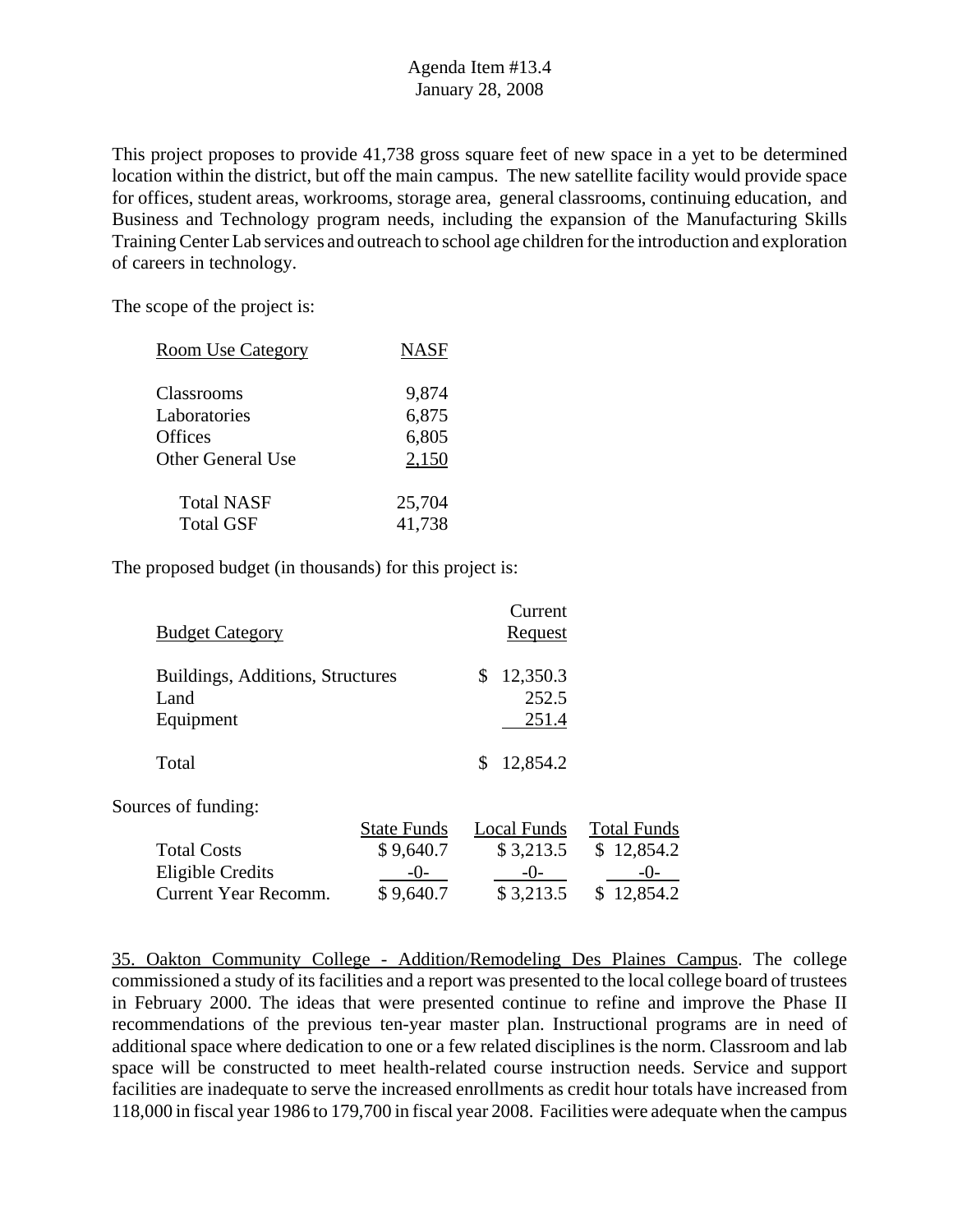This project proposes to provide 41,738 gross square feet of new space in a yet to be determined location within the district, but off the main campus. The new satellite facility would provide space for offices, student areas, workrooms, storage area, general classrooms, continuing education, and Business and Technology program needs, including the expansion of the Manufacturing Skills Training Center Lab services and outreach to school age children for the introduction and exploration of careers in technology.

The scope of the project is:

| Room Use Category | NASF |
|---|---|
| Classrooms | 9,874 |
| Laboratories | 6,875 |
| Offices | 6,805 |
| Other General Use | 2,150 |
| Total NASF | 25,704 |
| Total GSF | 41,738 |

The proposed budget (in thousands) for this project is:

| Budget Category | Current Request |
|---|---|
| Buildings, Additions, Structures | $ 12,350.3 |
| Land | 252.5 |
| Equipment | 251.4 |
| Total | $ 12,854.2 |

Sources of funding:

| | State Funds | Local Funds | Total Funds |
|---|---|---|---|
| Total Costs | $ 9,640.7 | $ 3,213.5 | $ 12,854.2 |
| Eligible Credits | -0- | -0- | -0- |
| Current Year Recomm. | $ 9,640.7 | $ 3,213.5 | $ 12,854.2 |

35. Oakton Community College - Addition/Remodeling Des Plaines Campus. The college commissioned a study of its facilities and a report was presented to the local college board of trustees in February 2000. The ideas that were presented continue to refine and improve the Phase II recommendations of the previous ten-year master plan. Instructional programs are in need of additional space where dedication to one or a few related disciplines is the norm. Classroom and lab space will be constructed to meet health-related course instruction needs. Service and support facilities are inadequate to serve the increased enrollments as credit hour totals have increased from 118,000 in fiscal year 1986 to 179,700 in fiscal year 2008. Facilities were adequate when the campus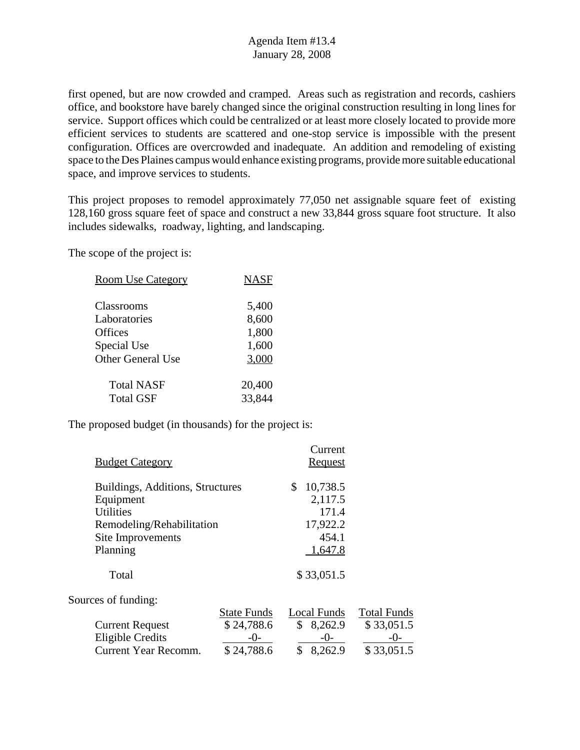first opened, but are now crowded and cramped. Areas such as registration and records, cashiers office, and bookstore have barely changed since the original construction resulting in long lines for service. Support offices which could be centralized or at least more closely located to provide more efficient services to students are scattered and one-stop service is impossible with the present configuration. Offices are overcrowded and inadequate. An addition and remodeling of existing space to the Des Plaines campus would enhance existing programs, provide more suitable educational space, and improve services to students.

This project proposes to remodel approximately 77,050 net assignable square feet of existing 128,160 gross square feet of space and construct a new 33,844 gross square foot structure. It also includes sidewalks, roadway, lighting, and landscaping.

The scope of the project is:

| Room Use Category | NASF |
|---|---|
| Classrooms | 5,400 |
| Laboratories | 8,600 |
| Offices | 1,800 |
| Special Use | 1,600 |
| Other General Use | 3,000 |
| Total NASF | 20,400 |
| Total GSF | 33,844 |

The proposed budget (in thousands) for the project is:

| Budget Category | Current Request |
|---|---|
| Buildings, Additions, Structures | $ 10,738.5 |
| Equipment | 2,117.5 |
| Utilities | 171.4 |
| Remodeling/Rehabilitation | 17,922.2 |
| Site Improvements | 454.1 |
| Planning | 1,647.8 |
| Total | $ 33,051.5 |

Sources of funding:

| | State Funds | Local Funds | Total Funds |
|---|---|---|---|
| Current Request | $ 24,788.6 | $ 8,262.9 | $ 33,051.5 |
| Eligible Credits | -0- | -0- | -0- |
| Current Year Recomm. | $ 24,788.6 | $ 8,262.9 | $ 33,051.5 |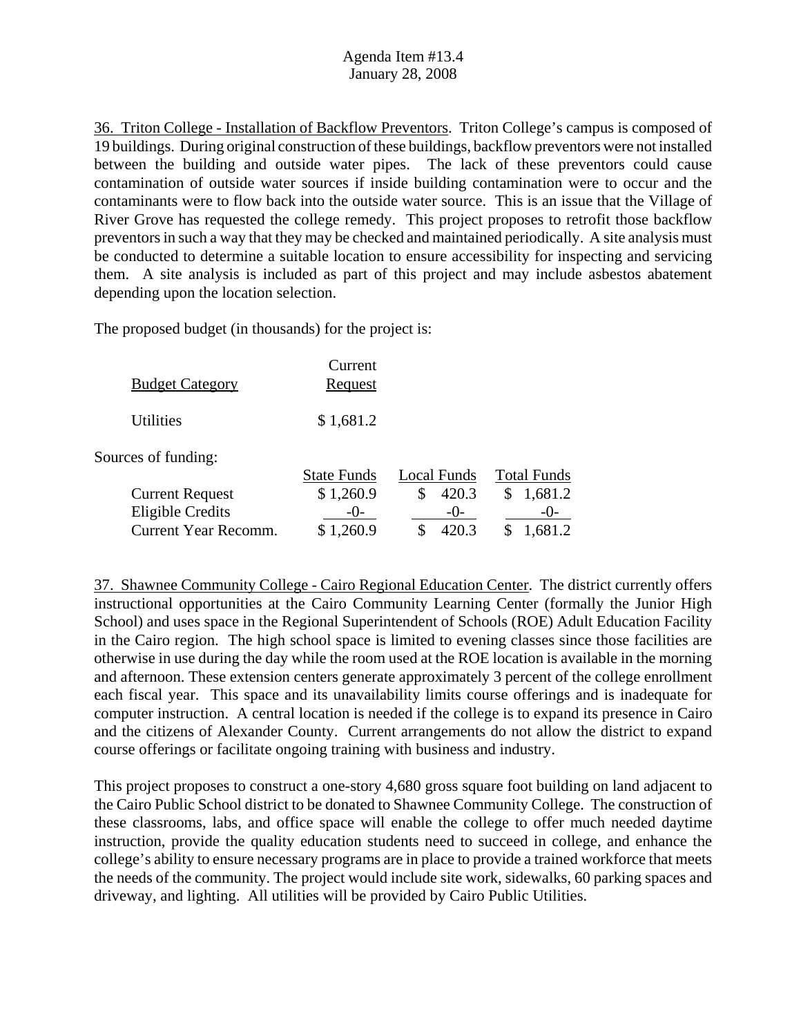Agenda Item #13.4
January 28, 2008

36. Triton College - Installation of Backflow Preventors. Triton College's campus is composed of 19 buildings. During original construction of these buildings, backflow preventors were not installed between the building and outside water pipes. The lack of these preventors could cause contamination of outside water sources if inside building contamination were to occur and the contaminants were to flow back into the outside water source. This is an issue that the Village of River Grove has requested the college remedy. This project proposes to retrofit those backflow preventors in such a way that they may be checked and maintained periodically. A site analysis must be conducted to determine a suitable location to ensure accessibility for inspecting and servicing them. A site analysis is included as part of this project and may include asbestos abatement depending upon the location selection.

The proposed budget (in thousands) for the project is:

| Budget Category | Current Request |
|---|---|
| Utilities | $ 1,681.2 |

Sources of funding:

| | State Funds | Local Funds | Total Funds |
|---|---|---|---|
| Current Request | $ 1,260.9 | $ 420.3 | $ 1,681.2 |
| Eligible Credits | -0- | -0- | -0- |
| Current Year Recomm. | $ 1,260.9 | $ 420.3 | $ 1,681.2 |

37. Shawnee Community College - Cairo Regional Education Center. The district currently offers instructional opportunities at the Cairo Community Learning Center (formally the Junior High School) and uses space in the Regional Superintendent of Schools (ROE) Adult Education Facility in the Cairo region. The high school space is limited to evening classes since those facilities are otherwise in use during the day while the room used at the ROE location is available in the morning and afternoon. These extension centers generate approximately 3 percent of the college enrollment each fiscal year. This space and its unavailability limits course offerings and is inadequate for computer instruction. A central location is needed if the college is to expand its presence in Cairo and the citizens of Alexander County. Current arrangements do not allow the district to expand course offerings or facilitate ongoing training with business and industry.

This project proposes to construct a one-story 4,680 gross square foot building on land adjacent to the Cairo Public School district to be donated to Shawnee Community College. The construction of these classrooms, labs, and office space will enable the college to offer much needed daytime instruction, provide the quality education students need to succeed in college, and enhance the college's ability to ensure necessary programs are in place to provide a trained workforce that meets the needs of the community. The project would include site work, sidewalks, 60 parking spaces and driveway, and lighting. All utilities will be provided by Cairo Public Utilities.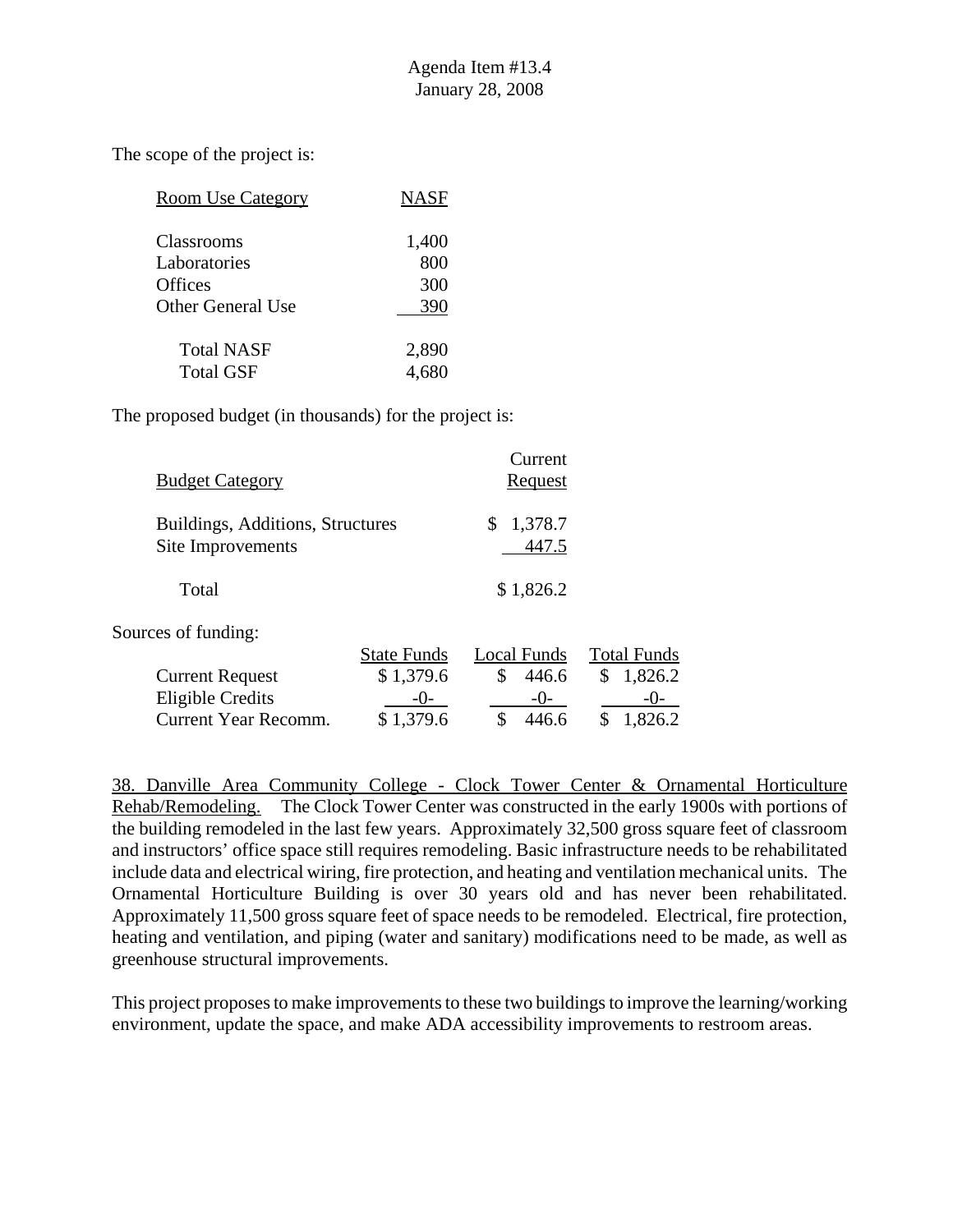The scope of the project is:

| Room Use Category | NASF |
|---|---|
| Classrooms | 1,400 |
| Laboratories | 800 |
| Offices | 300 |
| Other General Use | 390 |
| Total NASF | 2,890 |
| Total GSF | 4,680 |

The proposed budget (in thousands) for the project is:

| Budget Category | Current Request |
|---|---|
| Buildings, Additions, Structures | $ 1,378.7 |
| Site Improvements | 447.5 |
| Total | $ 1,826.2 |

Sources of funding:

| | State Funds | Local Funds | Total Funds |
|---|---|---|---|
| Current Request | $ 1,379.6 | $ 446.6 | $ 1,826.2 |
| Eligible Credits | -0- | -0- | -0- |
| Current Year Recomm. | $ 1,379.6 | $ 446.6 | $ 1,826.2 |

38. Danville Area Community College - Clock Tower Center & Ornamental Horticulture Rehab/Remodeling. The Clock Tower Center was constructed in the early 1900s with portions of the building remodeled in the last few years. Approximately 32,500 gross square feet of classroom and instructors' office space still requires remodeling. Basic infrastructure needs to be rehabilitated include data and electrical wiring, fire protection, and heating and ventilation mechanical units. The Ornamental Horticulture Building is over 30 years old and has never been rehabilitated. Approximately 11,500 gross square feet of space needs to be remodeled. Electrical, fire protection, heating and ventilation, and piping (water and sanitary) modifications need to be made, as well as greenhouse structural improvements.

This project proposes to make improvements to these two buildings to improve the learning/working environment, update the space, and make ADA accessibility improvements to restroom areas.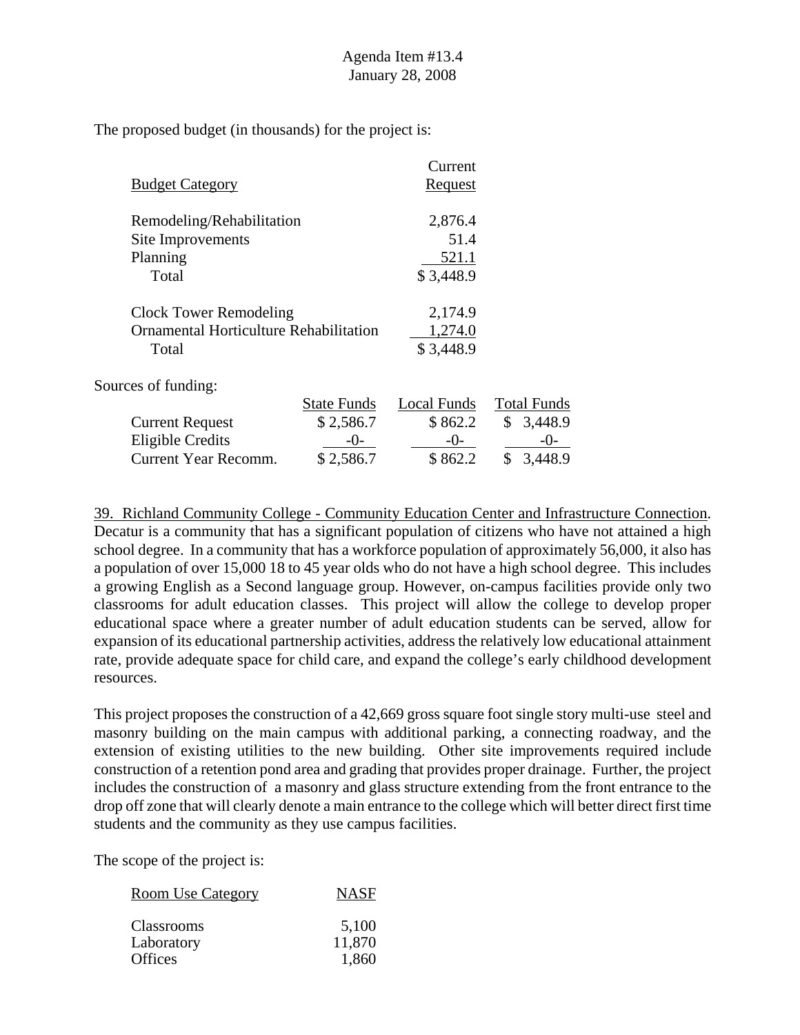The proposed budget (in thousands) for the project is:

| Budget Category | Current Request |
|---|---|
| Remodeling/Rehabilitation | 2,876.4 |
| Site Improvements | 51.4 |
| Planning | 521.1 |
| Total | $ 3,448.9 |
| | |
| Clock Tower Remodeling | 2,174.9 |
| Ornamental Horticulture Rehabilitation | 1,274.0 |
| Total | $ 3,448.9 |

Sources of funding:

| | State Funds | Local Funds | Total Funds |
|---|---|---|---|
| Current Request | $ 2,586.7 | $ 862.2 | $ 3,448.9 |
| Eligible Credits | -0- | -0- | -0- |
| Current Year Recomm. | $ 2,586.7 | $ 862.2 | $ 3,448.9 |

39. Richland Community College - Community Education Center and Infrastructure Connection. Decatur is a community that has a significant population of citizens who have not attained a high school degree. In a community that has a workforce population of approximately 56,000, it also has a population of over 15,000 18 to 45 year olds who do not have a high school degree. This includes a growing English as a Second language group. However, on-campus facilities provide only two classrooms for adult education classes. This project will allow the college to develop proper educational space where a greater number of adult education students can be served, allow for expansion of its educational partnership activities, address the relatively low educational attainment rate, provide adequate space for child care, and expand the college's early childhood development resources.

This project proposes the construction of a 42,669 gross square foot single story multi-use steel and masonry building on the main campus with additional parking, a connecting roadway, and the extension of existing utilities to the new building. Other site improvements required include construction of a retention pond area and grading that provides proper drainage. Further, the project includes the construction of a masonry and glass structure extending from the front entrance to the drop off zone that will clearly denote a main entrance to the college which will better direct first time students and the community as they use campus facilities.

The scope of the project is:

| Room Use Category | NASF |
|---|---|
| Classrooms | 5,100 |
| Laboratory | 11,870 |
| Offices | 1,860 |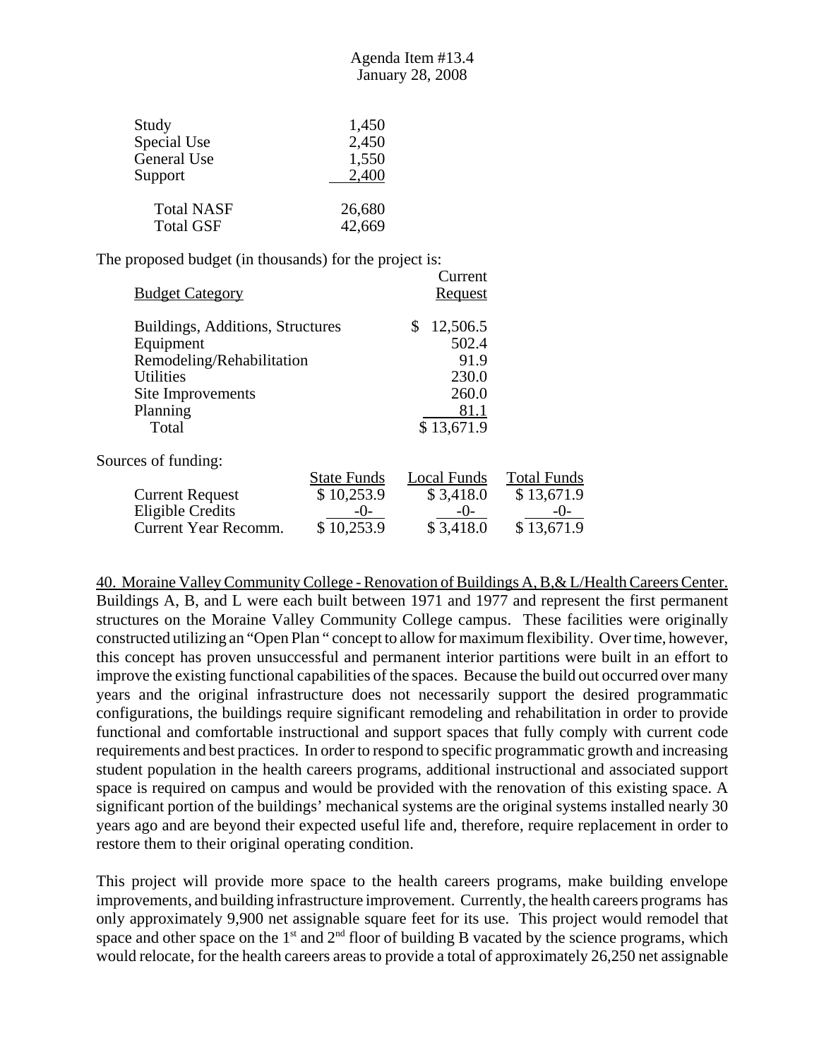| | |
|---|---|
| Study | 1,450 |
| Special Use | 2,450 |
| General Use | 1,550 |
| Support | 2,400 |
| Total NASF | 26,680 |
| Total GSF | 42,669 |

The proposed budget (in thousands) for the project is:

| Budget Category | Current Request |
|---|---|
| Buildings, Additions, Structures | $ 12,506.5 |
| Equipment | 502.4 |
| Remodeling/Rehabilitation | 91.9 |
| Utilities | 230.0 |
| Site Improvements | 260.0 |
| Planning | 81.1 |
| Total | $ 13,671.9 |

Sources of funding:

| | State Funds | Local Funds | Total Funds |
|---|---|---|---|
| Current Request | $ 10,253.9 | $ 3,418.0 | $ 13,671.9 |
| Eligible Credits | -0- | -0- | -0- |
| Current Year Recomm. | $ 10,253.9 | $ 3,418.0 | $ 13,671.9 |

40. Moraine Valley Community College - Renovation of Buildings A, B,& L/Health Careers Center. Buildings A, B, and L were each built between 1971 and 1977 and represent the first permanent structures on the Moraine Valley Community College campus. These facilities were originally constructed utilizing an "Open Plan " concept to allow for maximum flexibility. Over time, however, this concept has proven unsuccessful and permanent interior partitions were built in an effort to improve the existing functional capabilities of the spaces. Because the build out occurred over many years and the original infrastructure does not necessarily support the desired programmatic configurations, the buildings require significant remodeling and rehabilitation in order to provide functional and comfortable instructional and support spaces that fully comply with current code requirements and best practices. In order to respond to specific programmatic growth and increasing student population in the health careers programs, additional instructional and associated support space is required on campus and would be provided with the renovation of this existing space. A significant portion of the buildings' mechanical systems are the original systems installed nearly 30 years ago and are beyond their expected useful life and, therefore, require replacement in order to restore them to their original operating condition.

This project will provide more space to the health careers programs, make building envelope improvements, and building infrastructure improvement. Currently, the health careers programs has only approximately 9,900 net assignable square feet for its use. This project would remodel that space and other space on the 1st and 2nd floor of building B vacated by the science programs, which would relocate, for the health careers areas to provide a total of approximately 26,250 net assignable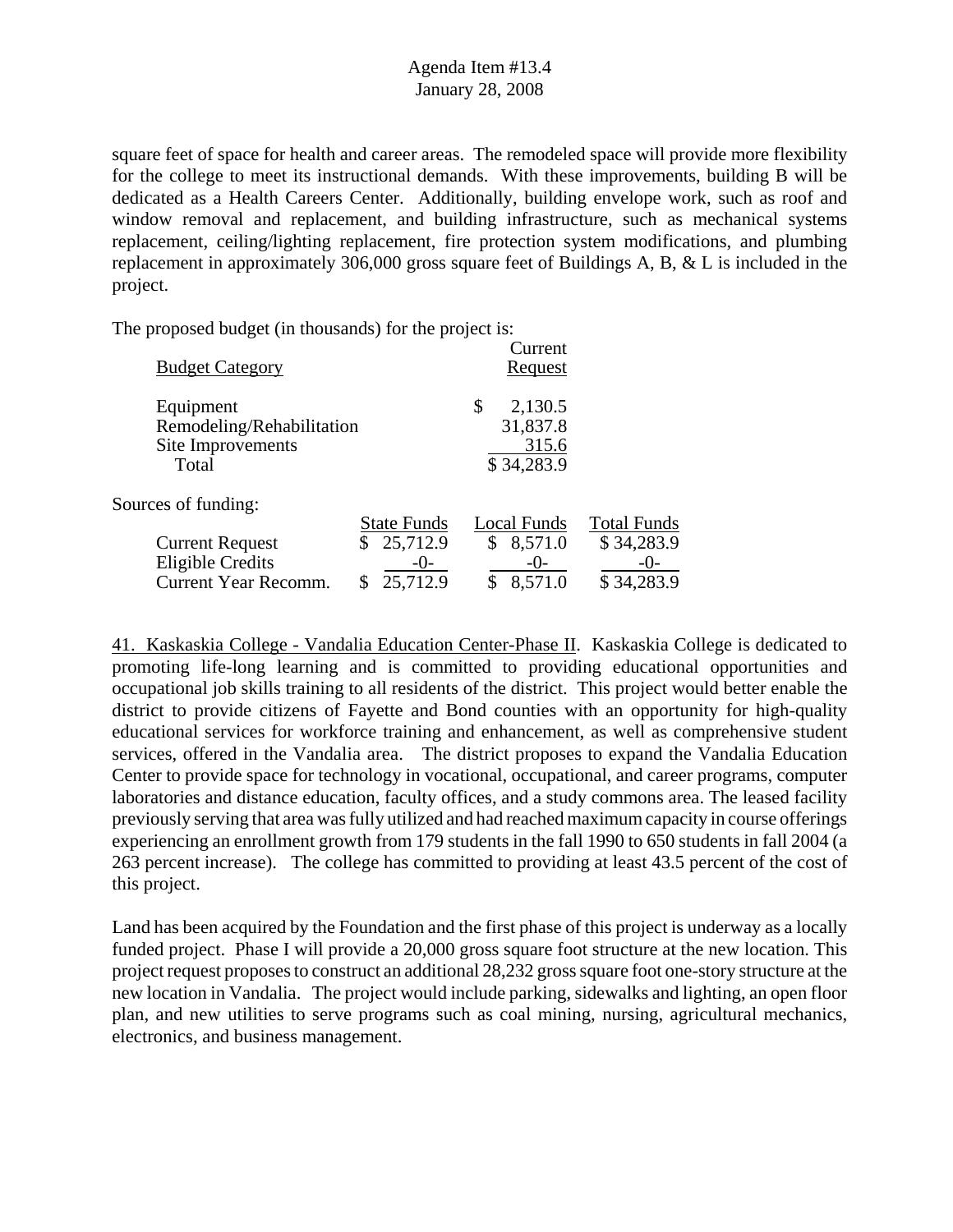square feet of space for health and career areas. The remodeled space will provide more flexibility for the college to meet its instructional demands. With these improvements, building B will be dedicated as a Health Careers Center. Additionally, building envelope work, such as roof and window removal and replacement, and building infrastructure, such as mechanical systems replacement, ceiling/lighting replacement, fire protection system modifications, and plumbing replacement in approximately 306,000 gross square feet of Buildings A, B, & L is included in the project.

The proposed budget (in thousands) for the project is:

| Budget Category | Current Request |
|---|---|
| Equipment | $ 2,130.5 |
| Remodeling/Rehabilitation | 31,837.8 |
| Site Improvements | 315.6 |
| Total | $ 34,283.9 |

Sources of funding:

| | State Funds | Local Funds | Total Funds |
|---|---|---|---|
| Current Request | $ 25,712.9 | $ 8,571.0 | $ 34,283.9 |
| Eligible Credits | -0- | -0- | -0- |
| Current Year Recomm. | $ 25,712.9 | $ 8,571.0 | $ 34,283.9 |

41. Kaskaskia College - Vandalia Education Center-Phase II. Kaskaskia College is dedicated to promoting life-long learning and is committed to providing educational opportunities and occupational job skills training to all residents of the district. This project would better enable the district to provide citizens of Fayette and Bond counties with an opportunity for high-quality educational services for workforce training and enhancement, as well as comprehensive student services, offered in the Vandalia area. The district proposes to expand the Vandalia Education Center to provide space for technology in vocational, occupational, and career programs, computer laboratories and distance education, faculty offices, and a study commons area. The leased facility previously serving that area was fully utilized and had reached maximum capacity in course offerings experiencing an enrollment growth from 179 students in the fall 1990 to 650 students in fall 2004 (a 263 percent increase). The college has committed to providing at least 43.5 percent of the cost of this project.

Land has been acquired by the Foundation and the first phase of this project is underway as a locally funded project. Phase I will provide a 20,000 gross square foot structure at the new location. This project request proposes to construct an additional 28,232 gross square foot one-story structure at the new location in Vandalia. The project would include parking, sidewalks and lighting, an open floor plan, and new utilities to serve programs such as coal mining, nursing, agricultural mechanics, electronics, and business management.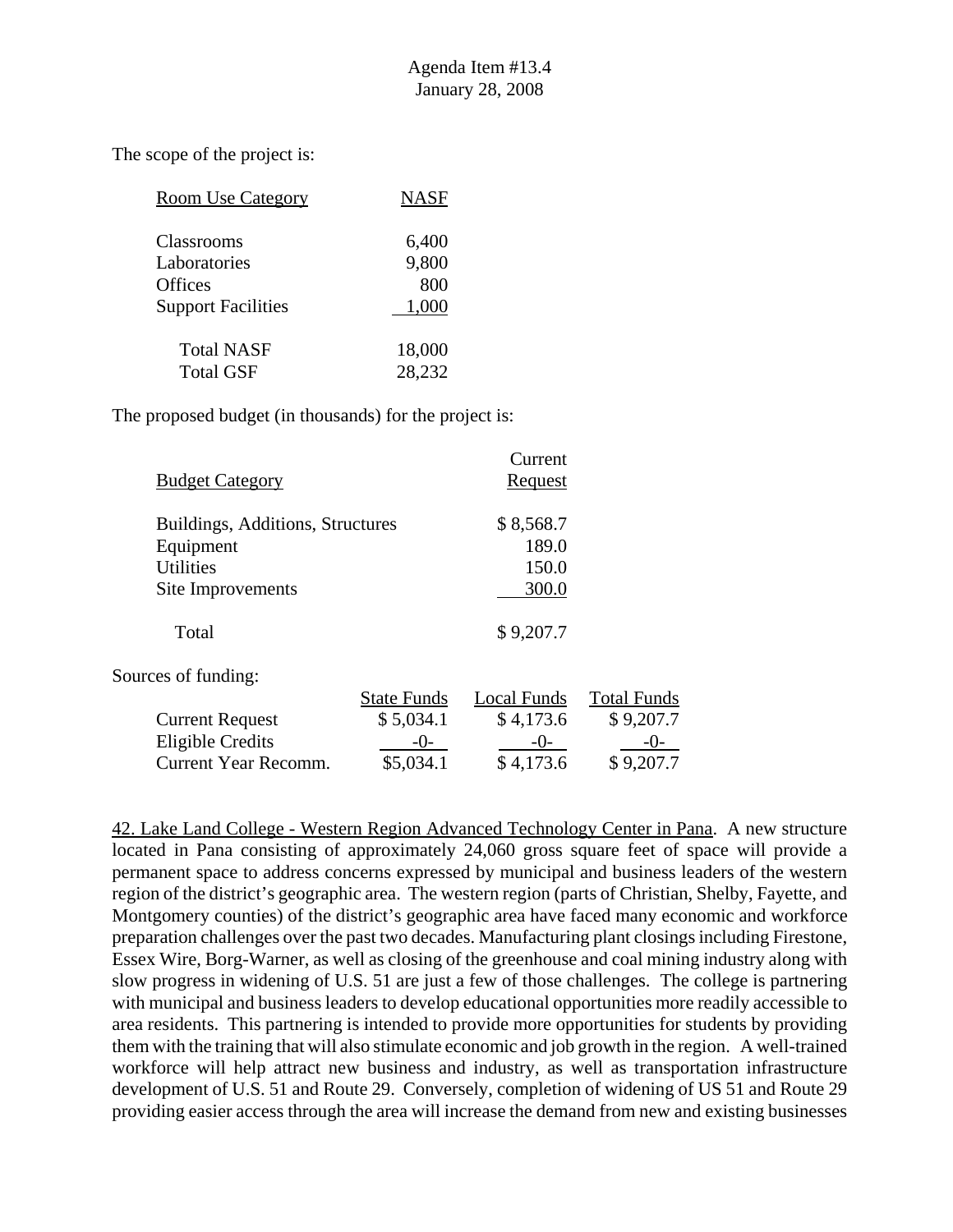The scope of the project is:

| Room Use Category | NASF |
|---|---|
| Classrooms | 6,400 |
| Laboratories | 9,800 |
| Offices | 800 |
| Support Facilities | 1,000 |
| Total NASF | 18,000 |
| Total GSF | 28,232 |

The proposed budget (in thousands) for the project is:

| Budget Category | Current Request |
|---|---|
| Buildings, Additions, Structures | $ 8,568.7 |
| Equipment | 189.0 |
| Utilities | 150.0 |
| Site Improvements | 300.0 |
| Total | $ 9,207.7 |

Sources of funding:

| | State Funds | Local Funds | Total Funds |
|---|---|---|---|
| Current Request | $ 5,034.1 | $ 4,173.6 | $ 9,207.7 |
| Eligible Credits | -0- | -0- | -0- |
| Current Year Recomm. | $5,034.1 | $ 4,173.6 | $ 9,207.7 |

42. Lake Land College - Western Region Advanced Technology Center in Pana. A new structure located in Pana consisting of approximately 24,060 gross square feet of space will provide a permanent space to address concerns expressed by municipal and business leaders of the western region of the district's geographic area. The western region (parts of Christian, Shelby, Fayette, and Montgomery counties) of the district's geographic area have faced many economic and workforce preparation challenges over the past two decades. Manufacturing plant closings including Firestone, Essex Wire, Borg-Warner, as well as closing of the greenhouse and coal mining industry along with slow progress in widening of U.S. 51 are just a few of those challenges. The college is partnering with municipal and business leaders to develop educational opportunities more readily accessible to area residents. This partnering is intended to provide more opportunities for students by providing them with the training that will also stimulate economic and job growth in the region. A well-trained workforce will help attract new business and industry, as well as transportation infrastructure development of U.S. 51 and Route 29. Conversely, completion of widening of US 51 and Route 29 providing easier access through the area will increase the demand from new and existing businesses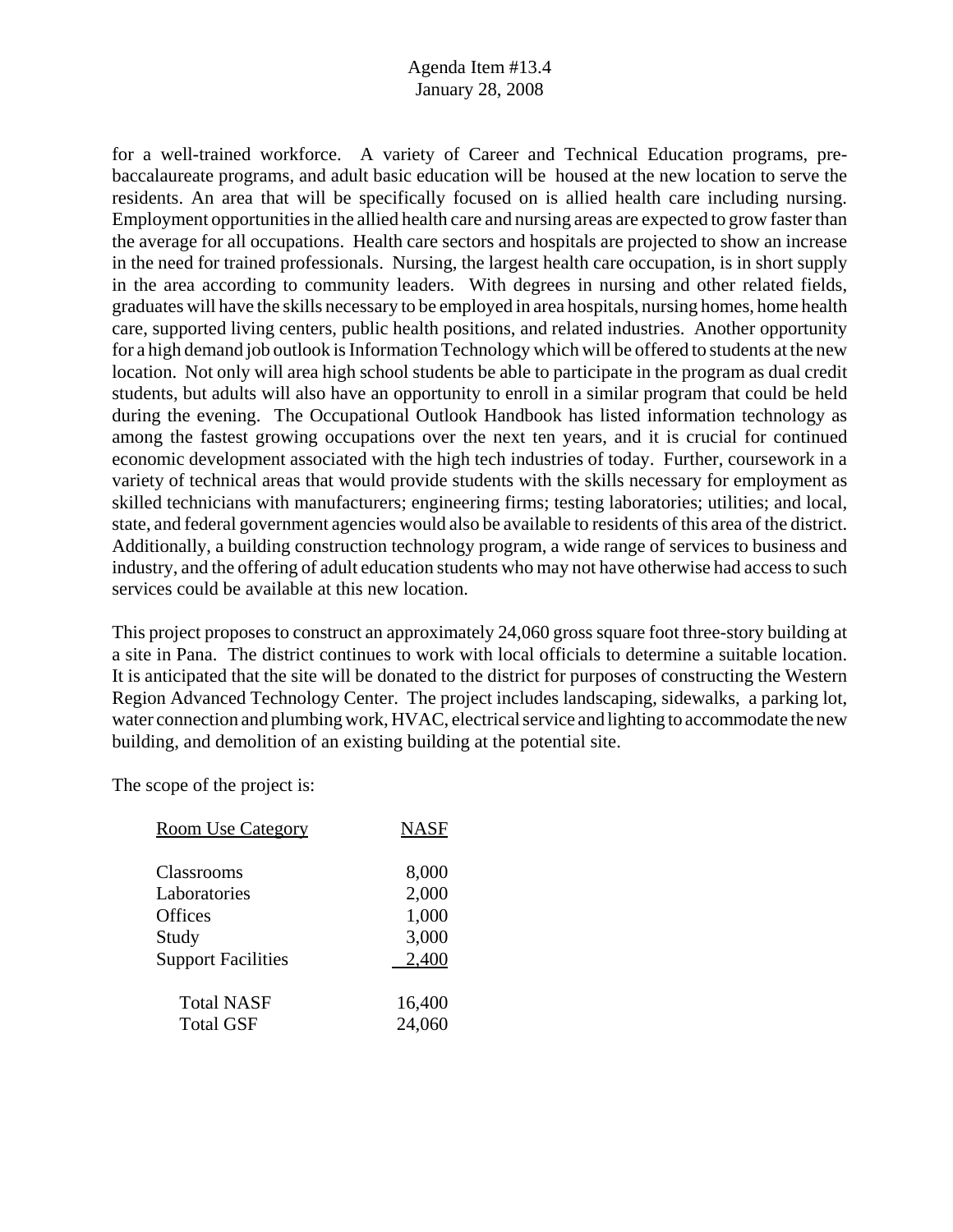for a well-trained workforce. A variety of Career and Technical Education programs, pre-baccalaureate programs, and adult basic education will be housed at the new location to serve the residents. An area that will be specifically focused on is allied health care including nursing. Employment opportunities in the allied health care and nursing areas are expected to grow faster than the average for all occupations. Health care sectors and hospitals are projected to show an increase in the need for trained professionals. Nursing, the largest health care occupation, is in short supply in the area according to community leaders. With degrees in nursing and other related fields, graduates will have the skills necessary to be employed in area hospitals, nursing homes, home health care, supported living centers, public health positions, and related industries. Another opportunity for a high demand job outlook is Information Technology which will be offered to students at the new location. Not only will area high school students be able to participate in the program as dual credit students, but adults will also have an opportunity to enroll in a similar program that could be held during the evening. The Occupational Outlook Handbook has listed information technology as among the fastest growing occupations over the next ten years, and it is crucial for continued economic development associated with the high tech industries of today. Further, coursework in a variety of technical areas that would provide students with the skills necessary for employment as skilled technicians with manufacturers; engineering firms; testing laboratories; utilities; and local, state, and federal government agencies would also be available to residents of this area of the district. Additionally, a building construction technology program, a wide range of services to business and industry, and the offering of adult education students who may not have otherwise had access to such services could be available at this new location.

This project proposes to construct an approximately 24,060 gross square foot three-story building at a site in Pana. The district continues to work with local officials to determine a suitable location. It is anticipated that the site will be donated to the district for purposes of constructing the Western Region Advanced Technology Center. The project includes landscaping, sidewalks, a parking lot, water connection and plumbing work, HVAC, electrical service and lighting to accommodate the new building, and demolition of an existing building at the potential site.

The scope of the project is:

| Room Use Category | NASF |
|---|---|
| Classrooms | 8,000 |
| Laboratories | 2,000 |
| Offices | 1,000 |
| Study | 3,000 |
| Support Facilities | 2,400 |
| Total NASF | 16,400 |
| Total GSF | 24,060 |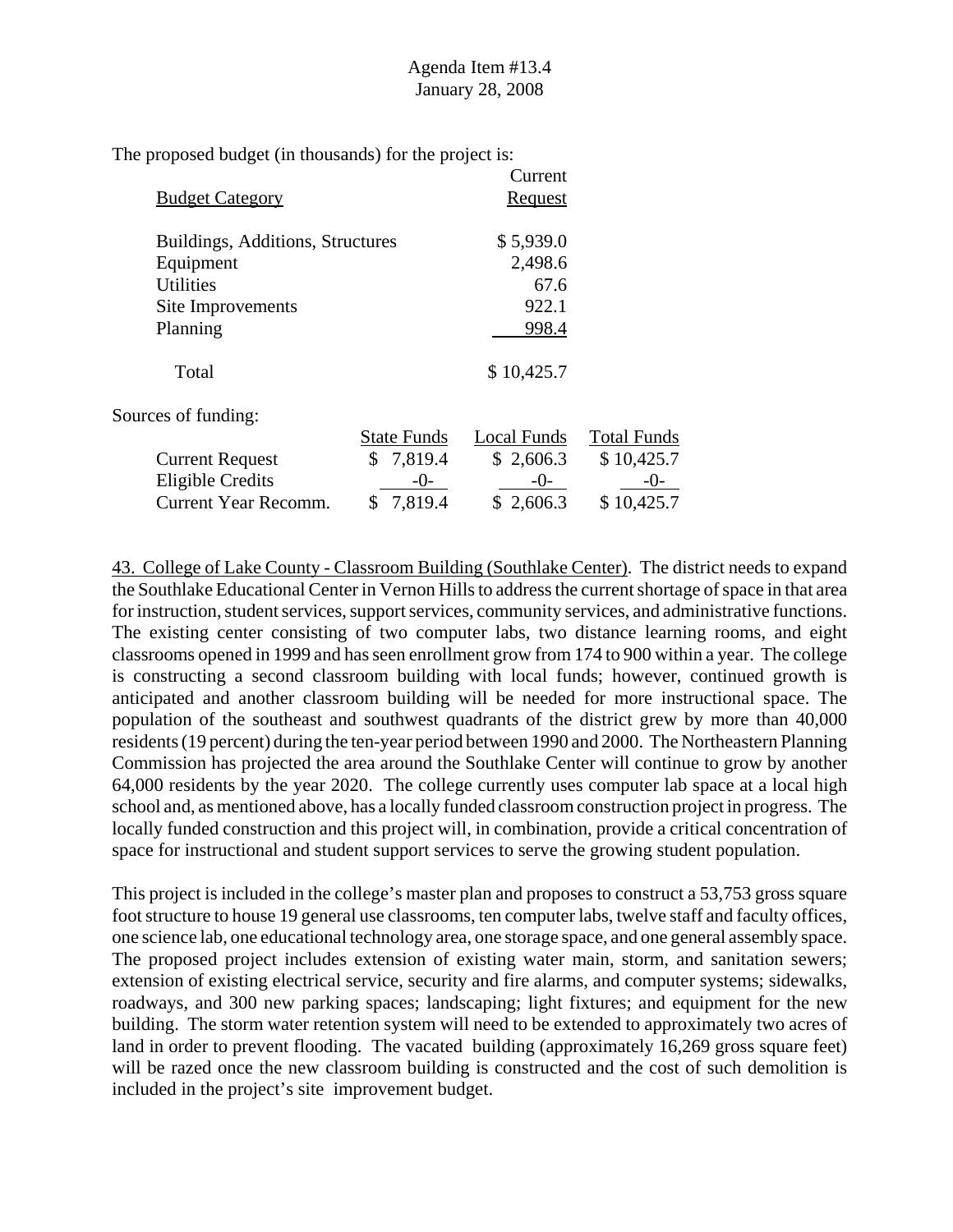The proposed budget (in thousands) for the project is:

| Budget Category | Current Request |
|---|---|
| Buildings, Additions, Structures | $ 5,939.0 |
| Equipment | 2,498.6 |
| Utilities | 67.6 |
| Site Improvements | 922.1 |
| Planning | 998.4 |
| Total | $ 10,425.7 |

Sources of funding:

| | State Funds | Local Funds | Total Funds |
|---|---|---|---|
| Current Request | $ 7,819.4 | $ 2,606.3 | $ 10,425.7 |
| Eligible Credits | -0- | -0- | -0- |
| Current Year Recomm. | $ 7,819.4 | $ 2,606.3 | $ 10,425.7 |

43. College of Lake County - Classroom Building (Southlake Center). The district needs to expand the Southlake Educational Center in Vernon Hills to address the current shortage of space in that area for instruction, student services, support services, community services, and administrative functions. The existing center consisting of two computer labs, two distance learning rooms, and eight classrooms opened in 1999 and has seen enrollment grow from 174 to 900 within a year. The college is constructing a second classroom building with local funds; however, continued growth is anticipated and another classroom building will be needed for more instructional space. The population of the southeast and southwest quadrants of the district grew by more than 40,000 residents (19 percent) during the ten-year period between 1990 and 2000. The Northeastern Planning Commission has projected the area around the Southlake Center will continue to grow by another 64,000 residents by the year 2020. The college currently uses computer lab space at a local high school and, as mentioned above, has a locally funded classroom construction project in progress. The locally funded construction and this project will, in combination, provide a critical concentration of space for instructional and student support services to serve the growing student population.

This project is included in the college's master plan and proposes to construct a 53,753 gross square foot structure to house 19 general use classrooms, ten computer labs, twelve staff and faculty offices, one science lab, one educational technology area, one storage space, and one general assembly space. The proposed project includes extension of existing water main, storm, and sanitation sewers; extension of existing electrical service, security and fire alarms, and computer systems; sidewalks, roadways, and 300 new parking spaces; landscaping; light fixtures; and equipment for the new building. The storm water retention system will need to be extended to approximately two acres of land in order to prevent flooding. The vacated building (approximately 16,269 gross square feet) will be razed once the new classroom building is constructed and the cost of such demolition is included in the project's site improvement budget.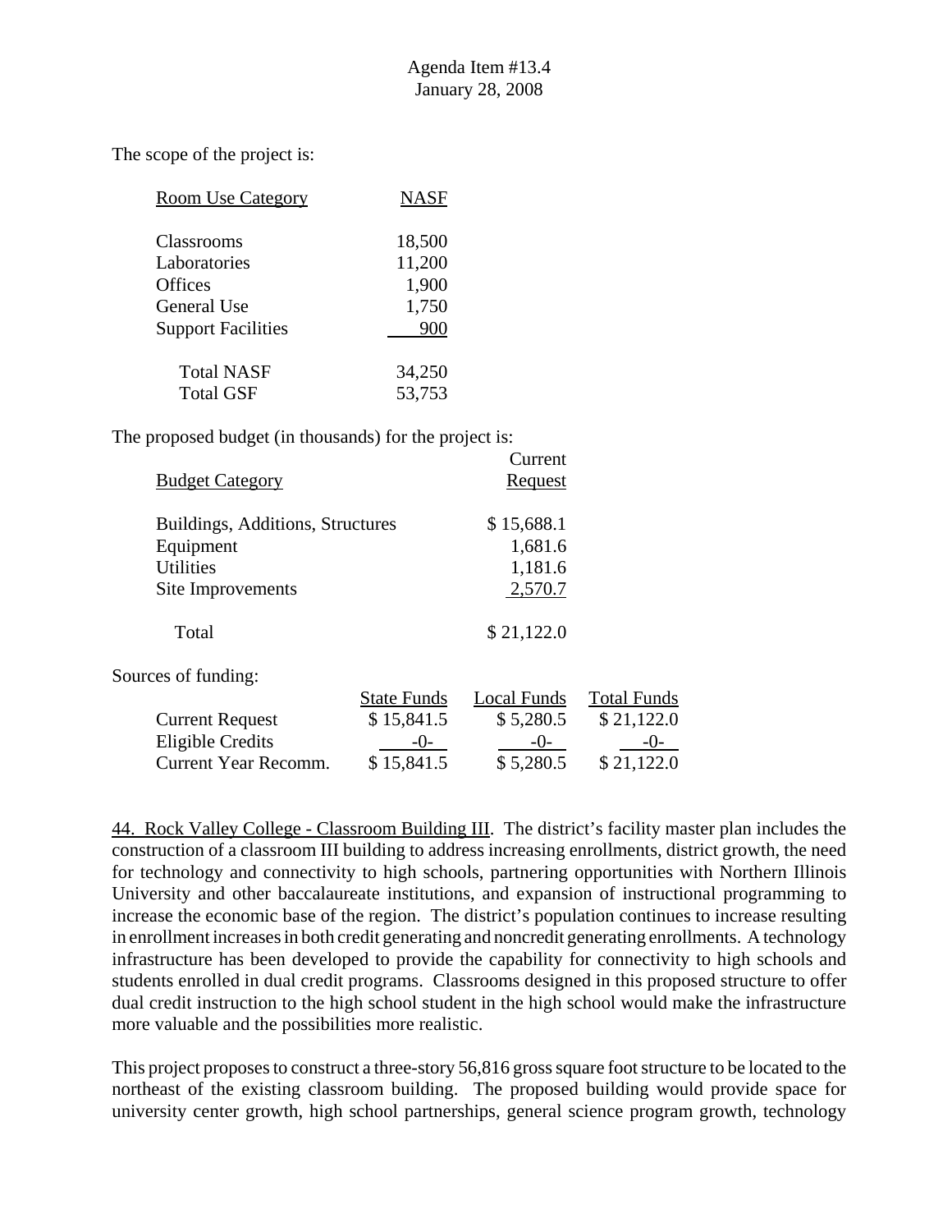The scope of the project is:

| Room Use Category | NASF |
|---|---|
| Classrooms | 18,500 |
| Laboratories | 11,200 |
| Offices | 1,900 |
| General Use | 1,750 |
| Support Facilities | 900 |
| Total NASF | 34,250 |
| Total GSF | 53,753 |

The proposed budget (in thousands) for the project is:

| Budget Category | Current Request |
|---|---|
| Buildings, Additions, Structures | $ 15,688.1 |
| Equipment | 1,681.6 |
| Utilities | 1,181.6 |
| Site Improvements | 2,570.7 |
| Total | $ 21,122.0 |

Sources of funding:

| | State Funds | Local Funds | Total Funds |
|---|---|---|---|
| Current Request | $ 15,841.5 | $ 5,280.5 | $ 21,122.0 |
| Eligible Credits | -0- | -0- | -0- |
| Current Year Recomm. | $ 15,841.5 | $ 5,280.5 | $ 21,122.0 |

44. Rock Valley College - Classroom Building III. The district's facility master plan includes the construction of a classroom III building to address increasing enrollments, district growth, the need for technology and connectivity to high schools, partnering opportunities with Northern Illinois University and other baccalaureate institutions, and expansion of instructional programming to increase the economic base of the region. The district's population continues to increase resulting in enrollment increases in both credit generating and noncredit generating enrollments. A technology infrastructure has been developed to provide the capability for connectivity to high schools and students enrolled in dual credit programs. Classrooms designed in this proposed structure to offer dual credit instruction to the high school student in the high school would make the infrastructure more valuable and the possibilities more realistic.

This project proposes to construct a three-story 56,816 gross square foot structure to be located to the northeast of the existing classroom building. The proposed building would provide space for university center growth, high school partnerships, general science program growth, technology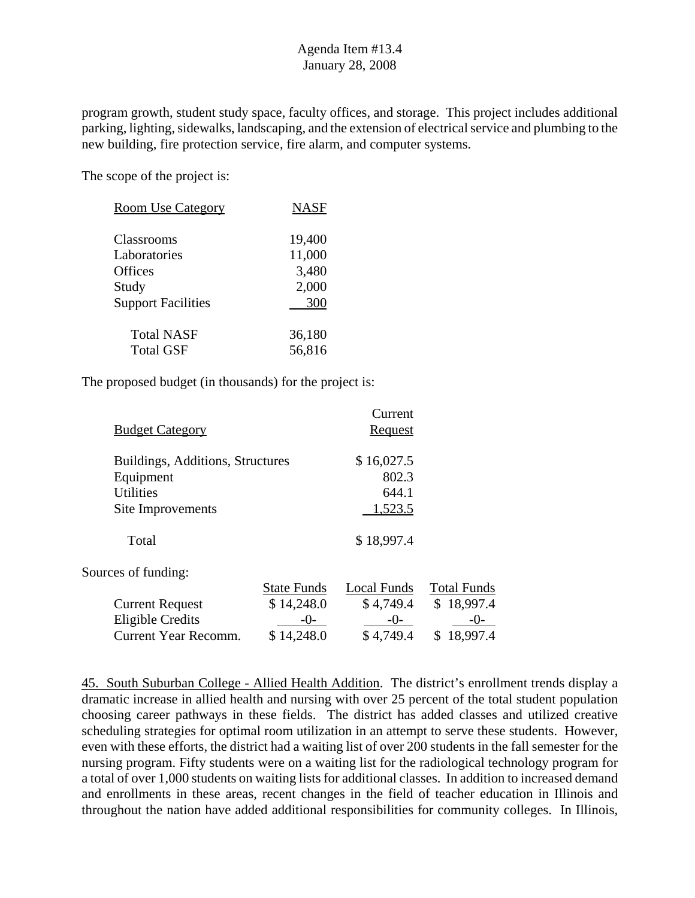program growth, student study space, faculty offices, and storage. This project includes additional parking, lighting, sidewalks, landscaping, and the extension of electrical service and plumbing to the new building, fire protection service, fire alarm, and computer systems.

The scope of the project is:

| Room Use Category | NASF |
|---|---|
| Classrooms | 19,400 |
| Laboratories | 11,000 |
| Offices | 3,480 |
| Study | 2,000 |
| Support Facilities | 300 |
| Total NASF | 36,180 |
| Total GSF | 56,816 |

The proposed budget (in thousands) for the project is:

| Budget Category | Current Request |
|---|---|
| Buildings, Additions, Structures | $ 16,027.5 |
| Equipment | 802.3 |
| Utilities | 644.1 |
| Site Improvements | 1,523.5 |
| Total | $ 18,997.4 |

Sources of funding:

| | State Funds | Local Funds | Total Funds |
|---|---|---|---|
| Current Request | $ 14,248.0 | $ 4,749.4 | $ 18,997.4 |
| Eligible Credits | -0- | -0- | -0- |
| Current Year Recomm. | $ 14,248.0 | $ 4,749.4 | $ 18,997.4 |

45. South Suburban College - Allied Health Addition. The district's enrollment trends display a dramatic increase in allied health and nursing with over 25 percent of the total student population choosing career pathways in these fields. The district has added classes and utilized creative scheduling strategies for optimal room utilization in an attempt to serve these students. However, even with these efforts, the district had a waiting list of over 200 students in the fall semester for the nursing program. Fifty students were on a waiting list for the radiological technology program for a total of over 1,000 students on waiting lists for additional classes. In addition to increased demand and enrollments in these areas, recent changes in the field of teacher education in Illinois and throughout the nation have added additional responsibilities for community colleges. In Illinois,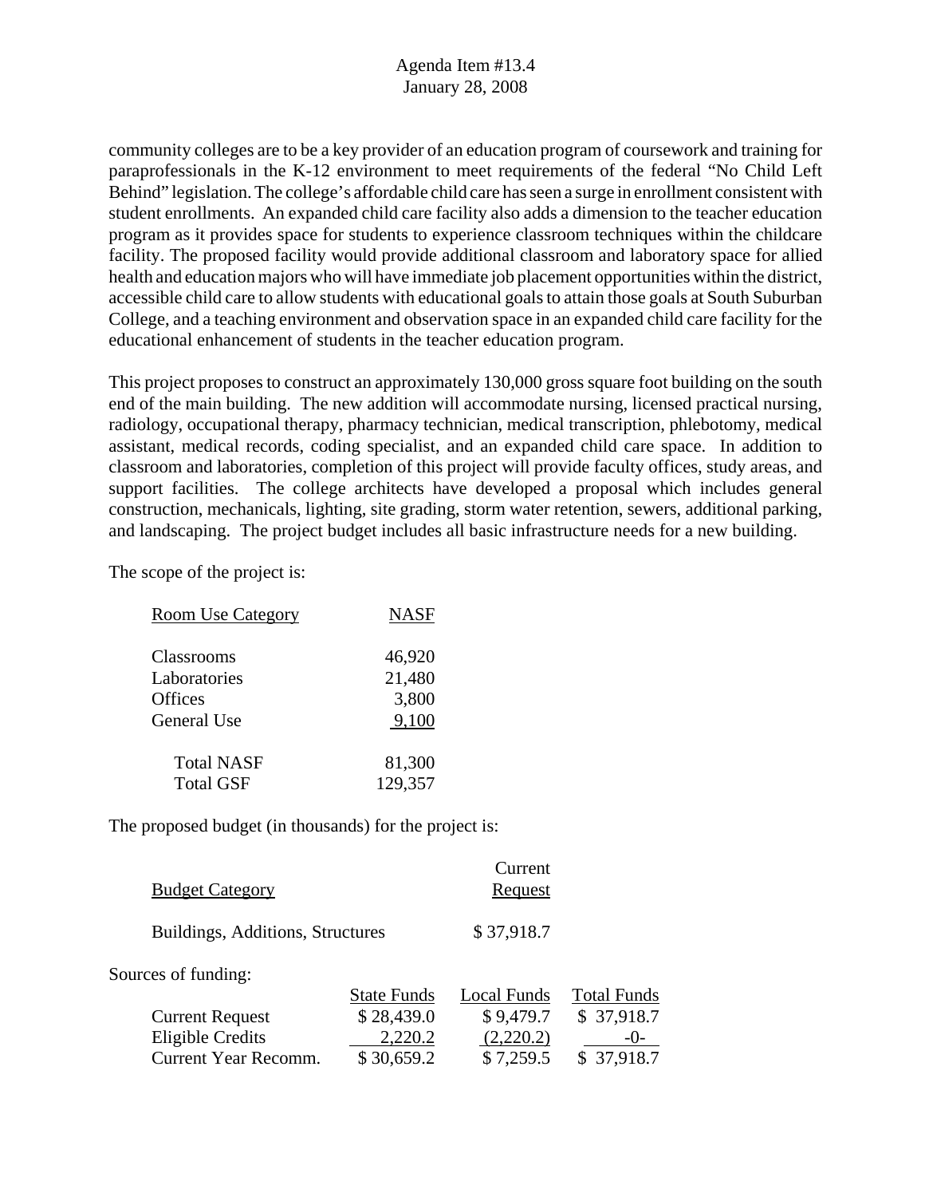community colleges are to be a key provider of an education program of coursework and training for paraprofessionals in the K-12 environment to meet requirements of the federal "No Child Left Behind" legislation. The college's affordable child care has seen a surge in enrollment consistent with student enrollments. An expanded child care facility also adds a dimension to the teacher education program as it provides space for students to experience classroom techniques within the childcare facility. The proposed facility would provide additional classroom and laboratory space for allied health and education majors who will have immediate job placement opportunities within the district, accessible child care to allow students with educational goals to attain those goals at South Suburban College, and a teaching environment and observation space in an expanded child care facility for the educational enhancement of students in the teacher education program.

This project proposes to construct an approximately 130,000 gross square foot building on the south end of the main building. The new addition will accommodate nursing, licensed practical nursing, radiology, occupational therapy, pharmacy technician, medical transcription, phlebotomy, medical assistant, medical records, coding specialist, and an expanded child care space. In addition to classroom and laboratories, completion of this project will provide faculty offices, study areas, and support facilities. The college architects have developed a proposal which includes general construction, mechanicals, lighting, site grading, storm water retention, sewers, additional parking, and landscaping. The project budget includes all basic infrastructure needs for a new building.

The scope of the project is:

| Room Use Category | NASF |
|---|---|
| Classrooms | 46,920 |
| Laboratories | 21,480 |
| Offices | 3,800 |
| General Use | 9,100 |
| Total NASF | 81,300 |
| Total GSF | 129,357 |

The proposed budget (in thousands) for the project is:

| Budget Category | Current Request |
|---|---|
| Buildings, Additions, Structures | $ 37,918.7 |

Sources of funding:

| | State Funds | Local Funds | Total Funds |
|---|---|---|---|
| Current Request | $ 28,439.0 | $ 9,479.7 | $ 37,918.7 |
| Eligible Credits | 2,220.2 | (2,220.2) | -0- |
| Current Year Recomm. | $ 30,659.2 | $ 7,259.5 | $ 37,918.7 |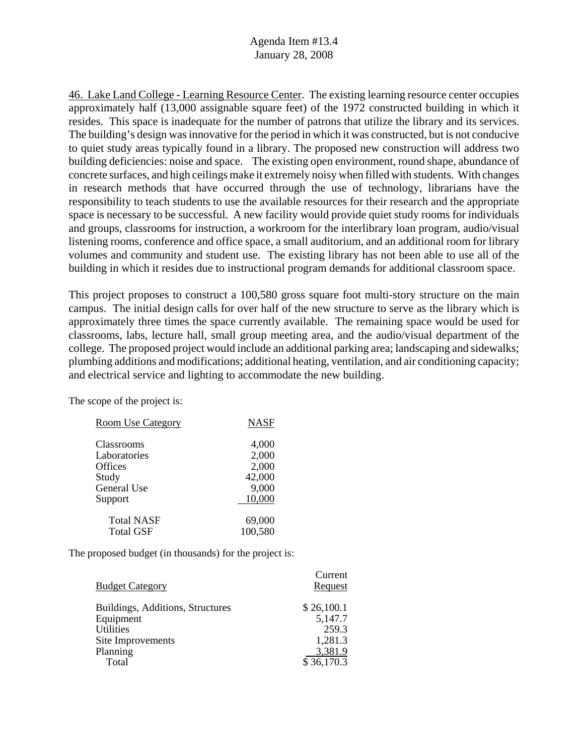46. Lake Land College - Learning Resource Center. The existing learning resource center occupies approximately half (13,000 assignable square feet) of the 1972 constructed building in which it resides. This space is inadequate for the number of patrons that utilize the library and its services. The building's design was innovative for the period in which it was constructed, but is not conducive to quiet study areas typically found in a library. The proposed new construction will address two building deficiencies: noise and space. The existing open environment, round shape, abundance of concrete surfaces, and high ceilings make it extremely noisy when filled with students. With changes in research methods that have occurred through the use of technology, librarians have the responsibility to teach students to use the available resources for their research and the appropriate space is necessary to be successful. A new facility would provide quiet study rooms for individuals and groups, classrooms for instruction, a workroom for the interlibrary loan program, audio/visual listening rooms, conference and office space, a small auditorium, and an additional room for library volumes and community and student use. The existing library has not been able to use all of the building in which it resides due to instructional program demands for additional classroom space.

This project proposes to construct a 100,580 gross square foot multi-story structure on the main campus. The initial design calls for over half of the new structure to serve as the library which is approximately three times the space currently available. The remaining space would be used for classrooms, labs, lecture hall, small group meeting area, and the audio/visual department of the college. The proposed project would include an additional parking area; landscaping and sidewalks; plumbing additions and modifications; additional heating, ventilation, and air conditioning capacity; and electrical service and lighting to accommodate the new building.

The scope of the project is:

| Room Use Category | NASF |
|---|---|
| Classrooms | 4,000 |
| Laboratories | 2,000 |
| Offices | 2,000 |
| Study | 42,000 |
| General Use | 9,000 |
| Support | 10,000 |
| Total NASF | 69,000 |
| Total GSF | 100,580 |

The proposed budget (in thousands) for the project is:

| Budget Category | Current Request |
|---|---|
| Buildings, Additions, Structures | $ 26,100.1 |
| Equipment | 5,147.7 |
| Utilities | 259.3 |
| Site Improvements | 1,281.3 |
| Planning | 3,381.9 |
| Total | $ 36,170.3 |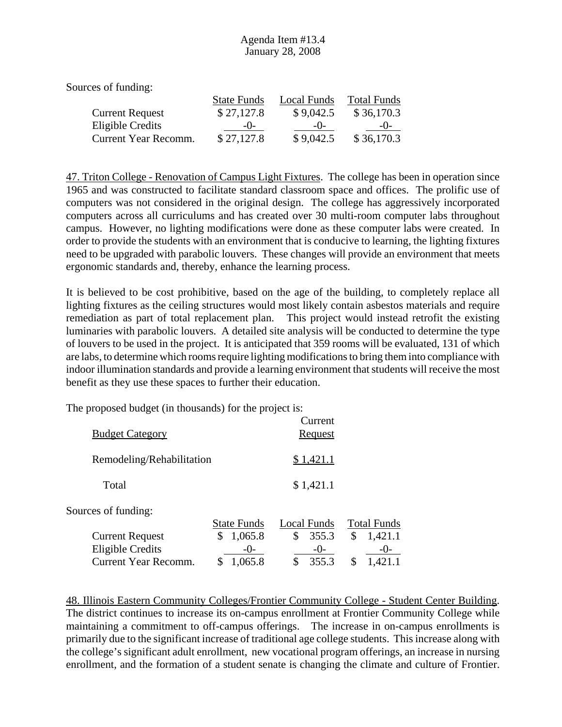Sources of funding:

| | State Funds | Local Funds | Total Funds |
|---|---|---|---|
| Current Request | $ 27,127.8 | $ 9,042.5 | $ 36,170.3 |
| Eligible Credits | -0- | -0- | -0- |
| Current Year Recomm. | $ 27,127.8 | $ 9,042.5 | $ 36,170.3 |

47. Triton College - Renovation of Campus Light Fixtures. The college has been in operation since 1965 and was constructed to facilitate standard classroom space and offices. The prolific use of computers was not considered in the original design. The college has aggressively incorporated computers across all curriculums and has created over 30 multi-room computer labs throughout campus. However, no lighting modifications were done as these computer labs were created. In order to provide the students with an environment that is conducive to learning, the lighting fixtures need to be upgraded with parabolic louvers. These changes will provide an environment that meets ergonomic standards and, thereby, enhance the learning process.

It is believed to be cost prohibitive, based on the age of the building, to completely replace all lighting fixtures as the ceiling structures would most likely contain asbestos materials and require remediation as part of total replacement plan. This project would instead retrofit the existing luminaries with parabolic louvers. A detailed site analysis will be conducted to determine the type of louvers to be used in the project. It is anticipated that 359 rooms will be evaluated, 131 of which are labs, to determine which rooms require lighting modifications to bring them into compliance with indoor illumination standards and provide a learning environment that students will receive the most benefit as they use these spaces to further their education.

The proposed budget (in thousands) for the project is:

| Budget Category | Current Request |
|---|---|
| Remodeling/Rehabilitation | $ 1,421.1 |
| Total | $ 1,421.1 |

Sources of funding:

| | State Funds | Local Funds | Total Funds |
|---|---|---|---|
| Current Request | $ 1,065.8 | $ 355.3 | $ 1,421.1 |
| Eligible Credits | -0- | -0- | -0- |
| Current Year Recomm. | $ 1,065.8 | $ 355.3 | $ 1,421.1 |

48. Illinois Eastern Community Colleges/Frontier Community College - Student Center Building. The district continues to increase its on-campus enrollment at Frontier Community College while maintaining a commitment to off-campus offerings. The increase in on-campus enrollments is primarily due to the significant increase of traditional age college students. This increase along with the college's significant adult enrollment, new vocational program offerings, an increase in nursing enrollment, and the formation of a student senate is changing the climate and culture of Frontier.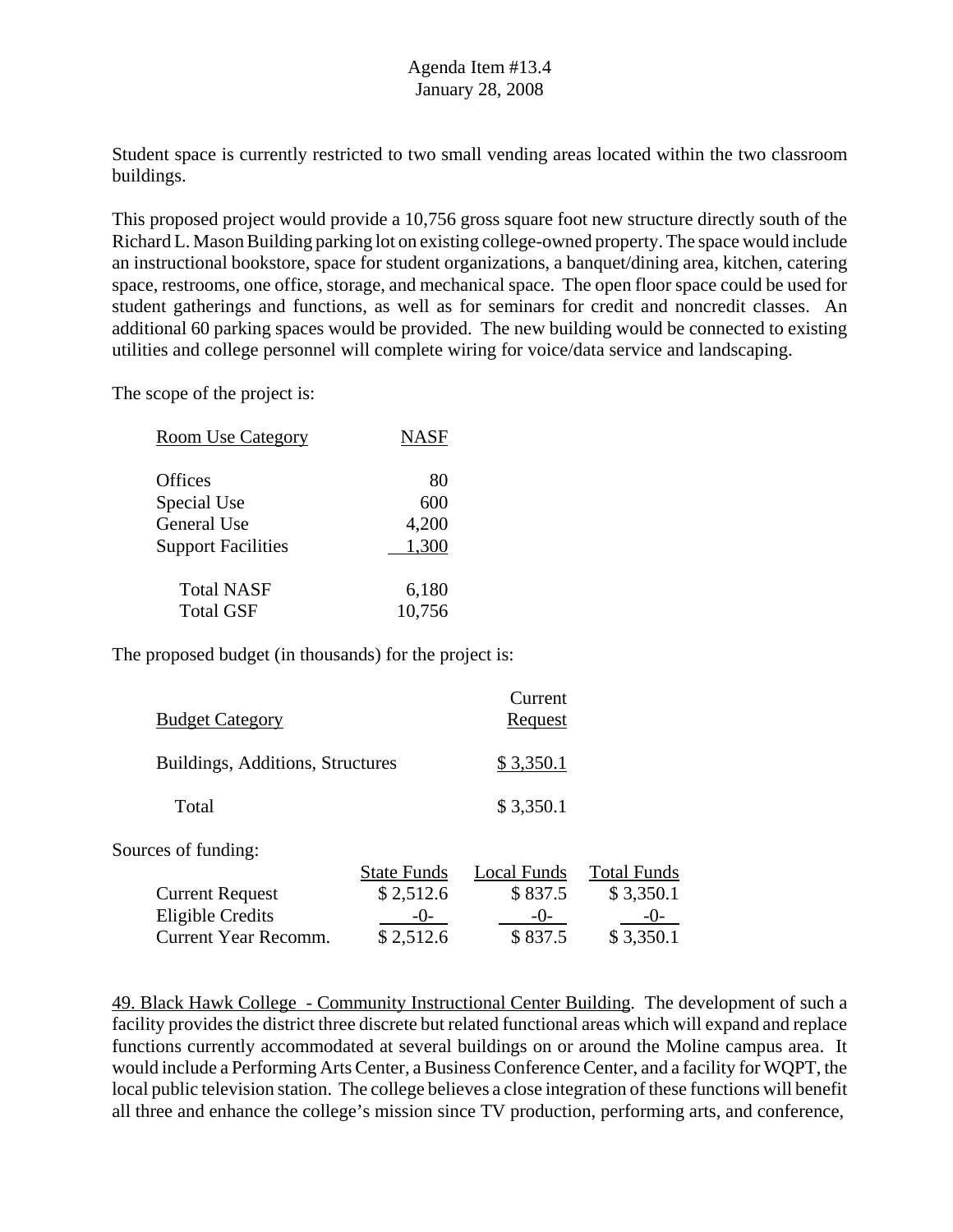Student space is currently restricted to two small vending areas located within the two classroom buildings.

This proposed project would provide a 10,756 gross square foot new structure directly south of the Richard L. Mason Building parking lot on existing college-owned property. The space would include an instructional bookstore, space for student organizations, a banquet/dining area, kitchen, catering space, restrooms, one office, storage, and mechanical space. The open floor space could be used for student gatherings and functions, as well as for seminars for credit and noncredit classes. An additional 60 parking spaces would be provided. The new building would be connected to existing utilities and college personnel will complete wiring for voice/data service and landscaping.

The scope of the project is:

| Room Use Category | NASF |
|---|---|
| Offices | 80 |
| Special Use | 600 |
| General Use | 4,200 |
| Support Facilities | 1,300 |
| Total NASF | 6,180 |
| Total GSF | 10,756 |

The proposed budget (in thousands) for the project is:

| Budget Category | Current Request |
|---|---|
| Buildings, Additions, Structures | $ 3,350.1 |
| Total | $ 3,350.1 |

Sources of funding:

| | State Funds | Local Funds | Total Funds |
|---|---|---|---|
| Current Request | $ 2,512.6 | $ 837.5 | $ 3,350.1 |
| Eligible Credits | -0- | -0- | -0- |
| Current Year Recomm. | $ 2,512.6 | $ 837.5 | $ 3,350.1 |

49. Black Hawk College - Community Instructional Center Building. The development of such a facility provides the district three discrete but related functional areas which will expand and replace functions currently accommodated at several buildings on or around the Moline campus area. It would include a Performing Arts Center, a Business Conference Center, and a facility for WQPT, the local public television station. The college believes a close integration of these functions will benefit all three and enhance the college's mission since TV production, performing arts, and conference,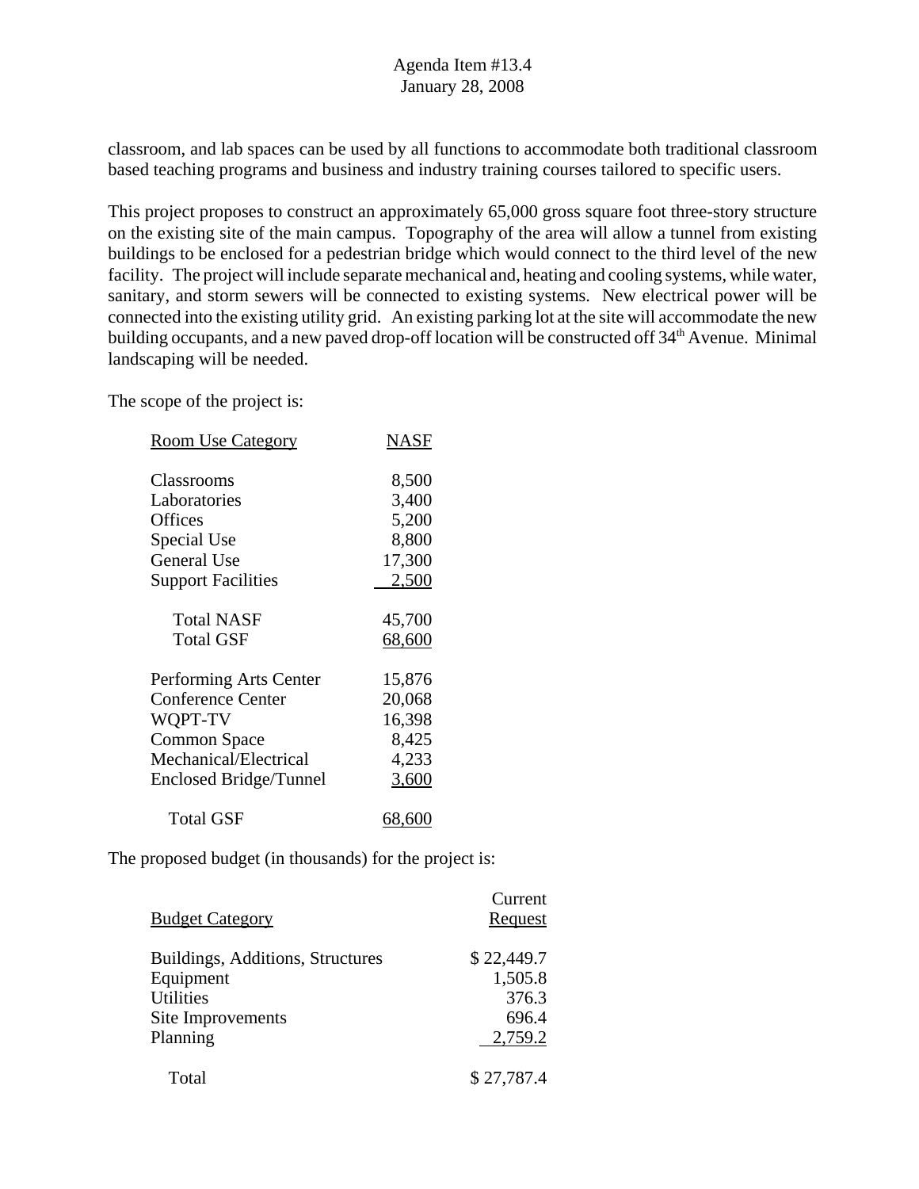classroom, and lab spaces can be used by all functions to accommodate both traditional classroom based teaching programs and business and industry training courses tailored to specific users.

This project proposes to construct an approximately 65,000 gross square foot three-story structure on the existing site of the main campus. Topography of the area will allow a tunnel from existing buildings to be enclosed for a pedestrian bridge which would connect to the third level of the new facility. The project will include separate mechanical and, heating and cooling systems, while water, sanitary, and storm sewers will be connected to existing systems. New electrical power will be connected into the existing utility grid. An existing parking lot at the site will accommodate the new building occupants, and a new paved drop-off location will be constructed off 34th Avenue. Minimal landscaping will be needed.

The scope of the project is:

| Room Use Category | NASF |
|---|---|
| Classrooms | 8,500 |
| Laboratories | 3,400 |
| Offices | 5,200 |
| Special Use | 8,800 |
| General Use | 17,300 |
| Support Facilities | 2,500 |
| Total NASF | 45,700 |
| Total GSF | 68,600 |
| Performing Arts Center | 15,876 |
| Conference Center | 20,068 |
| WQPT-TV | 16,398 |
| Common Space | 8,425 |
| Mechanical/Electrical | 4,233 |
| Enclosed Bridge/Tunnel | 3,600 |
| Total GSF | 68,600 |

The proposed budget (in thousands) for the project is:

| Budget Category | Current Request |
|---|---|
| Buildings, Additions, Structures | $ 22,449.7 |
| Equipment | 1,505.8 |
| Utilities | 376.3 |
| Site Improvements | 696.4 |
| Planning | 2,759.2 |
| Total | $ 27,787.4 |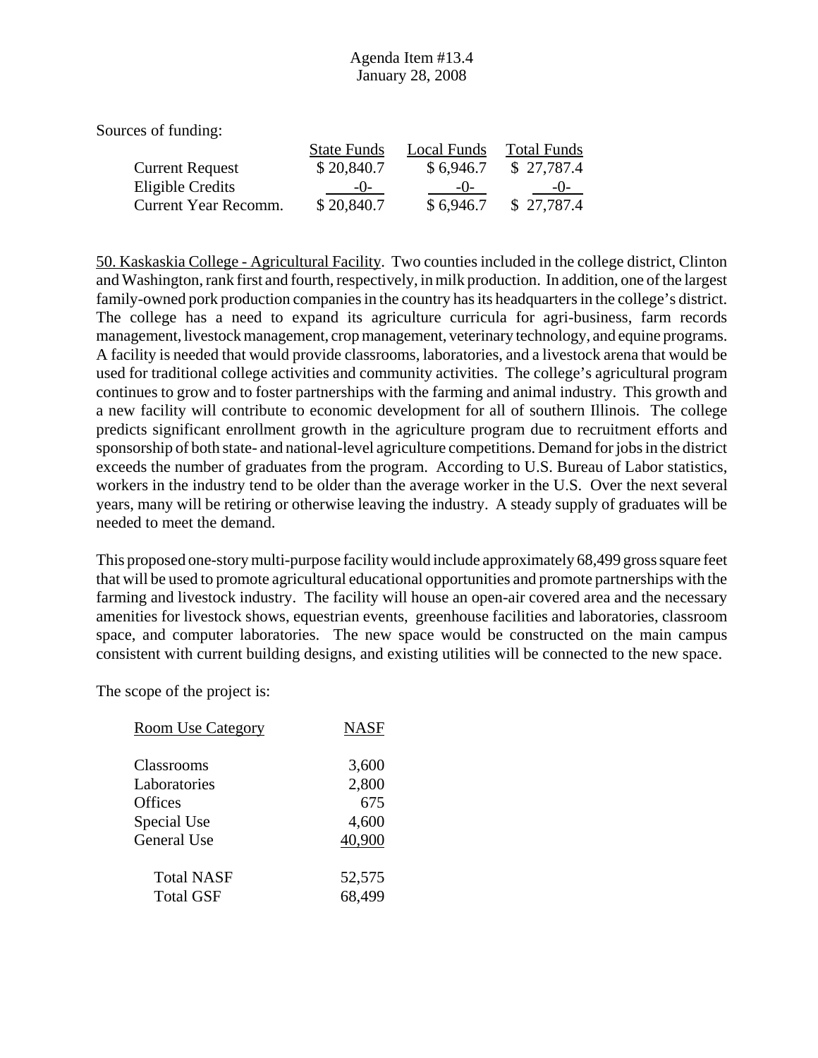Sources of funding:

| | State Funds | Local Funds | Total Funds |
|---|---|---|---|
| Current Request | $ 20,840.7 | $ 6,946.7 | $ 27,787.4 |
| Eligible Credits | -0- | -0- | -0- |
| Current Year Recomm. | $ 20,840.7 | $ 6,946.7 | $ 27,787.4 |

50. Kaskaskia College - Agricultural Facility. Two counties included in the college district, Clinton and Washington, rank first and fourth, respectively, in milk production. In addition, one of the largest family-owned pork production companies in the country has its headquarters in the college's district. The college has a need to expand its agriculture curricula for agri-business, farm records management, livestock management, crop management, veterinary technology, and equine programs. A facility is needed that would provide classrooms, laboratories, and a livestock arena that would be used for traditional college activities and community activities. The college's agricultural program continues to grow and to foster partnerships with the farming and animal industry. This growth and a new facility will contribute to economic development for all of southern Illinois. The college predicts significant enrollment growth in the agriculture program due to recruitment efforts and sponsorship of both state- and national-level agriculture competitions. Demand for jobs in the district exceeds the number of graduates from the program. According to U.S. Bureau of Labor statistics, workers in the industry tend to be older than the average worker in the U.S. Over the next several years, many will be retiring or otherwise leaving the industry. A steady supply of graduates will be needed to meet the demand.

This proposed one-story multi-purpose facility would include approximately 68,499 gross square feet that will be used to promote agricultural educational opportunities and promote partnerships with the farming and livestock industry. The facility will house an open-air covered area and the necessary amenities for livestock shows, equestrian events, greenhouse facilities and laboratories, classroom space, and computer laboratories. The new space would be constructed on the main campus consistent with current building designs, and existing utilities will be connected to the new space.

The scope of the project is:

| Room Use Category | NASF |
|---|---|
| Classrooms | 3,600 |
| Laboratories | 2,800 |
| Offices | 675 |
| Special Use | 4,600 |
| General Use | 40,900 |
| Total NASF | 52,575 |
| Total GSF | 68,499 |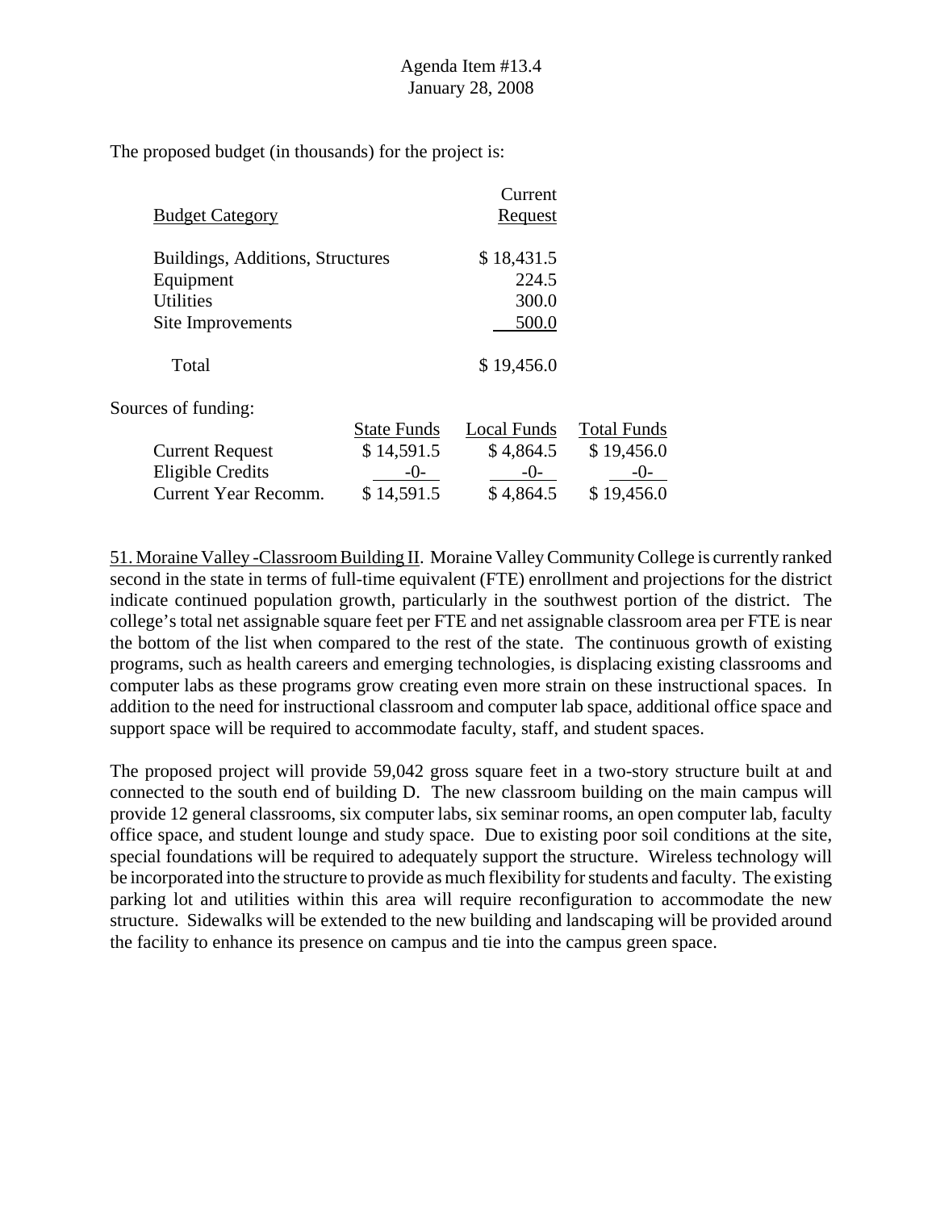The proposed budget (in thousands) for the project is:

| Budget Category | Current Request |
|---|---|
| Buildings, Additions, Structures | $ 18,431.5 |
| Equipment | 224.5 |
| Utilities | 300.0 |
| Site Improvements | 500.0 |
| Total | $ 19,456.0 |

Sources of funding:

| | State Funds | Local Funds | Total Funds |
|---|---|---|---|
| Current Request | $ 14,591.5 | $ 4,864.5 | $ 19,456.0 |
| Eligible Credits | -0- | -0- | -0- |
| Current Year Recomm. | $ 14,591.5 | $ 4,864.5 | $ 19,456.0 |

51. Moraine Valley -Classroom Building II. Moraine Valley Community College is currently ranked second in the state in terms of full-time equivalent (FTE) enrollment and projections for the district indicate continued population growth, particularly in the southwest portion of the district. The college's total net assignable square feet per FTE and net assignable classroom area per FTE is near the bottom of the list when compared to the rest of the state. The continuous growth of existing programs, such as health careers and emerging technologies, is displacing existing classrooms and computer labs as these programs grow creating even more strain on these instructional spaces. In addition to the need for instructional classroom and computer lab space, additional office space and support space will be required to accommodate faculty, staff, and student spaces.

The proposed project will provide 59,042 gross square feet in a two-story structure built at and connected to the south end of building D. The new classroom building on the main campus will provide 12 general classrooms, six computer labs, six seminar rooms, an open computer lab, faculty office space, and student lounge and study space. Due to existing poor soil conditions at the site, special foundations will be required to adequately support the structure. Wireless technology will be incorporated into the structure to provide as much flexibility for students and faculty. The existing parking lot and utilities within this area will require reconfiguration to accommodate the new structure. Sidewalks will be extended to the new building and landscaping will be provided around the facility to enhance its presence on campus and tie into the campus green space.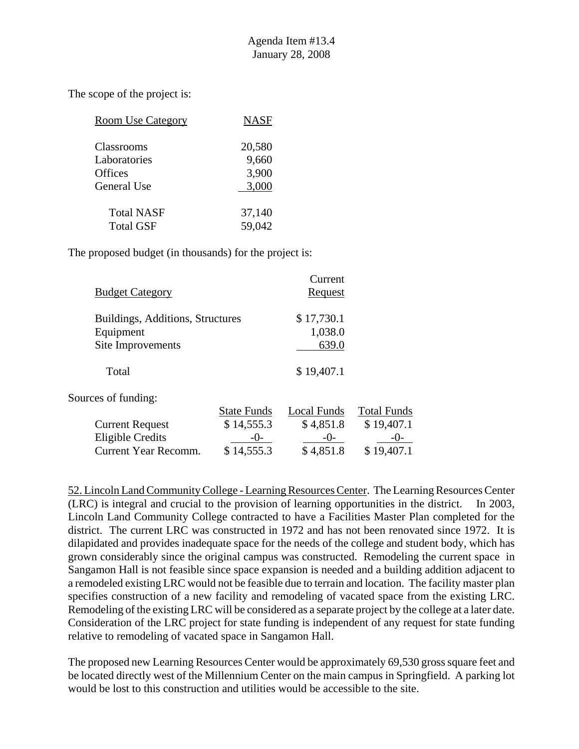Agenda Item #13.4
January 28, 2008

The scope of the project is:

| Room Use Category | NASF |
|---|---|
| Classrooms | 20,580 |
| Laboratories | 9,660 |
| Offices | 3,900 |
| General Use | 3,000 |
| Total NASF | 37,140 |
| Total GSF | 59,042 |

The proposed budget (in thousands) for the project is:

| Budget Category | Current Request |
|---|---|
| Buildings, Additions, Structures | $ 17,730.1 |
| Equipment | 1,038.0 |
| Site Improvements | 639.0 |
| Total | $ 19,407.1 |

Sources of funding:

| | State Funds | Local Funds | Total Funds |
|---|---|---|---|
| Current Request | $ 14,555.3 | $ 4,851.8 | $ 19,407.1 |
| Eligible Credits | -0- | -0- | -0- |
| Current Year Recomm. | $ 14,555.3 | $ 4,851.8 | $ 19,407.1 |

52. Lincoln Land Community College - Learning Resources Center. The Learning Resources Center (LRC) is integral and crucial to the provision of learning opportunities in the district. In 2003, Lincoln Land Community College contracted to have a Facilities Master Plan completed for the district. The current LRC was constructed in 1972 and has not been renovated since 1972. It is dilapidated and provides inadequate space for the needs of the college and student body, which has grown considerably since the original campus was constructed. Remodeling the current space in Sangamon Hall is not feasible since space expansion is needed and a building addition adjacent to a remodeled existing LRC would not be feasible due to terrain and location. The facility master plan specifies construction of a new facility and remodeling of vacated space from the existing LRC. Remodeling of the existing LRC will be considered as a separate project by the college at a later date. Consideration of the LRC project for state funding is independent of any request for state funding relative to remodeling of vacated space in Sangamon Hall.

The proposed new Learning Resources Center would be approximately 69,530 gross square feet and be located directly west of the Millennium Center on the main campus in Springfield. A parking lot would be lost to this construction and utilities would be accessible to the site.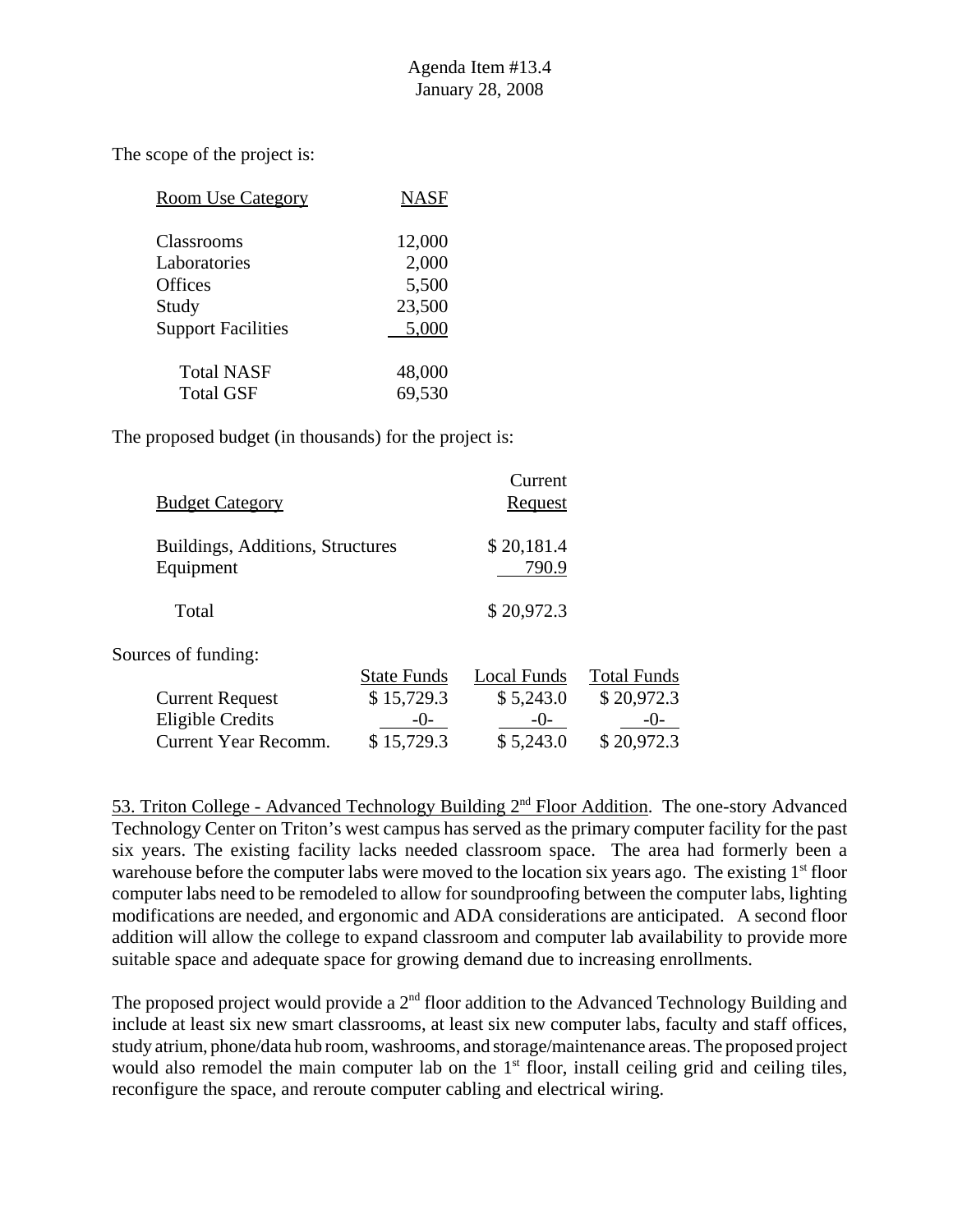Agenda Item #13.4
January 28, 2008

The scope of the project is:

| Room Use Category | NASF |
|---|---|
| Classrooms | 12,000 |
| Laboratories | 2,000 |
| Offices | 5,500 |
| Study | 23,500 |
| Support Facilities | 5,000 |
| Total NASF | 48,000 |
| Total GSF | 69,530 |

The proposed budget (in thousands) for the project is:

| Budget Category | Current Request |
|---|---|
| Buildings, Additions, Structures | $ 20,181.4 |
| Equipment | 790.9 |
| Total | $ 20,972.3 |

Sources of funding:

| | State Funds | Local Funds | Total Funds |
|---|---|---|---|
| Current Request | $ 15,729.3 | $ 5,243.0 | $ 20,972.3 |
| Eligible Credits | -0- | -0- | -0- |
| Current Year Recomm. | $ 15,729.3 | $ 5,243.0 | $ 20,972.3 |

53. Triton College - Advanced Technology Building 2nd Floor Addition. The one-story Advanced Technology Center on Triton's west campus has served as the primary computer facility for the past six years. The existing facility lacks needed classroom space. The area had formerly been a warehouse before the computer labs were moved to the location six years ago. The existing 1st floor computer labs need to be remodeled to allow for soundproofing between the computer labs, lighting modifications are needed, and ergonomic and ADA considerations are anticipated. A second floor addition will allow the college to expand classroom and computer lab availability to provide more suitable space and adequate space for growing demand due to increasing enrollments.

The proposed project would provide a 2nd floor addition to the Advanced Technology Building and include at least six new smart classrooms, at least six new computer labs, faculty and staff offices, study atrium, phone/data hub room, washrooms, and storage/maintenance areas. The proposed project would also remodel the main computer lab on the 1st floor, install ceiling grid and ceiling tiles, reconfigure the space, and reroute computer cabling and electrical wiring.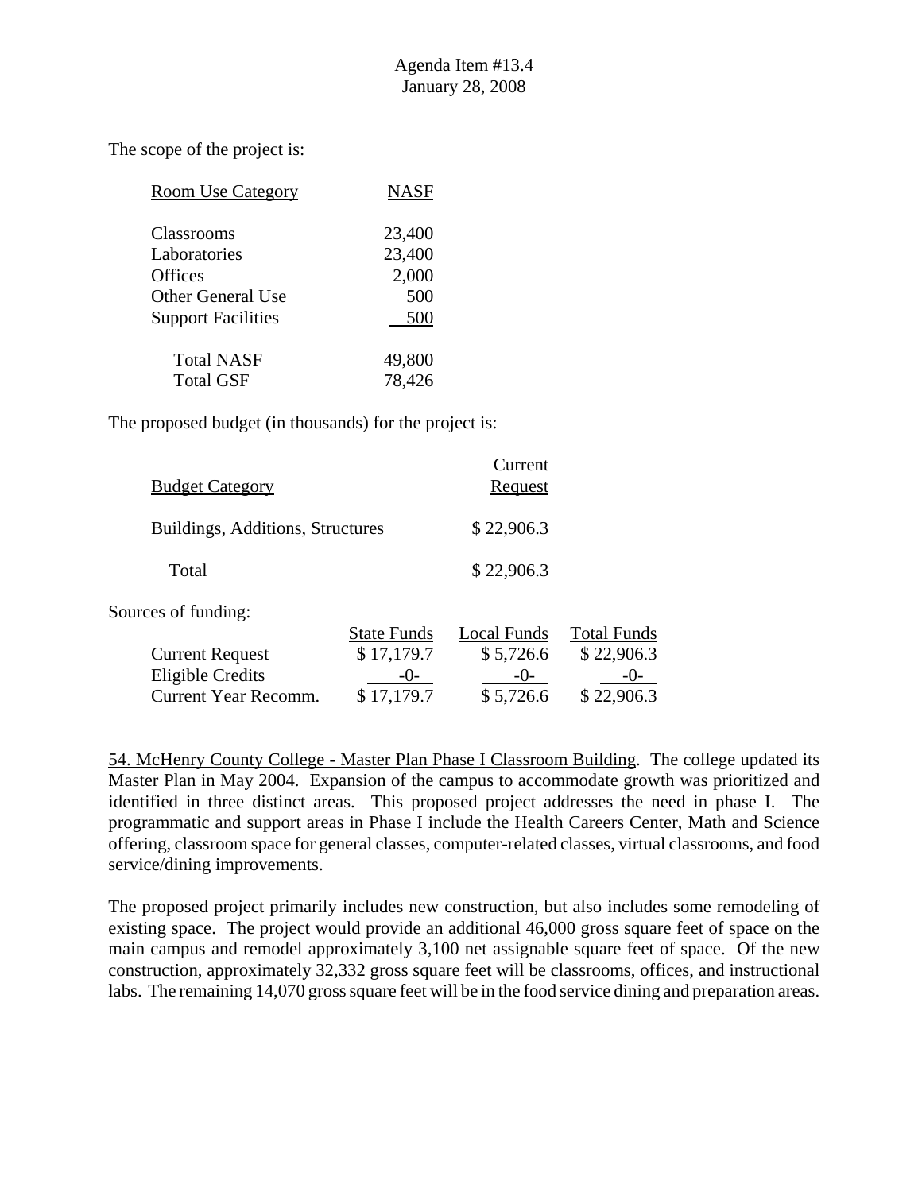The scope of the project is:

| Room Use Category | NASF |
|---|---|
| Classrooms | 23,400 |
| Laboratories | 23,400 |
| Offices | 2,000 |
| Other General Use | 500 |
| Support Facilities | 500 |
| Total NASF | 49,800 |
| Total GSF | 78,426 |

The proposed budget (in thousands) for the project is:

| Budget Category | Current Request |
|---|---|
| Buildings, Additions, Structures | $ 22,906.3 |
| Total | $ 22,906.3 |

Sources of funding:

| | State Funds | Local Funds | Total Funds |
|---|---|---|---|
| Current Request | $ 17,179.7 | $ 5,726.6 | $ 22,906.3 |
| Eligible Credits | -0- | -0- | -0- |
| Current Year Recomm. | $ 17,179.7 | $ 5,726.6 | $ 22,906.3 |

54. McHenry County College - Master Plan Phase I Classroom Building. The college updated its Master Plan in May 2004. Expansion of the campus to accommodate growth was prioritized and identified in three distinct areas. This proposed project addresses the need in phase I. The programmatic and support areas in Phase I include the Health Careers Center, Math and Science offering, classroom space for general classes, computer-related classes, virtual classrooms, and food service/dining improvements.

The proposed project primarily includes new construction, but also includes some remodeling of existing space. The project would provide an additional 46,000 gross square feet of space on the main campus and remodel approximately 3,100 net assignable square feet of space. Of the new construction, approximately 32,332 gross square feet will be classrooms, offices, and instructional labs. The remaining 14,070 gross square feet will be in the food service dining and preparation areas.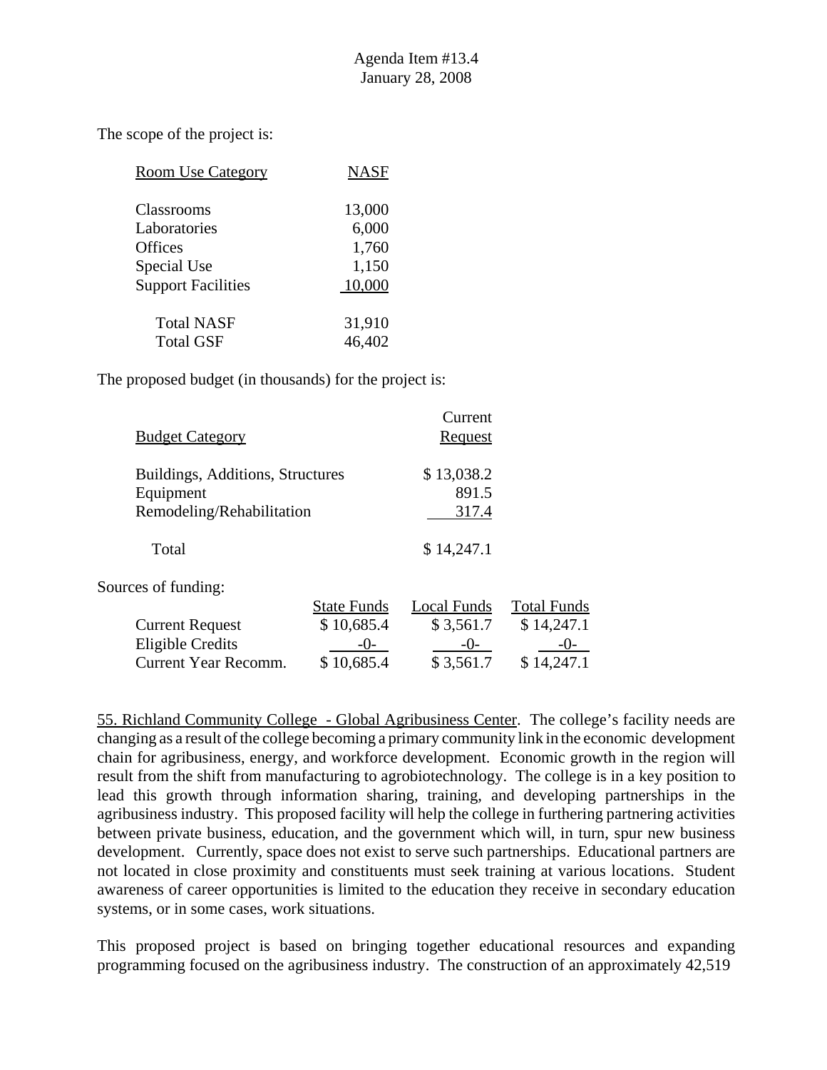Agenda Item #13.4
January 28, 2008

The scope of the project is:

| Room Use Category | NASF |
|---|---|
| Classrooms | 13,000 |
| Laboratories | 6,000 |
| Offices | 1,760 |
| Special Use | 1,150 |
| Support Facilities | 10,000 |
| Total NASF | 31,910 |
| Total GSF | 46,402 |

The proposed budget (in thousands) for the project is:

| Budget Category | Current Request |
|---|---|
| Buildings, Additions, Structures | $ 13,038.2 |
| Equipment | 891.5 |
| Remodeling/Rehabilitation | 317.4 |
| Total | $ 14,247.1 |

Sources of funding:

| | State Funds | Local Funds | Total Funds |
|---|---|---|---|
| Current Request | $ 10,685.4 | $ 3,561.7 | $ 14,247.1 |
| Eligible Credits | -0- | -0- | -0- |
| Current Year Recomm. | $ 10,685.4 | $ 3,561.7 | $ 14,247.1 |

55. Richland Community College - Global Agribusiness Center. The college's facility needs are changing as a result of the college becoming a primary community link in the economic development chain for agribusiness, energy, and workforce development. Economic growth in the region will result from the shift from manufacturing to agrobiotechnology. The college is in a key position to lead this growth through information sharing, training, and developing partnerships in the agribusiness industry. This proposed facility will help the college in furthering partnering activities between private business, education, and the government which will, in turn, spur new business development. Currently, space does not exist to serve such partnerships. Educational partners are not located in close proximity and constituents must seek training at various locations. Student awareness of career opportunities is limited to the education they receive in secondary education systems, or in some cases, work situations.

This proposed project is based on bringing together educational resources and expanding programming focused on the agribusiness industry. The construction of an approximately 42,519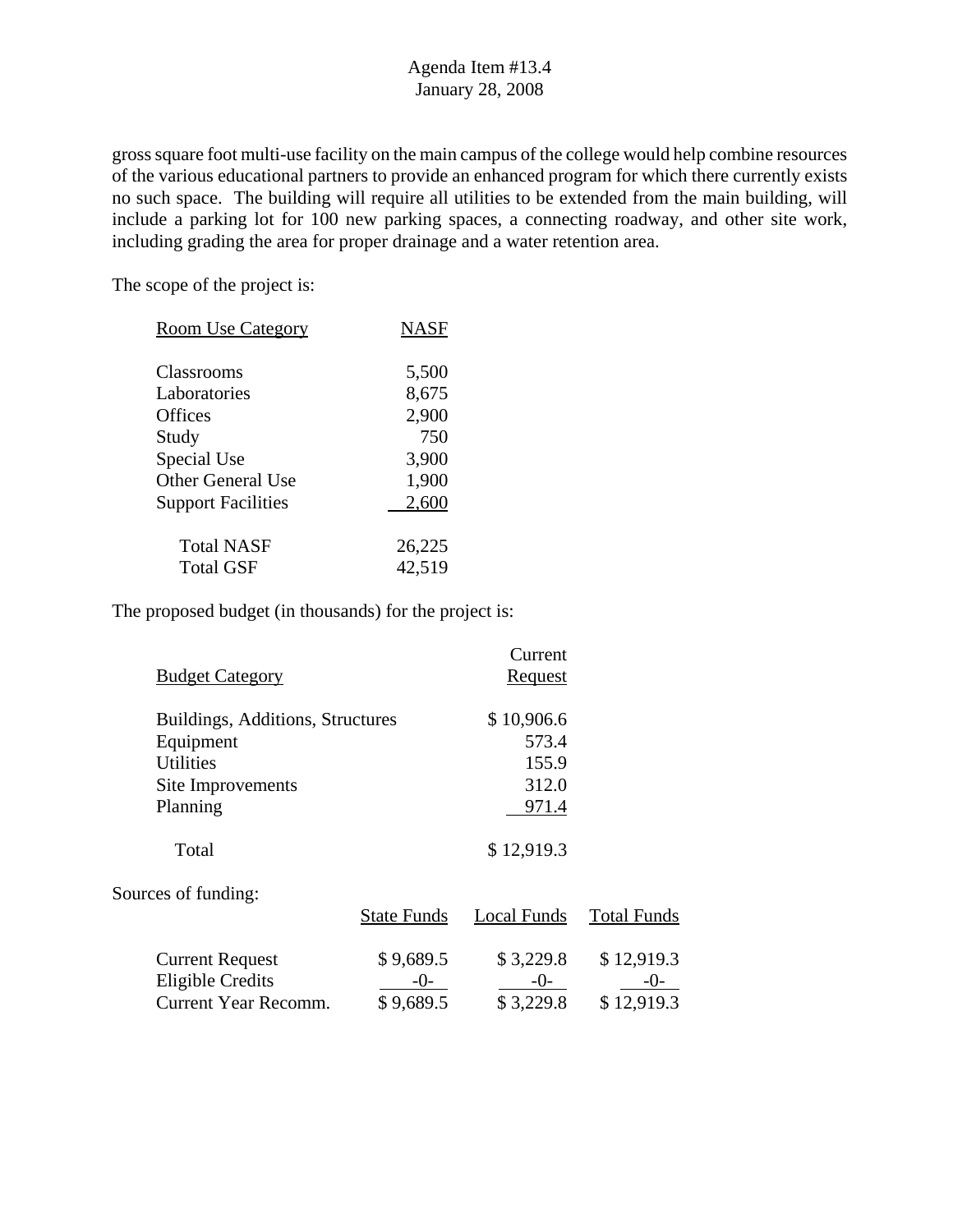gross square foot multi-use facility on the main campus of the college would help combine resources of the various educational partners to provide an enhanced program for which there currently exists no such space. The building will require all utilities to be extended from the main building, will include a parking lot for 100 new parking spaces, a connecting roadway, and other site work, including grading the area for proper drainage and a water retention area.

The scope of the project is:

| Room Use Category | NASF |
|---|---|
| Classrooms | 5,500 |
| Laboratories | 8,675 |
| Offices | 2,900 |
| Study | 750 |
| Special Use | 3,900 |
| Other General Use | 1,900 |
| Support Facilities | 2,600 |
| Total NASF | 26,225 |
| Total GSF | 42,519 |

The proposed budget (in thousands) for the project is:

| Budget Category | Current Request |
|---|---|
| Buildings, Additions, Structures | $ 10,906.6 |
| Equipment | 573.4 |
| Utilities | 155.9 |
| Site Improvements | 312.0 |
| Planning | 971.4 |
| Total | $ 12,919.3 |

Sources of funding:

| | State Funds | Local Funds | Total Funds |
|---|---|---|---|
| Current Request | $ 9,689.5 | $ 3,229.8 | $ 12,919.3 |
| Eligible Credits | -0- | -0- | -0- |
| Current Year Recomm. | $ 9,689.5 | $ 3,229.8 | $ 12,919.3 |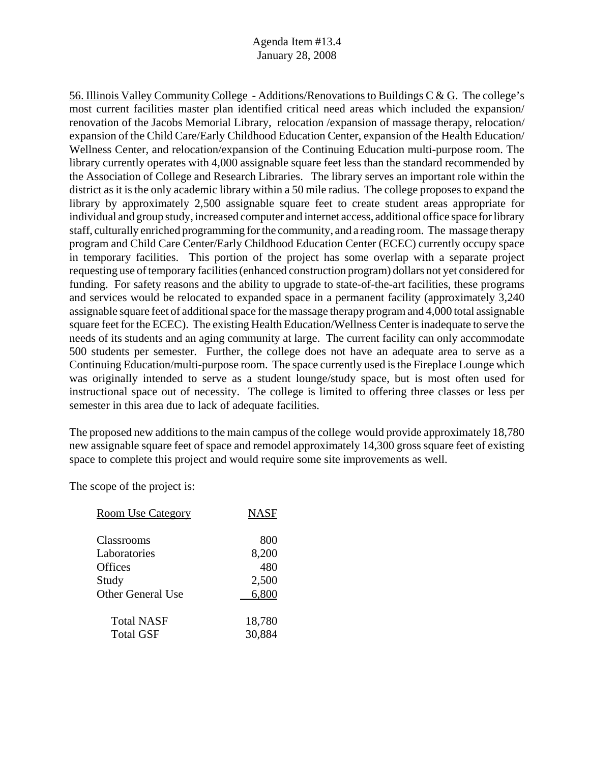56. Illinois Valley Community College - Additions/Renovations to Buildings C & G. The college's most current facilities master plan identified critical need areas which included the expansion/ renovation of the Jacobs Memorial Library, relocation /expansion of massage therapy, relocation/ expansion of the Child Care/Early Childhood Education Center, expansion of the Health Education/ Wellness Center, and relocation/expansion of the Continuing Education multi-purpose room. The library currently operates with 4,000 assignable square feet less than the standard recommended by the Association of College and Research Libraries. The library serves an important role within the district as it is the only academic library within a 50 mile radius. The college proposes to expand the library by approximately 2,500 assignable square feet to create student areas appropriate for individual and group study, increased computer and internet access, additional office space for library staff, culturally enriched programming for the community, and a reading room. The massage therapy program and Child Care Center/Early Childhood Education Center (ECEC) currently occupy space in temporary facilities. This portion of the project has some overlap with a separate project requesting use of temporary facilities (enhanced construction program) dollars not yet considered for funding. For safety reasons and the ability to upgrade to state-of-the-art facilities, these programs and services would be relocated to expanded space in a permanent facility (approximately 3,240 assignable square feet of additional space for the massage therapy program and 4,000 total assignable square feet for the ECEC). The existing Health Education/Wellness Center is inadequate to serve the needs of its students and an aging community at large. The current facility can only accommodate 500 students per semester. Further, the college does not have an adequate area to serve as a Continuing Education/multi-purpose room. The space currently used is the Fireplace Lounge which was originally intended to serve as a student lounge/study space, but is most often used for instructional space out of necessity. The college is limited to offering three classes or less per semester in this area due to lack of adequate facilities.

The proposed new additions to the main campus of the college would provide approximately 18,780 new assignable square feet of space and remodel approximately 14,300 gross square feet of existing space to complete this project and would require some site improvements as well.

The scope of the project is:

| Room Use Category | NASF |
|---|---|
| Classrooms | 800 |
| Laboratories | 8,200 |
| Offices | 480 |
| Study | 2,500 |
| Other General Use | 6,800 |
| Total NASF | 18,780 |
| Total GSF | 30,884 |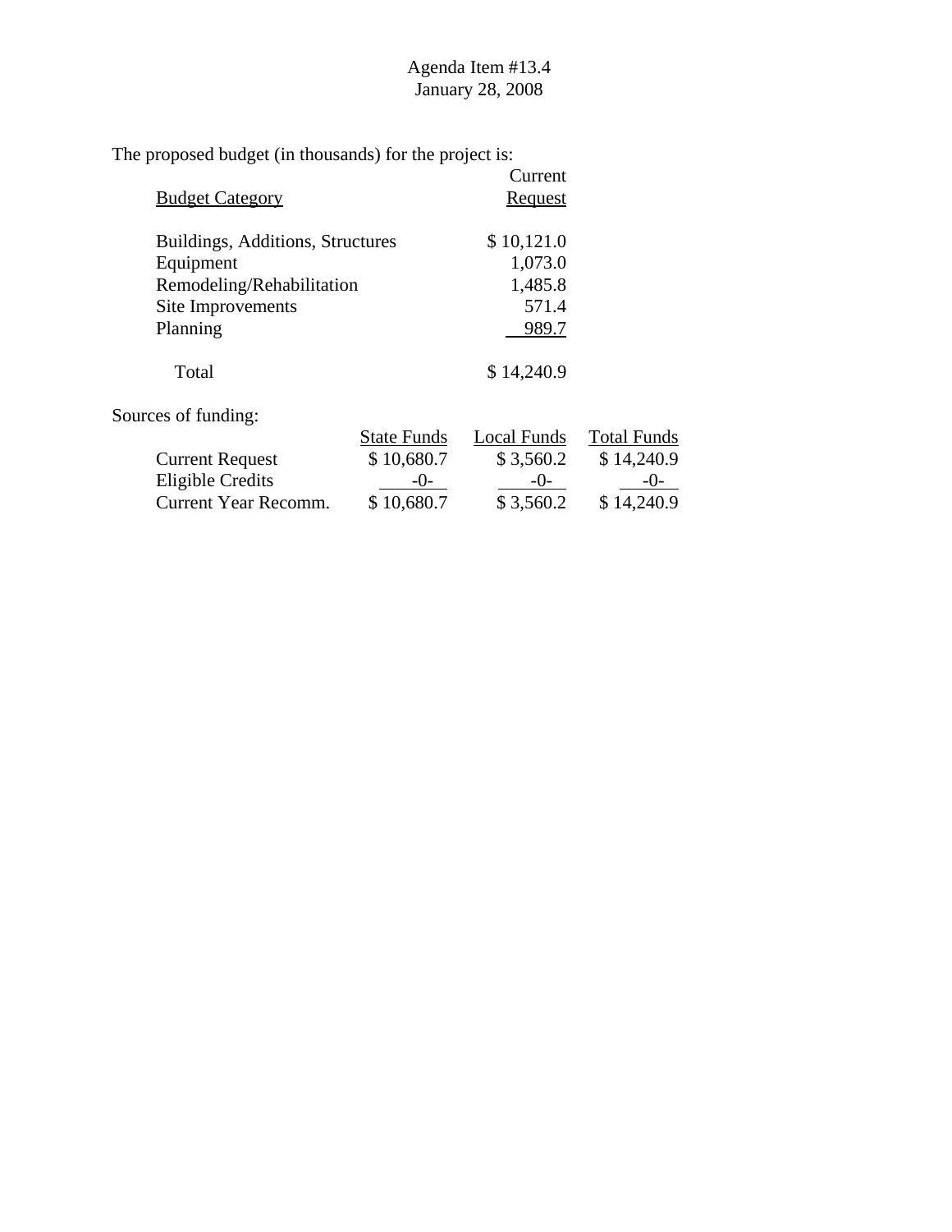Agenda Item #13.4
January 28, 2008

The proposed budget (in thousands) for the project is:

| Budget Category | Current Request |
| --- | --- |
| Buildings, Additions, Structures | $ 10,121.0 |
| Equipment | 1,073.0 |
| Remodeling/Rehabilitation | 1,485.8 |
| Site Improvements | 571.4 |
| Planning | 989.7 |
| Total | $ 14,240.9 |

Sources of funding:

| | State Funds | Local Funds | Total Funds |
| --- | --- | --- | --- |
| Current Request | $ 10,680.7 | $ 3,560.2 | $ 14,240.9 |
| Eligible Credits | -0- | -0- | -0- |
| Current Year Recomm. | $ 10,680.7 | $ 3,560.2 | $ 14,240.9 |